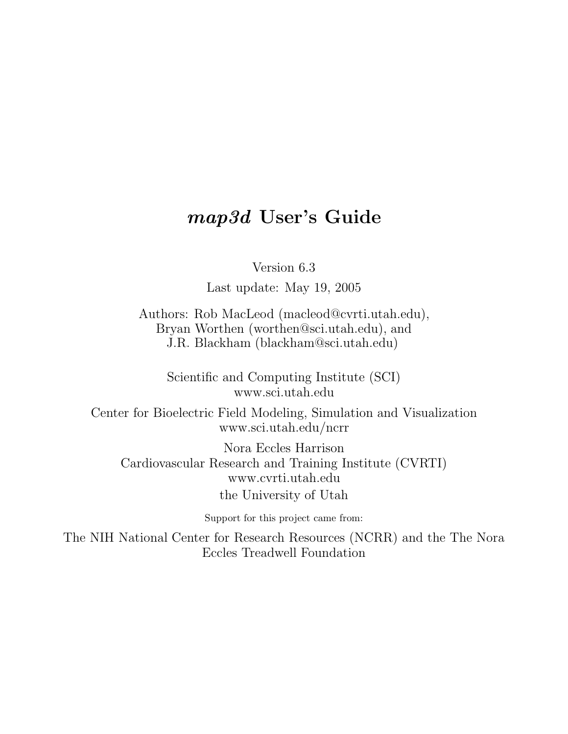# *map3d* User's Guide

Version 6.3

Last update: May 19, 2005

Authors: Rob MacLeod (macleod@cvrti.utah.edu),
Bryan Worthen (worthen@sci.utah.edu), and
J.R. Blackham (blackham@sci.utah.edu)

Scientific and Computing Institute (SCI)
www.sci.utah.edu

Center for Bioelectric Field Modeling, Simulation and Visualization
www.sci.utah.edu/ncrr

Nora Eccles Harrison
Cardiovascular Research and Training Institute (CVRTI)
www.cvrti.utah.edu
the University of Utah

Support for this project came from:

The NIH National Center for Research Resources (NCRR) and the The Nora Eccles Treadwell Foundation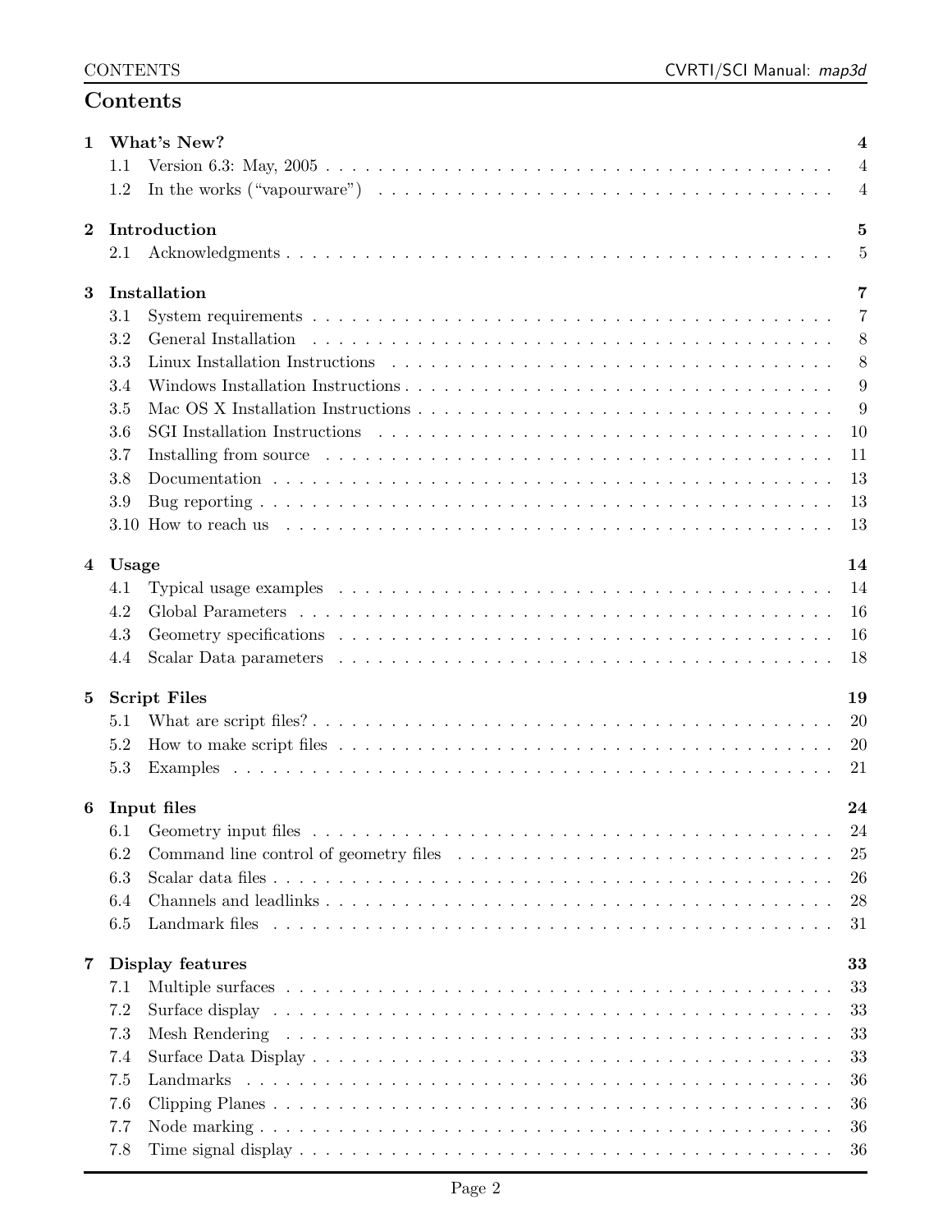# Contents

**1 What's New?** **4**
- 1.1 Version 6.3: May, 2005 . . . 4
- 1.2 In the works ("vapourware") . . . 4

**2 Introduction** **5**
- 2.1 Acknowledgments . . . 5

**3 Installation** **7**
- 3.1 System requirements . . . 7
- 3.2 General Installation . . . 8
- 3.3 Linux Installation Instructions . . . 8
- 3.4 Windows Installation Instructions . . . 9
- 3.5 Mac OS X Installation Instructions . . . 9
- 3.6 SGI Installation Instructions . . . 10
- 3.7 Installing from source . . . 11
- 3.8 Documentation . . . 13
- 3.9 Bug reporting . . . 13
- 3.10 How to reach us . . . 13

**4 Usage** **14**
- 4.1 Typical usage examples . . . 14
- 4.2 Global Parameters . . . 16
- 4.3 Geometry specifications . . . 16
- 4.4 Scalar Data parameters . . . 18

**5 Script Files** **19**
- 5.1 What are script files? . . . 20
- 5.2 How to make script files . . . 20
- 5.3 Examples . . . 21

**6 Input files** **24**
- 6.1 Geometry input files . . . 24
- 6.2 Command line control of geometry files . . . 25
- 6.3 Scalar data files . . . 26
- 6.4 Channels and leadlinks . . . 28
- 6.5 Landmark files . . . 31

**7 Display features** **33**
- 7.1 Multiple surfaces . . . 33
- 7.2 Surface display . . . 33
- 7.3 Mesh Rendering . . . 33
- 7.4 Surface Data Display . . . 33
- 7.5 Landmarks . . . 36
- 7.6 Clipping Planes . . . 36
- 7.7 Node marking . . . 36
- 7.8 Time signal display . . . 36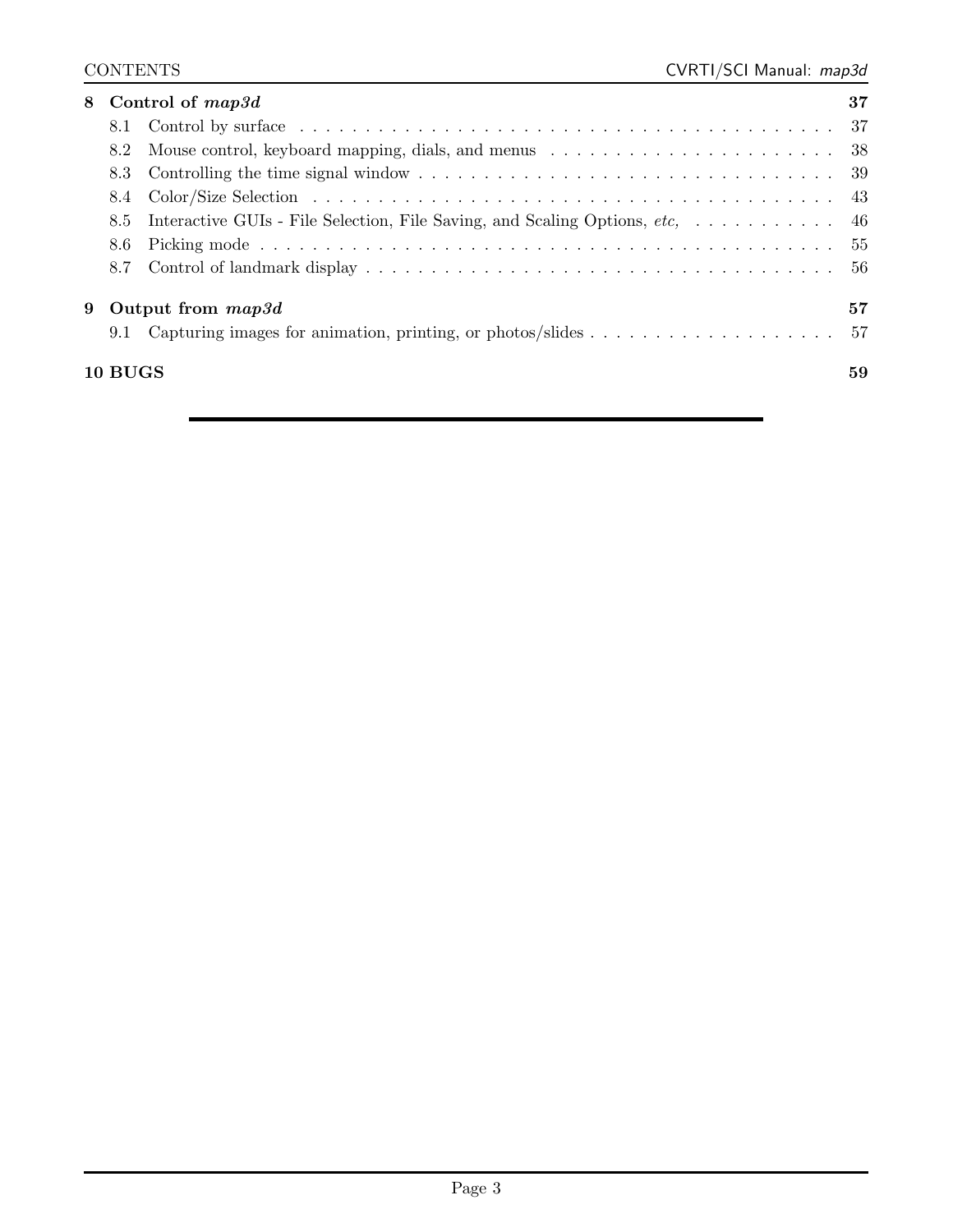**8 Control of *map3d*** **37**

- 8.1 Control by surface . . . . . . . . . . 37
- 8.2 Mouse control, keyboard mapping, dials, and menus . . . . . . . . . . 38
- 8.3 Controlling the time signal window . . . . . . . . . . 39
- 8.4 Color/Size Selection . . . . . . . . . . 43
- 8.5 Interactive GUIs - File Selection, File Saving, and Scaling Options, *etc,* . . . . . . . . . . 46
- 8.6 Picking mode . . . . . . . . . . 55
- 8.7 Control of landmark display . . . . . . . . . . 56

**9 Output from *map3d*** **57**

- 9.1 Capturing images for animation, printing, or photos/slides . . . . . . . . . . 57

**10 BUGS** **59**

---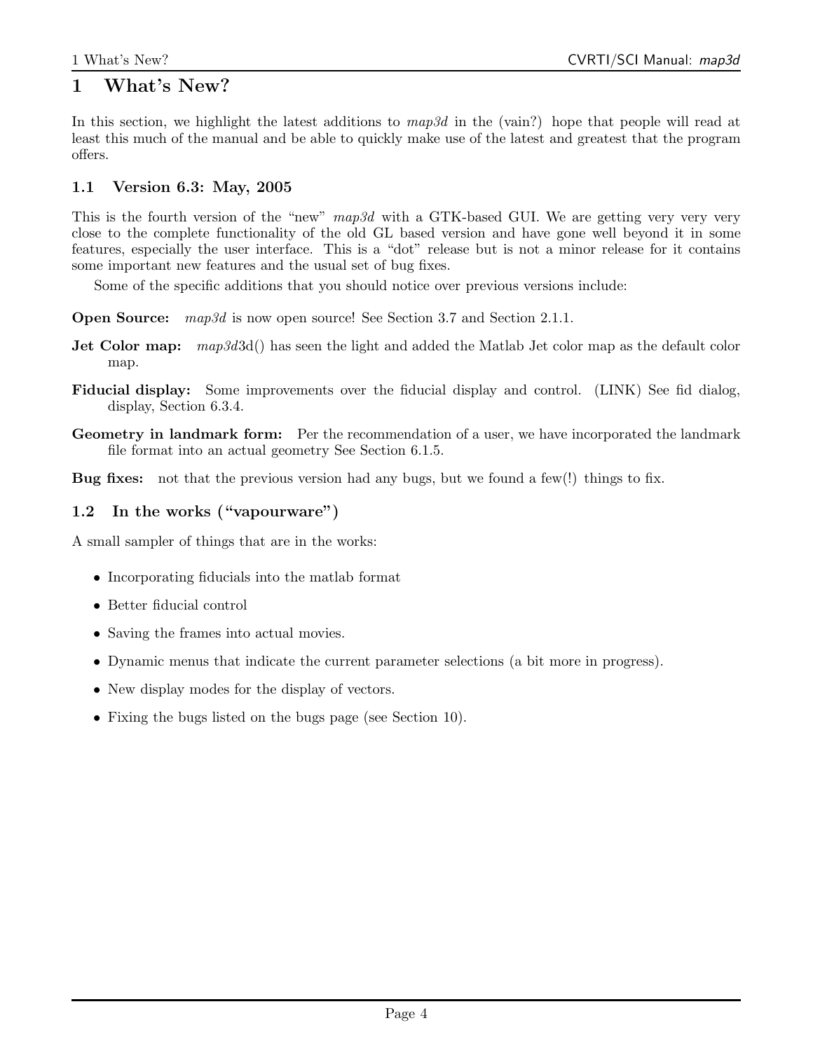# 1 What's New?

In this section, we highlight the latest additions to *map3d* in the (vain?) hope that people will read at least this much of the manual and be able to quickly make use of the latest and greatest that the program offers.

## 1.1 Version 6.3: May, 2005

This is the fourth version of the "new" *map3d* with a GTK-based GUI. We are getting very very very close to the complete functionality of the old GL based version and have gone well beyond it in some features, especially the user interface. This is a "dot" release but is not a minor release for it contains some important new features and the usual set of bug fixes.

Some of the specific additions that you should notice over previous versions include:

**Open Source:** *map3d* is now open source! See Section 3.7 and Section 2.1.1.

**Jet Color map:** *map3d*3d() has seen the light and added the Matlab Jet color map as the default color map.

**Fiducial display:** Some improvements over the fiducial display and control. (LINK) See fid dialog, display, Section 6.3.4.

**Geometry in landmark form:** Per the recommendation of a user, we have incorporated the landmark file format into an actual geometry See Section 6.1.5.

**Bug fixes:** not that the previous version had any bugs, but we found a few(!) things to fix.

## 1.2 In the works ("vapourware")

A small sampler of things that are in the works:

- Incorporating fiducials into the matlab format
- Better fiducial control
- Saving the frames into actual movies.
- Dynamic menus that indicate the current parameter selections (a bit more in progress).
- New display modes for the display of vectors.
- Fixing the bugs listed on the bugs page (see Section 10).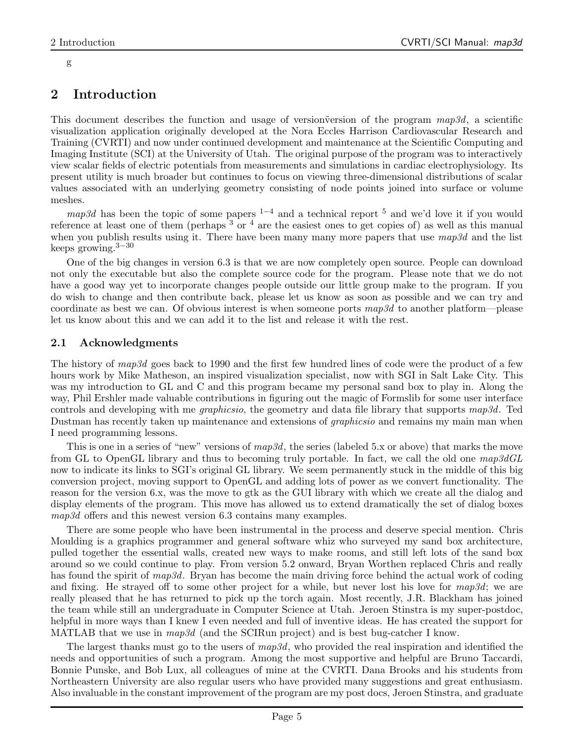g

## 2 Introduction

This document describes the function and usage of versioñversion of the program *map3d*, a scientific visualization application originally developed at the Nora Eccles Harrison Cardiovascular Research and Training (CVRTI) and now under continued development and maintenance at the Scientific Computing and Imaging Institute (SCI) at the University of Utah. The original purpose of the program was to interactively view scalar fields of electric potentials from measurements and simulations in cardiac electrophysiology. Its present utility is much broader but continues to focus on viewing three-dimensional distributions of scalar values associated with an underlying geometry consisting of node points joined into surface or volume meshes.

*map3d* has been the topic of some papers [1–4] and a technical report [5] and we'd love it if you would reference at least one of them (perhaps [3] or [4] are the easiest ones to get copies of) as well as this manual when you publish results using it. There have been many many more papers that use *map3d* and the list keeps growing.[3–30]

One of the big changes in version 6.3 is that we are now completely open source. People can download not only the executable but also the complete source code for the program. Please note that we do not have a good way yet to incorporate changes people outside our little group make to the program. If you do wish to change and then contribute back, please let us know as soon as possible and we can try and coordinate as best we can. Of obvious interest is when someone ports *map3d* to another platform—please let us know about this and we can add it to the list and release it with the rest.

### 2.1 Acknowledgments

The history of *map3d* goes back to 1990 and the first few hundred lines of code were the product of a few hours work by Mike Matheson, an inspired visualization specialist, now with SGI in Salt Lake City. This was my introduction to GL and C and this program became my personal sand box to play in. Along the way, Phil Ershler made valuable contributions in figuring out the magic of Formslib for some user interface controls and developing with me *graphicsio*, the geometry and data file library that supports *map3d*. Ted Dustman has recently taken up maintenance and extensions of *graphicsio* and remains my main man when I need programming lessons.

This is one in a series of "new" versions of *map3d*, the series (labeled 5.x or above) that marks the move from GL to OpenGL library and thus to becoming truly portable. In fact, we call the old one *map3dGL* now to indicate its links to SGI's original GL library. We seem permanently stuck in the middle of this big conversion project, moving support to OpenGL and adding lots of power as we convert functionality. The reason for the version 6.x, was the move to gtk as the GUI library with which we create all the dialog and display elements of the program. This move has allowed us to extend dramatically the set of dialog boxes *map3d* offers and this newest version 6.3 contains many examples.

There are some people who have been instrumental in the process and deserve special mention. Chris Moulding is a graphics programmer and general software whiz who surveyed my sand box architecture, pulled together the essential walls, created new ways to make rooms, and still left lots of the sand box around so we could continue to play. From version 5.2 onward, Bryan Worthen replaced Chris and really has found the spirit of *map3d*. Bryan has become the main driving force behind the actual work of coding and fixing. He strayed off to some other project for a while, but never lost his love for *map3d*; we are really pleased that he has returned to pick up the torch again. Most recently, J.R. Blackham has joined the team while still an undergraduate in Computer Science at Utah. Jeroen Stinstra is my super-postdoc, helpful in more ways than I knew I even needed and full of inventive ideas. He has created the support for MATLAB that we use in *map3d* (and the SCIRun project) and is best bug-catcher I know.

The largest thanks must go to the users of *map3d*, who provided the real inspiration and identified the needs and opportunities of such a program. Among the most supportive and helpful are Bruno Taccardi, Bonnie Punske, and Bob Lux, all colleagues of mine at the CVRTI. Dana Brooks and his students from Northeastern University are also regular users who have provided many suggestions and great enthusiasm. Also invaluable in the constant improvement of the program are my post docs, Jeroen Stinstra, and graduate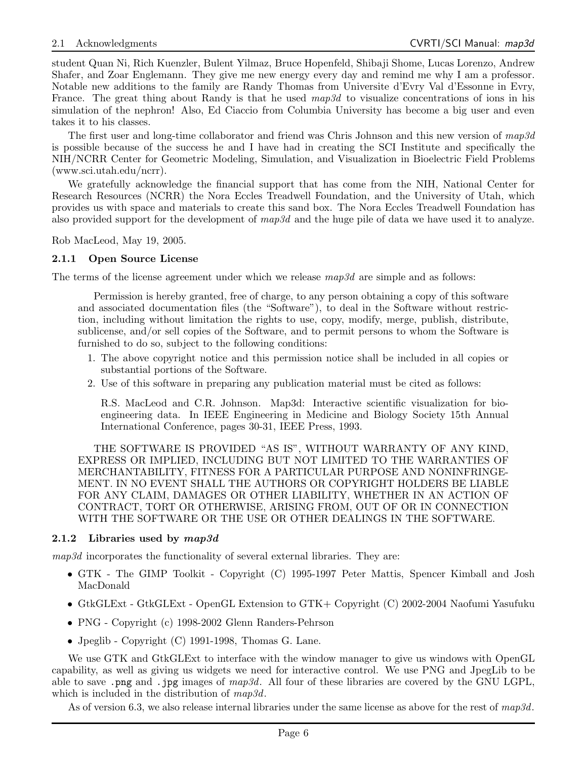student Quan Ni, Rich Kuenzler, Bulent Yilmaz, Bruce Hopenfeld, Shibaji Shome, Lucas Lorenzo, Andrew Shafer, and Zoar Englemann. They give me new energy every day and remind me why I am a professor. Notable new additions to the family are Randy Thomas from Universite d'Evry Val d'Essonne in Evry, France. The great thing about Randy is that he used *map3d* to visualize concentrations of ions in his simulation of the nephron! Also, Ed Ciaccio from Columbia University has become a big user and even takes it to his classes.

The first user and long-time collaborator and friend was Chris Johnson and this new version of *map3d* is possible because of the success he and I have had in creating the SCI Institute and specifically the NIH/NCRR Center for Geometric Modeling, Simulation, and Visualization in Bioelectric Field Problems (www.sci.utah.edu/ncrr).

We gratefully acknowledge the financial support that has come from the NIH, National Center for Research Resources (NCRR) the Nora Eccles Treadwell Foundation, and the University of Utah, which provides us with space and materials to create this sand box. The Nora Eccles Treadwell Foundation has also provided support for the development of *map3d* and the huge pile of data we have used it to analyze.

Rob MacLeod, May 19, 2005.

### 2.1.1 Open Source License

The terms of the license agreement under which we release *map3d* are simple and as follows:

> Permission is hereby granted, free of charge, to any person obtaining a copy of this software and associated documentation files (the "Software"), to deal in the Software without restriction, including without limitation the rights to use, copy, modify, merge, publish, distribute, sublicense, and/or sell copies of the Software, and to permit persons to whom the Software is furnished to do so, subject to the following conditions:
>
> 1. The above copyright notice and this permission notice shall be included in all copies or substantial portions of the Software.
> 2. Use of this software in preparing any publication material must be cited as follows:
>
>    R.S. MacLeod and C.R. Johnson. Map3d: Interactive scientific visualization for bioengineering data. In IEEE Engineering in Medicine and Biology Society 15th Annual International Conference, pages 30-31, IEEE Press, 1993.
>
> THE SOFTWARE IS PROVIDED "AS IS", WITHOUT WARRANTY OF ANY KIND, EXPRESS OR IMPLIED, INCLUDING BUT NOT LIMITED TO THE WARRANTIES OF MERCHANTABILITY, FITNESS FOR A PARTICULAR PURPOSE AND NONINFRINGEMENT. IN NO EVENT SHALL THE AUTHORS OR COPYRIGHT HOLDERS BE LIABLE FOR ANY CLAIM, DAMAGES OR OTHER LIABILITY, WHETHER IN AN ACTION OF CONTRACT, TORT OR OTHERWISE, ARISING FROM, OUT OF OR IN CONNECTION WITH THE SOFTWARE OR THE USE OR OTHER DEALINGS IN THE SOFTWARE.

### 2.1.2 Libraries used by *map3d*

*map3d* incorporates the functionality of several external libraries. They are:

- GTK - The GIMP Toolkit - Copyright (C) 1995-1997 Peter Mattis, Spencer Kimball and Josh MacDonald
- GtkGLExt - GtkGLExt - OpenGL Extension to GTK+ Copyright (C) 2002-2004 Naofumi Yasufuku
- PNG - Copyright (c) 1998-2002 Glenn Randers-Pehrson
- Jpeglib - Copyright (C) 1991-1998, Thomas G. Lane.

We use GTK and GtkGLExt to interface with the window manager to give us windows with OpenGL capability, as well as giving us widgets we need for interactive control. We use PNG and JpegLib to be able to save `.png` and `.jpg` images of *map3d*. All four of these libraries are covered by the GNU LGPL, which is included in the distribution of *map3d*.

As of version 6.3, we also release internal libraries under the same license as above for the rest of *map3d*.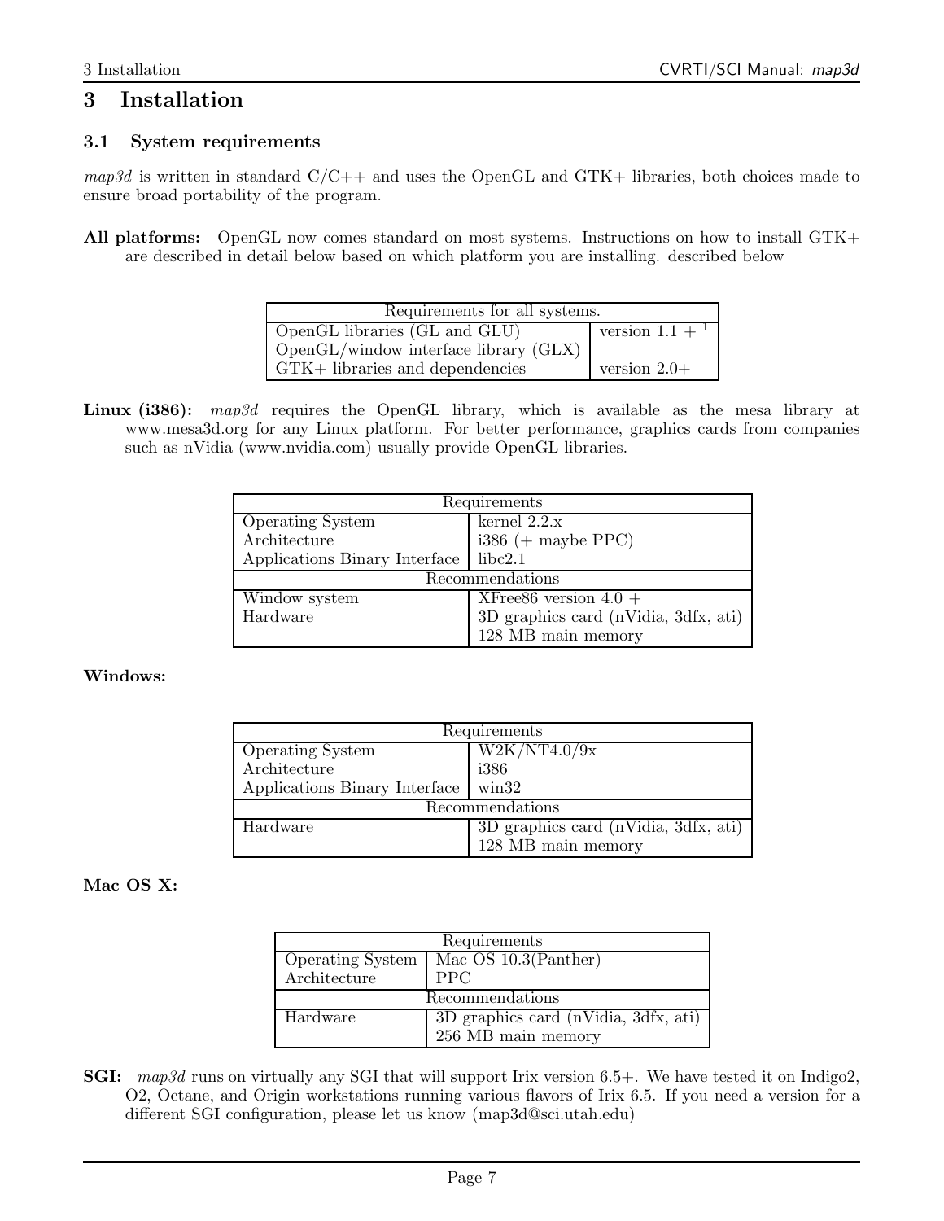# 3 Installation

## 3.1 System requirements

*map3d* is written in standard C/C++ and uses the OpenGL and GTK+ libraries, both choices made to ensure broad portability of the program.

**All platforms:** OpenGL now comes standard on most systems. Instructions on how to install GTK+ are described in detail below based on which platform you are installing. described below

| Requirements for all systems. | |
|---|---|
| OpenGL libraries (GL and GLU) | version 1.1 + [1] |
| OpenGL/window interface library (GLX) | |
| GTK+ libraries and dependencies | version 2.0+ |

**Linux (i386):** *map3d* requires the OpenGL library, which is available as the mesa library at www.mesa3d.org for any Linux platform. For better performance, graphics cards from companies such as nVidia (www.nvidia.com) usually provide OpenGL libraries.

| Requirements | |
|---|---|
| Operating System | kernel 2.2.x |
| Architecture | i386 (+ maybe PPC) |
| Applications Binary Interface | libc2.1 |
| **Recommendations** | |
| Window system | XFree86 version 4.0 + |
| Hardware | 3D graphics card (nVidia, 3dfx, ati) |
| | 128 MB main memory |

**Windows:**

| Requirements | |
|---|---|
| Operating System | W2K/NT4.0/9x |
| Architecture | i386 |
| Applications Binary Interface | win32 |
| **Recommendations** | |
| Hardware | 3D graphics card (nVidia, 3dfx, ati) |
| | 128 MB main memory |

**Mac OS X:**

| Requirements | |
|---|---|
| Operating System | Mac OS 10.3(Panther) |
| Architecture | PPC |
| **Recommendations** | |
| Hardware | 3D graphics card (nVidia, 3dfx, ati) |
| | 256 MB main memory |

**SGI:** *map3d* runs on virtually any SGI that will support Irix version 6.5+. We have tested it on Indigo2, O2, Octane, and Origin workstations running various flavors of Irix 6.5. If you need a version for a different SGI configuration, please let us know (map3d@sci.utah.edu)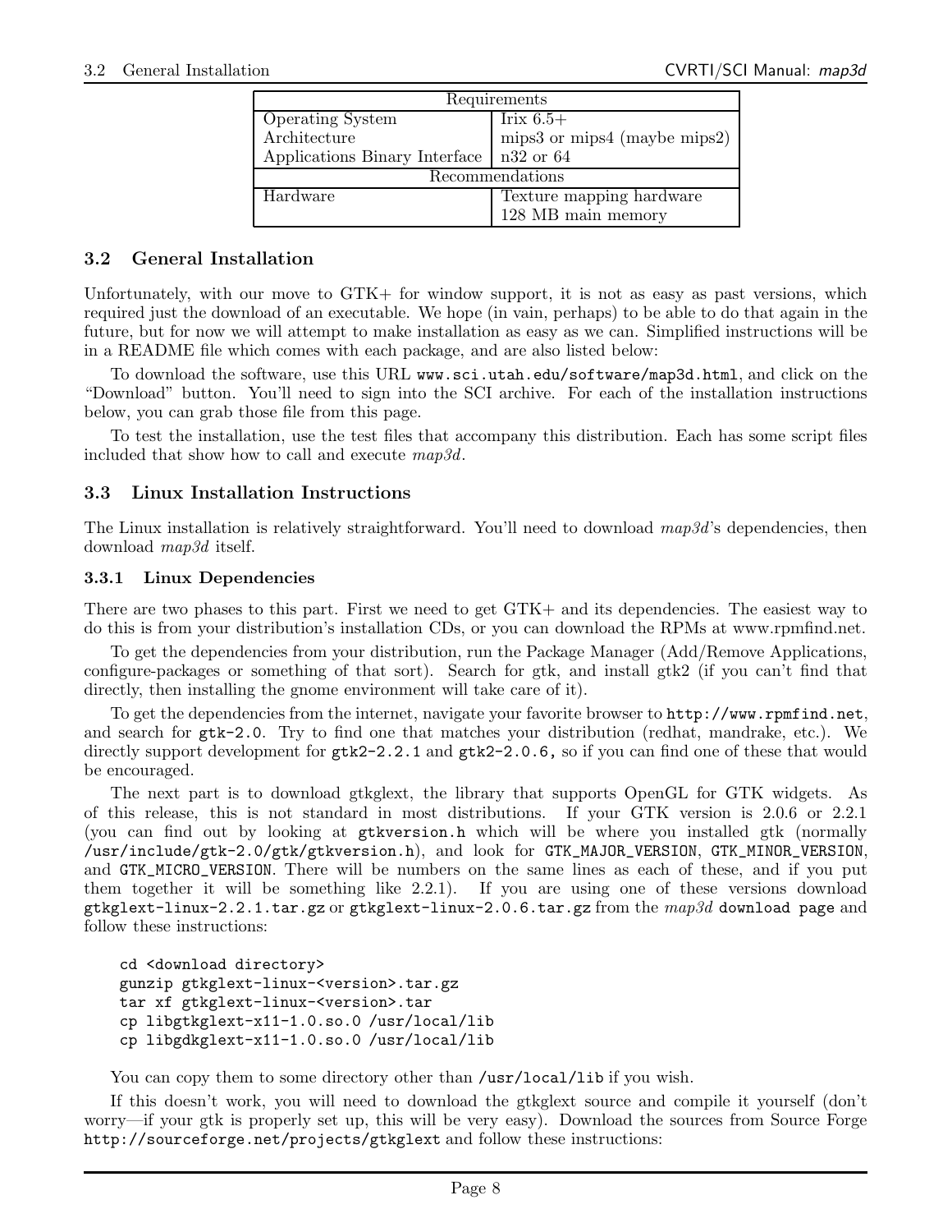| Requirements | |
|---|---|
| Operating System | Irix 6.5+ |
| Architecture | mips3 or mips4 (maybe mips2) |
| Applications Binary Interface | n32 or 64 |
| Recommendations | |
| Hardware | Texture mapping hardware<br>128 MB main memory |

### 3.2 General Installation

Unfortunately, with our move to GTK+ for window support, it is not as easy as past versions, which required just the download of an executable. We hope (in vain, perhaps) to be able to do that again in the future, but for now we will attempt to make installation as easy as we can. Simplified instructions will be in a README file which comes with each package, and are also listed below:

To download the software, use this URL `www.sci.utah.edu/software/map3d.html`, and click on the "Download" button. You'll need to sign into the SCI archive. For each of the installation instructions below, you can grab those file from this page.

To test the installation, use the test files that accompany this distribution. Each has some script files included that show how to call and execute *map3d*.

### 3.3 Linux Installation Instructions

The Linux installation is relatively straightforward. You'll need to download *map3d*'s dependencies, then download *map3d* itself.

#### 3.3.1 Linux Dependencies

There are two phases to this part. First we need to get GTK+ and its dependencies. The easiest way to do this is from your distribution's installation CDs, or you can download the RPMs at www.rpmfind.net.

To get the dependencies from your distribution, run the Package Manager (Add/Remove Applications, configure-packages or something of that sort). Search for gtk, and install gtk2 (if you can't find that directly, then installing the gnome environment will take care of it).

To get the dependencies from the internet, navigate your favorite browser to `http://www.rpmfind.net`, and search for `gtk-2.0`. Try to find one that matches your distribution (redhat, mandrake, etc.). We directly support development for `gtk2-2.2.1` and `gtk2-2.0.6`, so if you can find one of these that would be encouraged.

The next part is to download gtkglext, the library that supports OpenGL for GTK widgets. As of this release, this is not standard in most distributions. If your GTK version is 2.0.6 or 2.2.1 (you can find out by looking at `gtkversion.h` which will be where you installed gtk (normally `/usr/include/gtk-2.0/gtk/gtkversion.h`), and look for `GTK_MAJOR_VERSION`, `GTK_MINOR_VERSION`, and `GTK_MICRO_VERSION`. There will be numbers on the same lines as each of these, and if you put them together it will be something like 2.2.1). If you are using one of these versions download `gtkglext-linux-2.2.1.tar.gz` or `gtkglext-linux-2.0.6.tar.gz` from the *map3d* `download page` and follow these instructions:

```
cd <download directory>
gunzip gtkglext-linux-<version>.tar.gz
tar xf gtkglext-linux-<version>.tar
cp libgtkglext-x11-1.0.so.0 /usr/local/lib
cp libgdkglext-x11-1.0.so.0 /usr/local/lib
```

You can copy them to some directory other than `/usr/local/lib` if you wish.

If this doesn't work, you will need to download the gtkglext source and compile it yourself (don't worry—if your gtk is properly set up, this will be very easy). Download the sources from Source Forge `http://sourceforge.net/projects/gtkglext` and follow these instructions: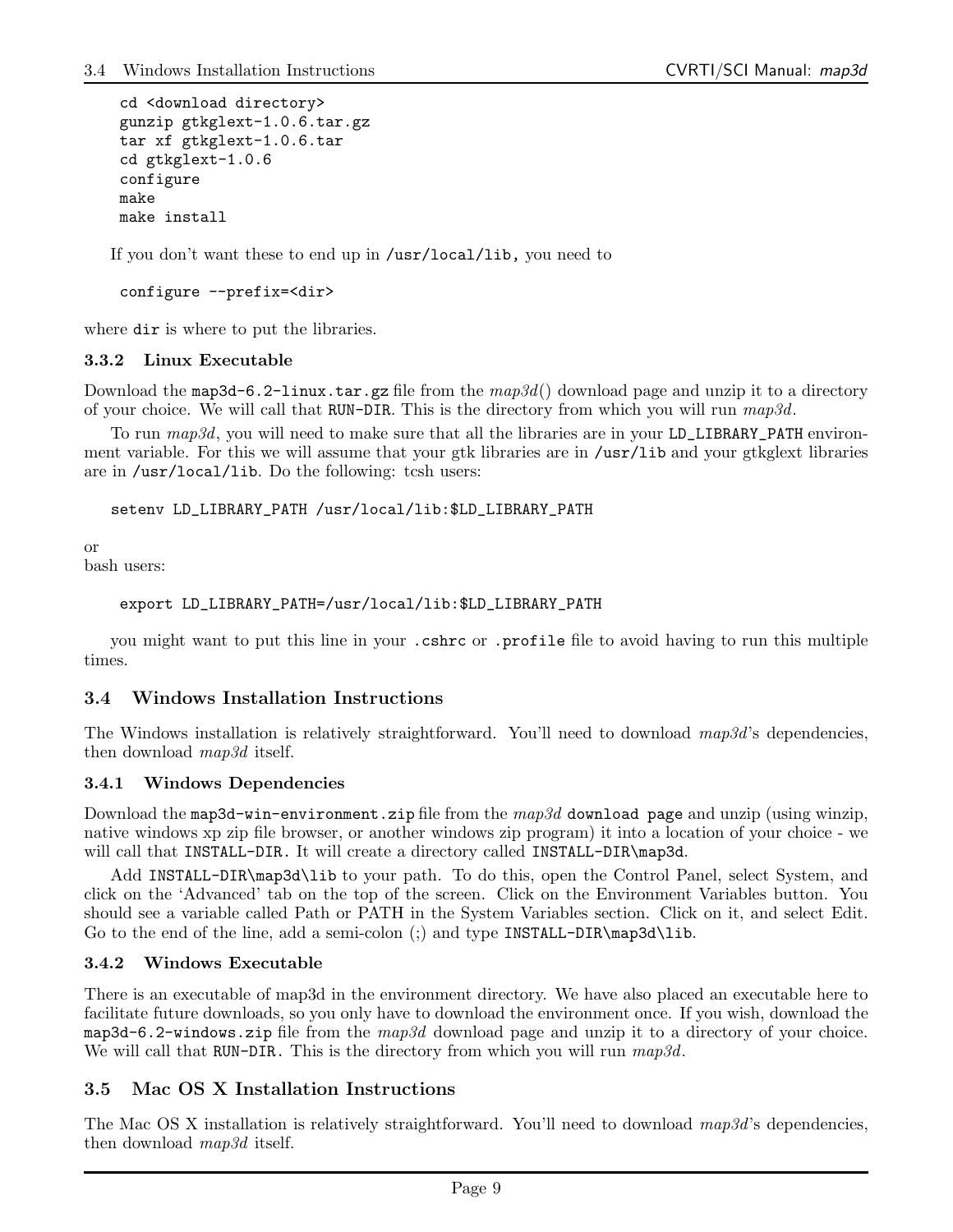```
cd <download directory>
gunzip gtkglext-1.0.6.tar.gz
tar xf gtkglext-1.0.6.tar
cd gtkglext-1.0.6
configure
make
make install
```

If you don't want these to end up in `/usr/local/lib,` you need to

```
configure --prefix=<dir>
```

where `dir` is where to put the libraries.

### 3.3.2 Linux Executable

Download the `map3d-6.2-linux.tar.gz` file from the *map3d*() download page and unzip it to a directory of your choice. We will call that `RUN-DIR`. This is the directory from which you will run *map3d*.

To run *map3d*, you will need to make sure that all the libraries are in your `LD_LIBRARY_PATH` environment variable. For this we will assume that your gtk libraries are in `/usr/lib` and your gtkglext libraries are in `/usr/local/lib`. Do the following: tcsh users:

```
setenv LD_LIBRARY_PATH /usr/local/lib:$LD_LIBRARY_PATH
```

or
bash users:

```
export LD_LIBRARY_PATH=/usr/local/lib:$LD_LIBRARY_PATH
```

you might want to put this line in your `.cshrc` or `.profile` file to avoid having to run this multiple times.

## 3.4 Windows Installation Instructions

The Windows installation is relatively straightforward. You'll need to download *map3d*'s dependencies, then download *map3d* itself.

### 3.4.1 Windows Dependencies

Download the `map3d-win-environment.zip` file from the *map3d* `download page` and unzip (using winzip, native windows xp zip file browser, or another windows zip program) it into a location of your choice - we will call that `INSTALL-DIR.` It will create a directory called `INSTALL-DIR\map3d`.

Add `INSTALL-DIR\map3d\lib` to your path. To do this, open the Control Panel, select System, and click on the 'Advanced' tab on the top of the screen. Click on the Environment Variables button. You should see a variable called Path or PATH in the System Variables section. Click on it, and select Edit. Go to the end of the line, add a semi-colon (;) and type `INSTALL-DIR\map3d\lib`.

### 3.4.2 Windows Executable

There is an executable of map3d in the environment directory. We have also placed an executable here to facilitate future downloads, so you only have to download the environment once. If you wish, download the `map3d-6.2-windows.zip` file from the *map3d* download page and unzip it to a directory of your choice. We will call that `RUN-DIR.` This is the directory from which you will run *map3d*.

## 3.5 Mac OS X Installation Instructions

The Mac OS X installation is relatively straightforward. You'll need to download *map3d*'s dependencies, then download *map3d* itself.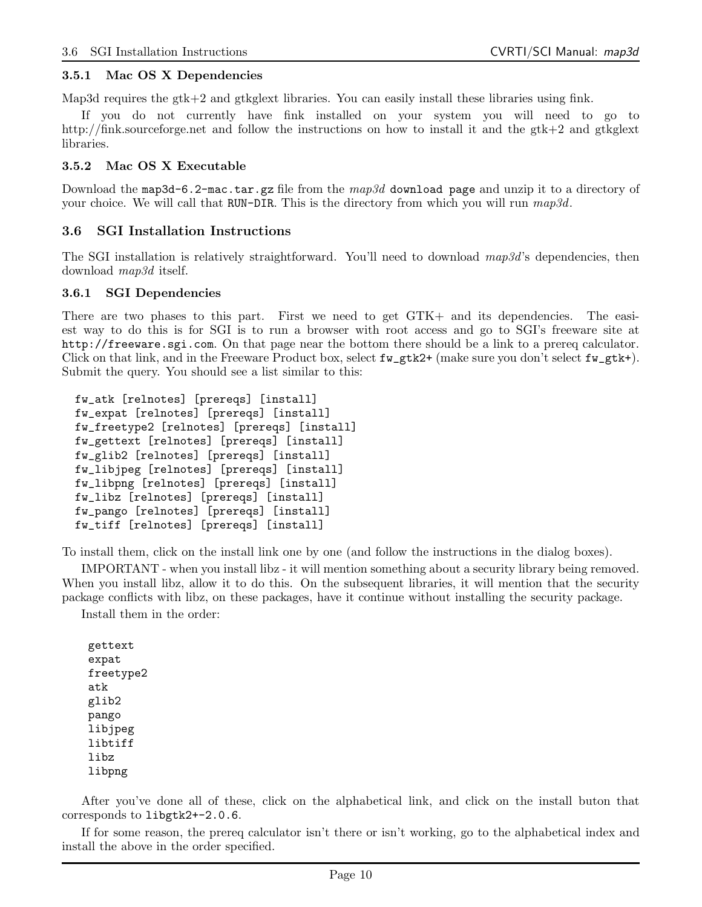### 3.5.1 Mac OS X Dependencies

Map3d requires the gtk+2 and gtkglext libraries. You can easily install these libraries using fink.

If you do not currently have fink installed on your system you will need to go to http://fink.sourceforge.net and follow the instructions on how to install it and the gtk+2 and gtkglext libraries.

### 3.5.2 Mac OS X Executable

Download the `map3d-6.2-mac.tar.gz` file from the *map3d* `download page` and unzip it to a directory of your choice. We will call that `RUN-DIR`. This is the directory from which you will run *map3d*.

## 3.6 SGI Installation Instructions

The SGI installation is relatively straightforward. You'll need to download *map3d*'s dependencies, then download *map3d* itself.

### 3.6.1 SGI Dependencies

There are two phases to this part. First we need to get GTK+ and its dependencies. The easiest way to do this is for SGI is to run a browser with root access and go to SGI's freeware site at `http://freeware.sgi.com`. On that page near the bottom there should be a link to a prereq calculator. Click on that link, and in the Freeware Product box, select `fw_gtk2+` (make sure you don't select `fw_gtk+`). Submit the query. You should see a list similar to this:

```
fw_atk [relnotes] [prereqs] [install]
fw_expat [relnotes] [prereqs] [install]
fw_freetype2 [relnotes] [prereqs] [install]
fw_gettext [relnotes] [prereqs] [install]
fw_glib2 [relnotes] [prereqs] [install]
fw_libjpeg [relnotes] [prereqs] [install]
fw_libpng [relnotes] [prereqs] [install]
fw_libz [relnotes] [prereqs] [install]
fw_pango [relnotes] [prereqs] [install]
fw_tiff [relnotes] [prereqs] [install]
```

To install them, click on the install link one by one (and follow the instructions in the dialog boxes).

IMPORTANT - when you install libz - it will mention something about a security library being removed. When you install libz, allow it to do this. On the subsequent libraries, it will mention that the security package conflicts with libz, on these packages, have it continue without installing the security package.

Install them in the order:

```
gettext
expat
freetype2
atk
glib2
pango
libjpeg
libtiff
libz
libpng
```

After you've done all of these, click on the alphabetical link, and click on the install buton that corresponds to `libgtk2+-2.0.6`.

If for some reason, the prereq calculator isn't there or isn't working, go to the alphabetical index and install the above in the order specified.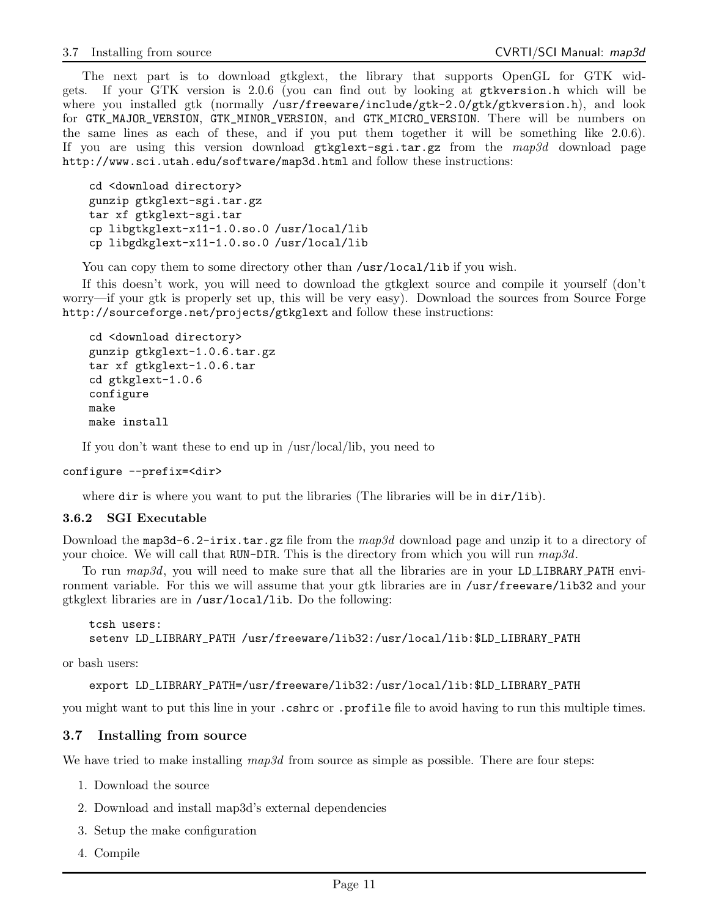The next part is to download gtkglext, the library that supports OpenGL for GTK widgets. If your GTK version is 2.0.6 (you can find out by looking at `gtkversion.h` which will be where you installed gtk (normally `/usr/freeware/include/gtk-2.0/gtk/gtkversion.h`), and look for `GTK_MAJOR_VERSION`, `GTK_MINOR_VERSION`, and `GTK_MICRO_VERSION`. There will be numbers on the same lines as each of these, and if you put them together it will be something like 2.0.6). If you are using this version download `gtkglext-sgi.tar.gz` from the *map3d* download page `http://www.sci.utah.edu/software/map3d.html` and follow these instructions:

```
cd <download directory>
gunzip gtkglext-sgi.tar.gz
tar xf gtkglext-sgi.tar
cp libgtkglext-x11-1.0.so.0 /usr/local/lib
cp libgdkglext-x11-1.0.so.0 /usr/local/lib
```

You can copy them to some directory other than `/usr/local/lib` if you wish.

If this doesn't work, you will need to download the gtkglext source and compile it yourself (don't worry—if your gtk is properly set up, this will be very easy). Download the sources from Source Forge `http://sourceforge.net/projects/gtkglext` and follow these instructions:

```
cd <download directory>
gunzip gtkglext-1.0.6.tar.gz
tar xf gtkglext-1.0.6.tar
cd gtkglext-1.0.6
configure
make
make install
```

If you don't want these to end up in /usr/local/lib, you need to

```
configure --prefix=<dir>
```

where `dir` is where you want to put the libraries (The libraries will be in `dir/lib`).

### 3.6.2 SGI Executable

Download the `map3d-6.2-irix.tar.gz` file from the *map3d* download page and unzip it to a directory of your choice. We will call that `RUN-DIR`. This is the directory from which you will run *map3d*.

To run *map3d*, you will need to make sure that all the libraries are in your `LD_LIBRARY_PATH` environment variable. For this we will assume that your gtk libraries are in `/usr/freeware/lib32` and your gtkglext libraries are in `/usr/local/lib`. Do the following:

```
tcsh users:
setenv LD_LIBRARY_PATH /usr/freeware/lib32:/usr/local/lib:$LD_LIBRARY_PATH
```

or bash users:

```
export LD_LIBRARY_PATH=/usr/freeware/lib32:/usr/local/lib:$LD_LIBRARY_PATH
```

you might want to put this line in your `.cshrc` or `.profile` file to avoid having to run this multiple times.

## 3.7 Installing from source

We have tried to make installing *map3d* from source as simple as possible. There are four steps:

1. Download the source
2. Download and install map3d's external dependencies
3. Setup the make configuration
4. Compile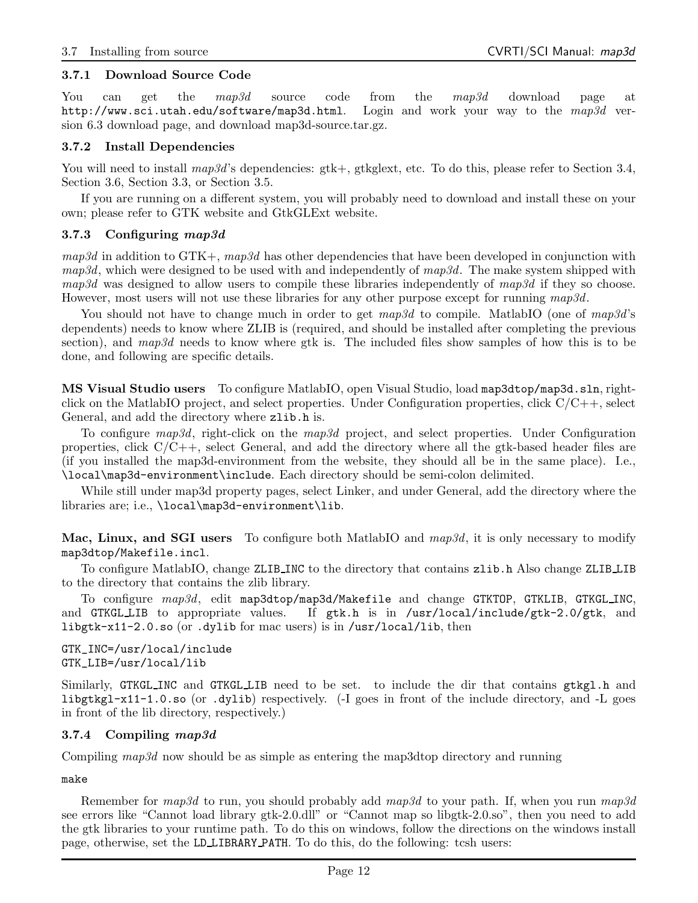### 3.7.1 Download Source Code

You can get the *map3d* source code from the *map3d* download page at `http://www.sci.utah.edu/software/map3d.html`. Login and work your way to the *map3d* version 6.3 download page, and download map3d-source.tar.gz.

### 3.7.2 Install Dependencies

You will need to install *map3d*'s dependencies: gtk+, gtkglext, etc. To do this, please refer to Section 3.4, Section 3.6, Section 3.3, or Section 3.5.

If you are running on a different system, you will probably need to download and install these on your own; please refer to GTK website and GtkGLExt website.

### 3.7.3 Configuring *map3d*

*map3d* in addition to GTK+, *map3d* has other dependencies that have been developed in conjunction with *map3d*, which were designed to be used with and independently of *map3d*. The make system shipped with *map3d* was designed to allow users to compile these libraries independently of *map3d* if they so choose. However, most users will not use these libraries for any other purpose except for running *map3d*.

You should not have to change much in order to get *map3d* to compile. MatlabIO (one of *map3d*'s dependents) needs to know where ZLIB is (required, and should be installed after completing the previous section), and *map3d* needs to know where gtk is. The included files show samples of how this is to be done, and following are specific details.

**MS Visual Studio users** To configure MatlabIO, open Visual Studio, load `map3dtop/map3d.sln`, right-click on the MatlabIO project, and select properties. Under Configuration properties, click C/C++, select General, and add the directory where `zlib.h` is.

To configure *map3d*, right-click on the *map3d* project, and select properties. Under Configuration properties, click C/C++, select General, and add the directory where all the gtk-based header files are (if you installed the map3d-environment from the website, they should all be in the same place). I.e., `\local\map3d-environment\include`. Each directory should be semi-colon delimited.

While still under map3d property pages, select Linker, and under General, add the directory where the libraries are; i.e., `\local\map3d-environment\lib`.

**Mac, Linux, and SGI users** To configure both MatlabIO and *map3d*, it is only necessary to modify `map3dtop/Makefile.incl`.

To configure MatlabIO, change `ZLIB_INC` to the directory that contains `zlib.h` Also change `ZLIB_LIB` to the directory that contains the zlib library.

To configure *map3d*, edit `map3dtop/map3d/Makefile` and change `GTKTOP`, `GTKLIB`, `GTKGL_INC`, and `GTKGL_LIB` to appropriate values. If `gtk.h` is in `/usr/local/include/gtk-2.0/gtk`, and `libgtk-x11-2.0.so` (or `.dylib` for mac users) is in `/usr/local/lib`, then

```
GTK_INC=/usr/local/include
GTK_LIB=/usr/local/lib
```

Similarly, `GTKGL_INC` and `GTKGL_LIB` need to be set. to include the dir that contains `gtkgl.h` and `libgtkgl-x11-1.0.so` (or `.dylib`) respectively. (-I goes in front of the include directory, and -L goes in front of the lib directory, respectively.)

### 3.7.4 Compiling *map3d*

Compiling *map3d* now should be as simple as entering the map3dtop directory and running

```
make
```

Remember for *map3d* to run, you should probably add *map3d* to your path. If, when you run *map3d* see errors like "Cannot load library gtk-2.0.dll" or "Cannot map so libgtk-2.0.so", then you need to add the gtk libraries to your runtime path. To do this on windows, follow the directions on the windows install page, otherwise, set the `LD_LIBRARY_PATH`. To do this, do the following: tcsh users: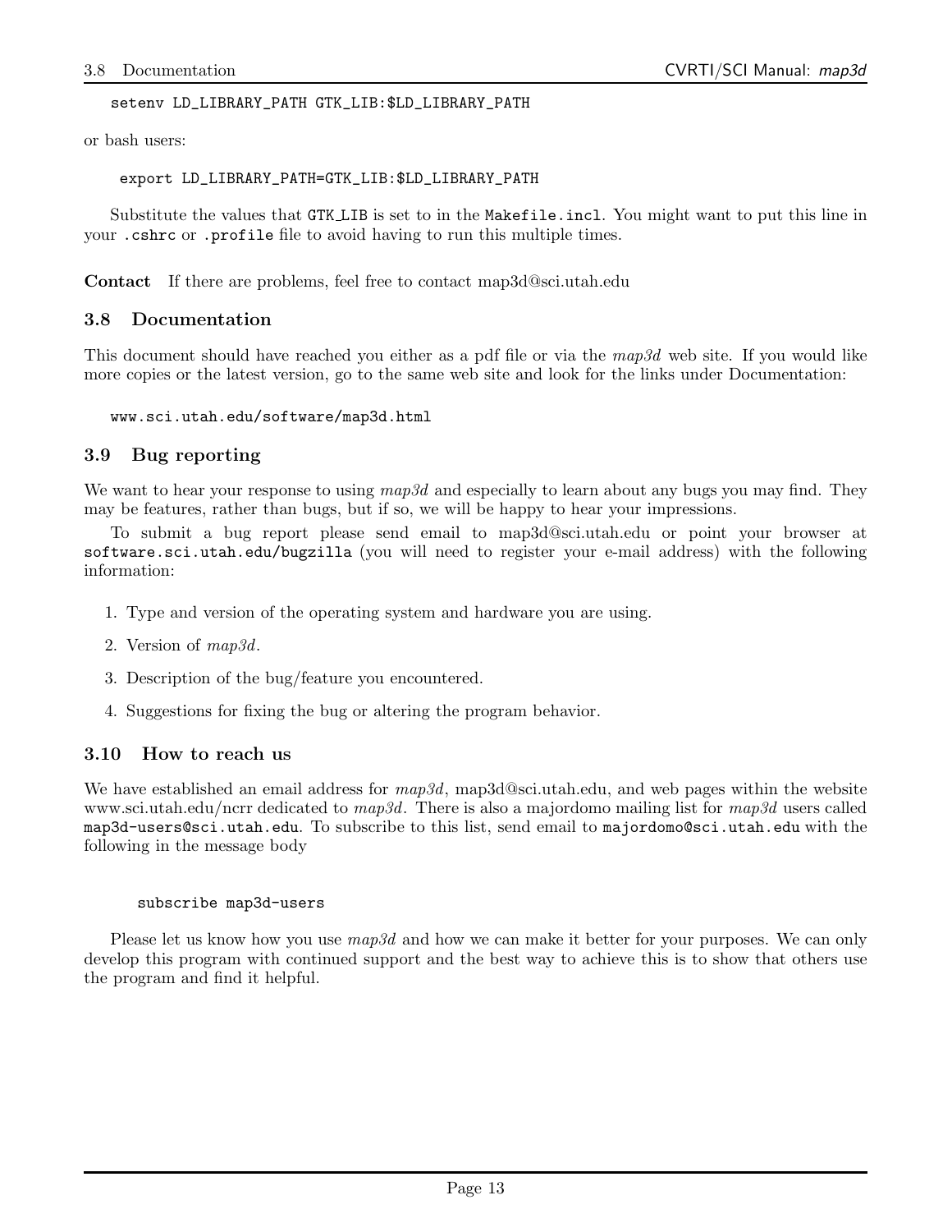```
setenv LD_LIBRARY_PATH GTK_LIB:$LD_LIBRARY_PATH
```

or bash users:

```
export LD_LIBRARY_PATH=GTK_LIB:$LD_LIBRARY_PATH
```

Substitute the values that `GTK_LIB` is set to in the `Makefile.incl`. You might want to put this line in your `.cshrc` or `.profile` file to avoid having to run this multiple times.

**Contact** If there are problems, feel free to contact map3d@sci.utah.edu

### 3.8 Documentation

This document should have reached you either as a pdf file or via the *map3d* web site. If you would like more copies or the latest version, go to the same web site and look for the links under Documentation:

```
www.sci.utah.edu/software/map3d.html
```

### 3.9 Bug reporting

We want to hear your response to using *map3d* and especially to learn about any bugs you may find. They may be features, rather than bugs, but if so, we will be happy to hear your impressions.

To submit a bug report please send email to map3d@sci.utah.edu or point your browser at `software.sci.utah.edu/bugzilla` (you will need to register your e-mail address) with the following information:

1. Type and version of the operating system and hardware you are using.
2. Version of *map3d*.
3. Description of the bug/feature you encountered.
4. Suggestions for fixing the bug or altering the program behavior.

### 3.10 How to reach us

We have established an email address for *map3d*, map3d@sci.utah.edu, and web pages within the website www.sci.utah.edu/ncrr dedicated to *map3d*. There is also a majordomo mailing list for *map3d* users called `map3d-users@sci.utah.edu`. To subscribe to this list, send email to `majordomo@sci.utah.edu` with the following in the message body

```
subscribe map3d-users
```

Please let us know how you use *map3d* and how we can make it better for your purposes. We can only develop this program with continued support and the best way to achieve this is to show that others use the program and find it helpful.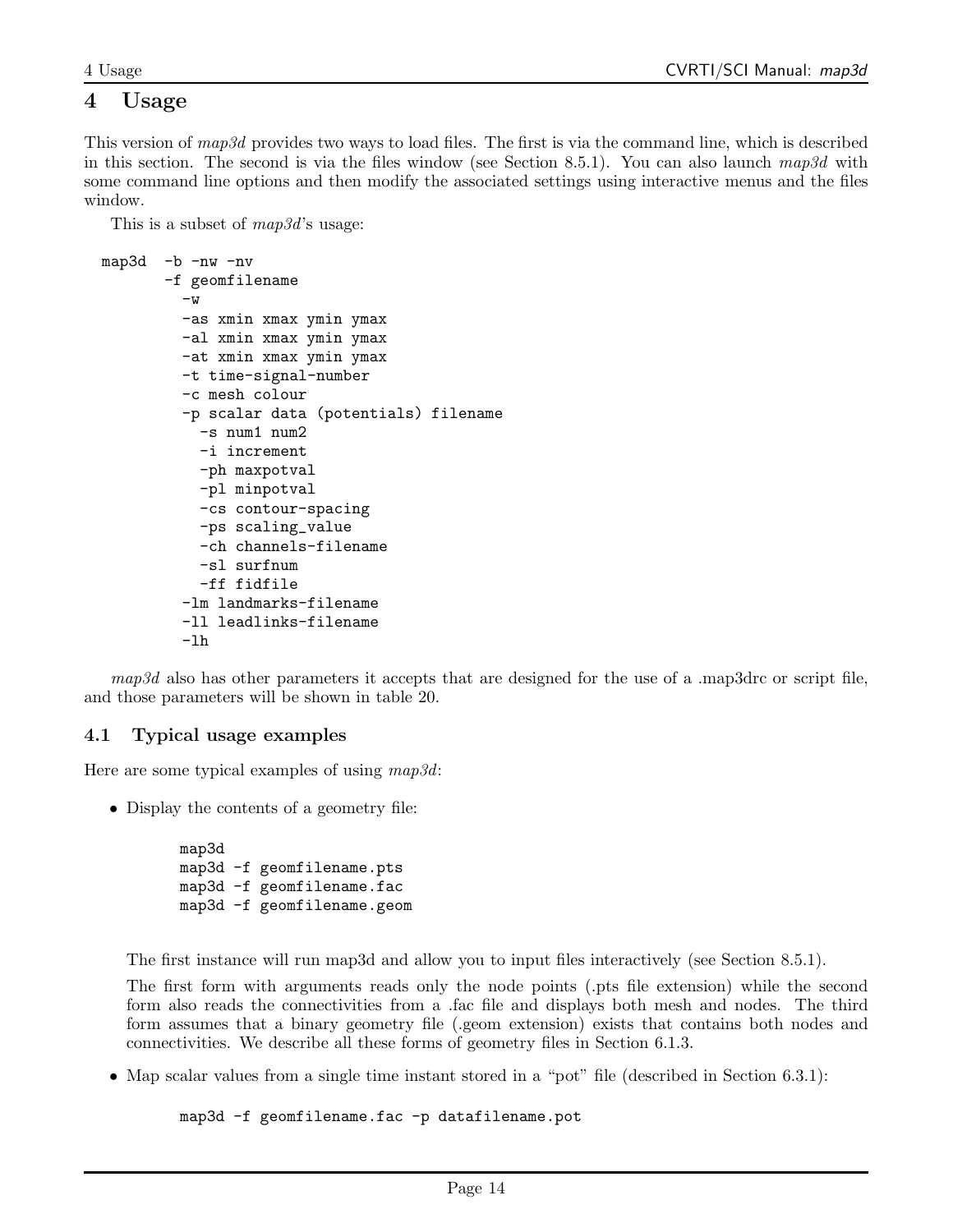# 4 Usage

This version of *map3d* provides two ways to load files. The first is via the command line, which is described in this section. The second is via the files window (see Section 8.5.1). You can also launch *map3d* with some command line options and then modify the associated settings using interactive menus and the files window.

This is a subset of *map3d*'s usage:

```
map3d  -b -nw -nv
       -f geomfilename
         -w
         -as xmin xmax ymin ymax
         -al xmin xmax ymin ymax
         -at xmin xmax ymin ymax
         -t time-signal-number
         -c mesh colour
         -p scalar data (potentials) filename
           -s num1 num2
           -i increment
           -ph maxpotval
           -pl minpotval
           -cs contour-spacing
           -ps scaling_value
           -ch channels-filename
           -sl surfnum
           -ff fidfile
         -lm landmarks-filename
         -ll leadlinks-filename
         -lh
```

*map3d* also has other parameters it accepts that are designed for the use of a .map3drc or script file, and those parameters will be shown in table 20.

## 4.1 Typical usage examples

Here are some typical examples of using *map3d*:

- Display the contents of a geometry file:

  ```
  map3d
  map3d -f geomfilename.pts
  map3d -f geomfilename.fac
  map3d -f geomfilename.geom
  ```

  The first instance will run map3d and allow you to input files interactively (see Section 8.5.1).

  The first form with arguments reads only the node points (.pts file extension) while the second form also reads the connectivities from a .fac file and displays both mesh and nodes. The third form assumes that a binary geometry file (.geom extension) exists that contains both nodes and connectivities. We describe all these forms of geometry files in Section 6.1.3.

- Map scalar values from a single time instant stored in a "pot" file (described in Section 6.3.1):

  ```
  map3d -f geomfilename.fac -p datafilename.pot
  ```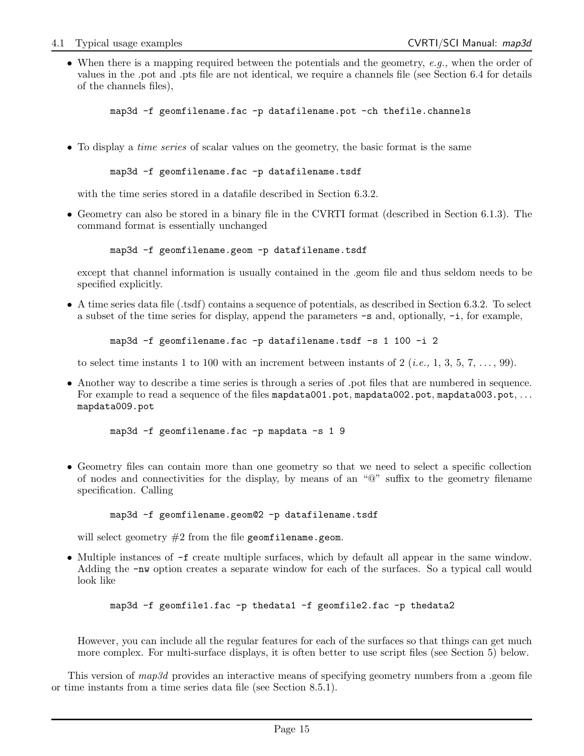- When there is a mapping required between the potentials and the geometry, *e.g.,* when the order of values in the .pot and .pts file are not identical, we require a channels file (see Section 6.4 for details of the channels files),

  ```
  map3d -f geomfilename.fac -p datafilename.pot -ch thefile.channels
  ```

- To display a *time series* of scalar values on the geometry, the basic format is the same

  ```
  map3d -f geomfilename.fac -p datafilename.tsdf
  ```

  with the time series stored in a datafile described in Section 6.3.2.

- Geometry can also be stored in a binary file in the CVRTI format (described in Section 6.1.3). The command format is essentially unchanged

  ```
  map3d -f geomfilename.geom -p datafilename.tsdf
  ```

  except that channel information is usually contained in the .geom file and thus seldom needs to be specified explicitly.

- A time series data file (.tsdf) contains a sequence of potentials, as described in Section 6.3.2. To select a subset of the time series for display, append the parameters `-s` and, optionally, `-i`, for example,

  ```
  map3d -f geomfilename.fac -p datafilename.tsdf -s 1 100 -i 2
  ```

  to select time instants 1 to 100 with an increment between instants of 2 (*i.e.,* 1, 3, 5, 7, ..., 99).

- Another way to describe a time series is through a series of .pot files that are numbered in sequence. For example to read a sequence of the files `mapdata001.pot`, `mapdata002.pot`, `mapdata003.pot`, ... `mapdata009.pot`

  ```
  map3d -f geomfilename.fac -p mapdata -s 1 9
  ```

- Geometry files can contain more than one geometry so that we need to select a specific collection of nodes and connectivities for the display, by means of an "@" suffix to the geometry filename specification. Calling

  ```
  map3d -f geomfilename.geom@2 -p datafilename.tsdf
  ```

  will select geometry #2 from the file `geomfilename.geom`.

- Multiple instances of `-f` create multiple surfaces, which by default all appear in the same window. Adding the `-nw` option creates a separate window for each of the surfaces. So a typical call would look like

  ```
  map3d -f geomfile1.fac -p thedata1 -f geomfile2.fac -p thedata2
  ```

  However, you can include all the regular features for each of the surfaces so that things can get much more complex. For multi-surface displays, it is often better to use script files (see Section 5) below.

This version of *map3d* provides an interactive means of specifying geometry numbers from a .geom file or time instants from a time series data file (see Section 8.5.1).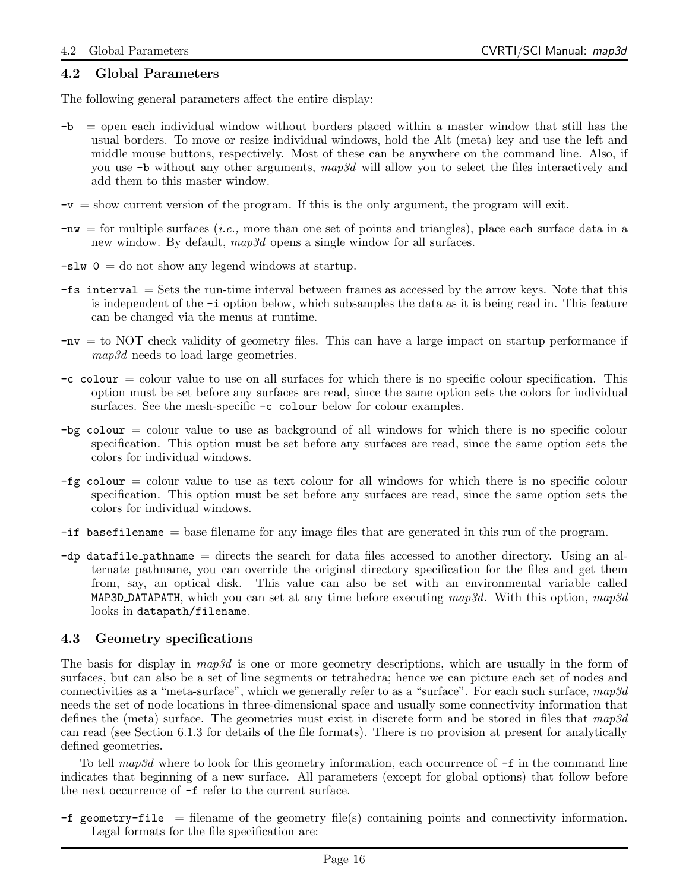## 4.2 Global Parameters

The following general parameters affect the entire display:

`-b` = open each individual window without borders placed within a master window that still has the usual borders. To move or resize individual windows, hold the Alt (meta) key and use the left and middle mouse buttons, respectively. Most of these can be anywhere on the command line. Also, if you use `-b` without any other arguments, *map3d* will allow you to select the files interactively and add them to this master window.

`-v` = show current version of the program. If this is the only argument, the program will exit.

`-nw` = for multiple surfaces (*i.e.,* more than one set of points and triangles), place each surface data in a new window. By default, *map3d* opens a single window for all surfaces.

`-slw 0` = do not show any legend windows at startup.

`-fs interval` = Sets the run-time interval between frames as accessed by the arrow keys. Note that this is independent of the `-i` option below, which subsamples the data as it is being read in. This feature can be changed via the menus at runtime.

`-nv` = to NOT check validity of geometry files. This can have a large impact on startup performance if *map3d* needs to load large geometries.

`-c colour` = colour value to use on all surfaces for which there is no specific colour specification. This option must be set before any surfaces are read, since the same option sets the colors for individual surfaces. See the mesh-specific `-c colour` below for colour examples.

`-bg colour` = colour value to use as background of all windows for which there is no specific colour specification. This option must be set before any surfaces are read, since the same option sets the colors for individual windows.

`-fg colour` = colour value to use as text colour for all windows for which there is no specific colour specification. This option must be set before any surfaces are read, since the same option sets the colors for individual windows.

`-if basefilename` = base filename for any image files that are generated in this run of the program.

`-dp datafile_pathname` = directs the search for data files accessed to another directory. Using an alternate pathname, you can override the original directory specification for the files and get them from, say, an optical disk. This value can also be set with an environmental variable called `MAP3D_DATAPATH`, which you can set at any time before executing *map3d*. With this option, *map3d* looks in `datapath/filename`.

## 4.3 Geometry specifications

The basis for display in *map3d* is one or more geometry descriptions, which are usually in the form of surfaces, but can also be a set of line segments or tetrahedra; hence we can picture each set of nodes and connectivities as a "meta-surface", which we generally refer to as a "surface". For each such surface, *map3d* needs the set of node locations in three-dimensional space and usually some connectivity information that defines the (meta) surface. The geometries must exist in discrete form and be stored in files that *map3d* can read (see Section 6.1.3 for details of the file formats). There is no provision at present for analytically defined geometries.

To tell *map3d* where to look for this geometry information, each occurrence of `-f` in the command line indicates that beginning of a new surface. All parameters (except for global options) that follow before the next occurrence of `-f` refer to the current surface.

`-f geometry-file` = filename of the geometry file(s) containing points and connectivity information. Legal formats for the file specification are: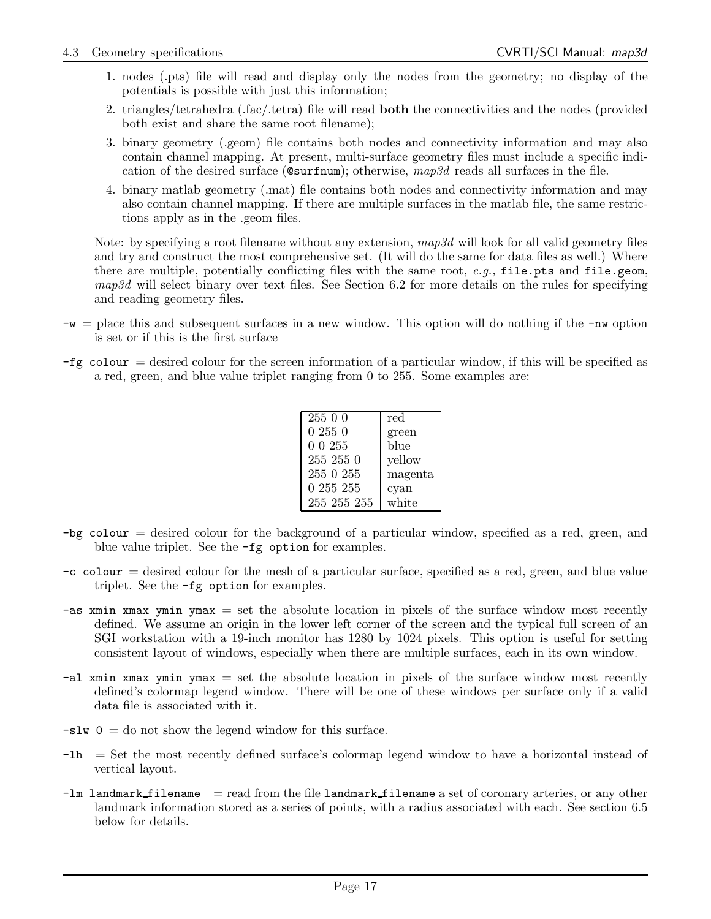1. nodes (.pts) file will read and display only the nodes from the geometry; no display of the potentials is possible with just this information;
2. triangles/tetrahedra (.fac/.tetra) file will read **both** the connectivities and the nodes (provided both exist and share the same root filename);
3. binary geometry (.geom) file contains both nodes and connectivity information and may also contain channel mapping. At present, multi-surface geometry files must include a specific indication of the desired surface (`@surfnum`); otherwise, *map3d* reads all surfaces in the file.
4. binary matlab geometry (.mat) file contains both nodes and connectivity information and may also contain channel mapping. If there are multiple surfaces in the matlab file, the same restrictions apply as in the .geom files.

Note: by specifying a root filename without any extension, *map3d* will look for all valid geometry files and try and construct the most comprehensive set. (It will do the same for data files as well.) Where there are multiple, potentially conflicting files with the same root, *e.g.,* `file.pts` and `file.geom`, *map3d* will select binary over text files. See Section 6.2 for more details on the rules for specifying and reading geometry files.

`-w` = place this and subsequent surfaces in a new window. This option will do nothing if the `-nw` option is set or if this is the first surface

`-fg colour` = desired colour for the screen information of a particular window, if this will be specified as a red, green, and blue value triplet ranging from 0 to 255. Some examples are:

| | |
|---|---|
| 255 0 0 | red |
| 0 255 0 | green |
| 0 0 255 | blue |
| 255 255 0 | yellow |
| 255 0 255 | magenta |
| 0 255 255 | cyan |
| 255 255 255 | white |

`-bg colour` = desired colour for the background of a particular window, specified as a red, green, and blue value triplet. See the `-fg option` for examples.

`-c colour` = desired colour for the mesh of a particular surface, specified as a red, green, and blue value triplet. See the `-fg option` for examples.

`-as xmin xmax ymin ymax` = set the absolute location in pixels of the surface window most recently defined. We assume an origin in the lower left corner of the screen and the typical full screen of an SGI workstation with a 19-inch monitor has 1280 by 1024 pixels. This option is useful for setting consistent layout of windows, especially when there are multiple surfaces, each in its own window.

`-al xmin xmax ymin ymax` = set the absolute location in pixels of the surface window most recently defined's colormap legend window. There will be one of these windows per surface only if a valid data file is associated with it.

`-slw 0` = do not show the legend window for this surface.

`-lh` = Set the most recently defined surface's colormap legend window to have a horizontal instead of vertical layout.

`-lm landmark_filename` = read from the file `landmark_filename` a set of coronary arteries, or any other landmark information stored as a series of points, with a radius associated with each. See section 6.5 below for details.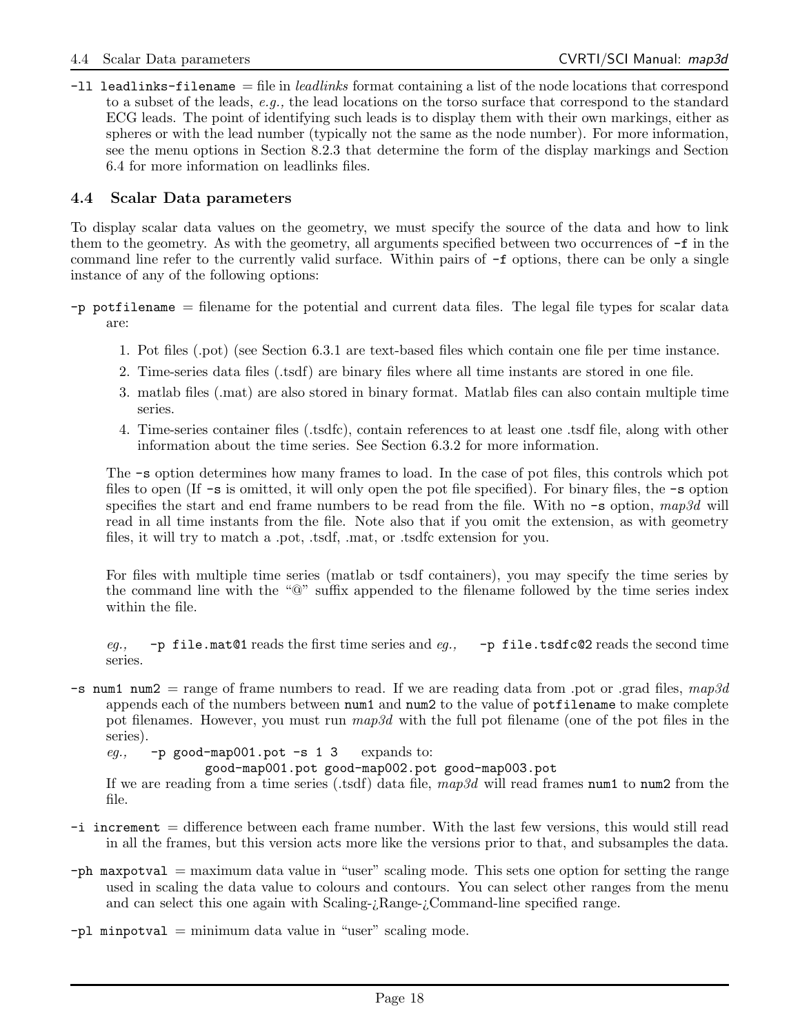**-ll leadlinks-filename** = file in *leadlinks* format containing a list of the node locations that correspond to a subset of the leads, *e.g.,* the lead locations on the torso surface that correspond to the standard ECG leads. The point of identifying such leads is to display them with their own markings, either as spheres or with the lead number (typically not the same as the node number). For more information, see the menu options in Section 8.2.3 that determine the form of the display markings and Section 6.4 for more information on leadlinks files.

## 4.4 Scalar Data parameters

To display scalar data values on the geometry, we must specify the source of the data and how to link them to the geometry. As with the geometry, all arguments specified between two occurrences of `-f` in the command line refer to the currently valid surface. Within pairs of `-f` options, there can be only a single instance of any of the following options:

**-p potfilename** = filename for the potential and current data files. The legal file types for scalar data are:

1. Pot files (.pot) (see Section 6.3.1 are text-based files which contain one file per time instance.
2. Time-series data files (.tsdf) are binary files where all time instants are stored in one file.
3. matlab files (.mat) are also stored in binary format. Matlab files can also contain multiple time series.
4. Time-series container files (.tsdfc), contain references to at least one .tsdf file, along with other information about the time series. See Section 6.3.2 for more information.

The `-s` option determines how many frames to load. In the case of pot files, this controls which pot files to open (If `-s` is omitted, it will only open the pot file specified). For binary files, the `-s` option specifies the start and end frame numbers to be read from the file. With no `-s` option, *map3d* will read in all time instants from the file. Note also that if you omit the extension, as with geometry files, it will try to match a .pot, .tsdf, .mat, or .tsdfc extension for you.

For files with multiple time series (matlab or tsdf containers), you may specify the time series by the command line with the "@" suffix appended to the filename followed by the time series index within the file.

*eg.,* `-p file.mat@1` reads the first time series and *eg.,* `-p file.tsdfc@2` reads the second time series.

**-s num1 num2** = range of frame numbers to read. If we are reading data from .pot or .grad files, *map3d* appends each of the numbers between `num1` and `num2` to the value of `potfilename` to make complete pot filenames. However, you must run *map3d* with the full pot filename (one of the pot files in the series).

*eg.,* `-p good-map001.pot -s 1 3` expands to:
`good-map001.pot good-map002.pot good-map003.pot`

If we are reading from a time series (.tsdf) data file, *map3d* will read frames `num1` to `num2` from the file.

**-i increment** = difference between each frame number. With the last few versions, this would still read in all the frames, but this version acts more like the versions prior to that, and subsamples the data.

**-ph maxpotval** = maximum data value in "user" scaling mode. This sets one option for setting the range used in scaling the data value to colours and contours. You can select other ranges from the menu and can select this one again with Scaling-¿Range-¿Command-line specified range.

**-pl minpotval** = minimum data value in "user" scaling mode.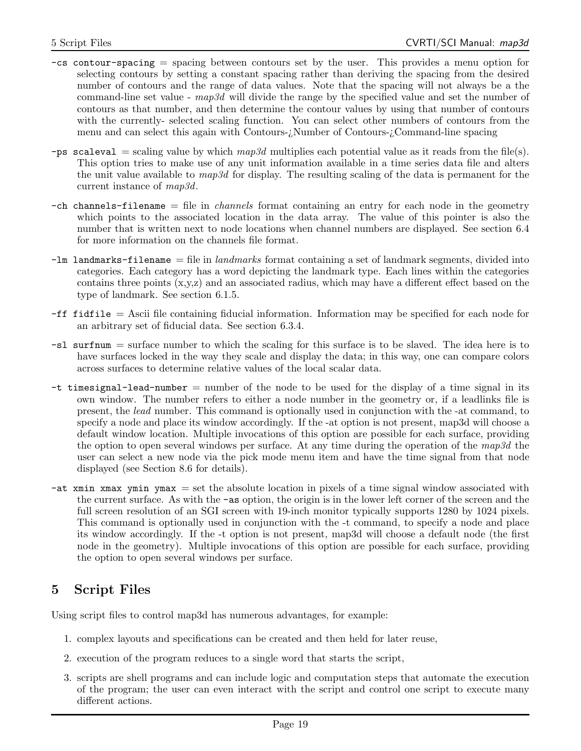**-cs contour-spacing** = spacing between contours set by the user. This provides a menu option for selecting contours by setting a constant spacing rather than deriving the spacing from the desired number of contours and the range of data values. Note that the spacing will not always be a the command-line set value - *map3d* will divide the range by the specified value and set the number of contours as that number, and then determine the contour values by using that number of contours with the currently- selected scaling function. You can select other numbers of contours from the menu and can select this again with Contours-¿Number of Contours-¿Command-line spacing

**-ps scaleval** = scaling value by which *map3d* multiplies each potential value as it reads from the file(s). This option tries to make use of any unit information available in a time series data file and alters the unit value available to *map3d* for display. The resulting scaling of the data is permanent for the current instance of *map3d*.

**-ch channels-filename** = file in *channels* format containing an entry for each node in the geometry which points to the associated location in the data array. The value of this pointer is also the number that is written next to node locations when channel numbers are displayed. See section 6.4 for more information on the channels file format.

**-lm landmarks-filename** = file in *landmarks* format containing a set of landmark segments, divided into categories. Each category has a word depicting the landmark type. Each lines within the categories contains three points (x,y,z) and an associated radius, which may have a different effect based on the type of landmark. See section 6.1.5.

**-ff fidfile** = Ascii file containing fiducial information. Information may be specified for each node for an arbitrary set of fiducial data. See section 6.3.4.

**-sl surfnum** = surface number to which the scaling for this surface is to be slaved. The idea here is to have surfaces locked in the way they scale and display the data; in this way, one can compare colors across surfaces to determine relative values of the local scalar data.

**-t timesignal-lead-number** = number of the node to be used for the display of a time signal in its own window. The number refers to either a node number in the geometry or, if a leadlinks file is present, the *lead* number. This command is optionally used in conjunction with the -at command, to specify a node and place its window accordingly. If the -at option is not present, map3d will choose a default window location. Multiple invocations of this option are possible for each surface, providing the option to open several windows per surface. At any time during the operation of the *map3d* the user can select a new node via the pick mode menu item and have the time signal from that node displayed (see Section 8.6 for details).

**-at xmin xmax ymin ymax** = set the absolute location in pixels of a time signal window associated with the current surface. As with the **-as** option, the origin is in the lower left corner of the screen and the full screen resolution of an SGI screen with 19-inch monitor typically supports 1280 by 1024 pixels. This command is optionally used in conjunction with the -t command, to specify a node and place its window accordingly. If the -t option is not present, map3d will choose a default node (the first node in the geometry). Multiple invocations of this option are possible for each surface, providing the option to open several windows per surface.

# 5 Script Files

Using script files to control map3d has numerous advantages, for example:

1. complex layouts and specifications can be created and then held for later reuse,
2. execution of the program reduces to a single word that starts the script,
3. scripts are shell programs and can include logic and computation steps that automate the execution of the program; the user can even interact with the script and control one script to execute many different actions.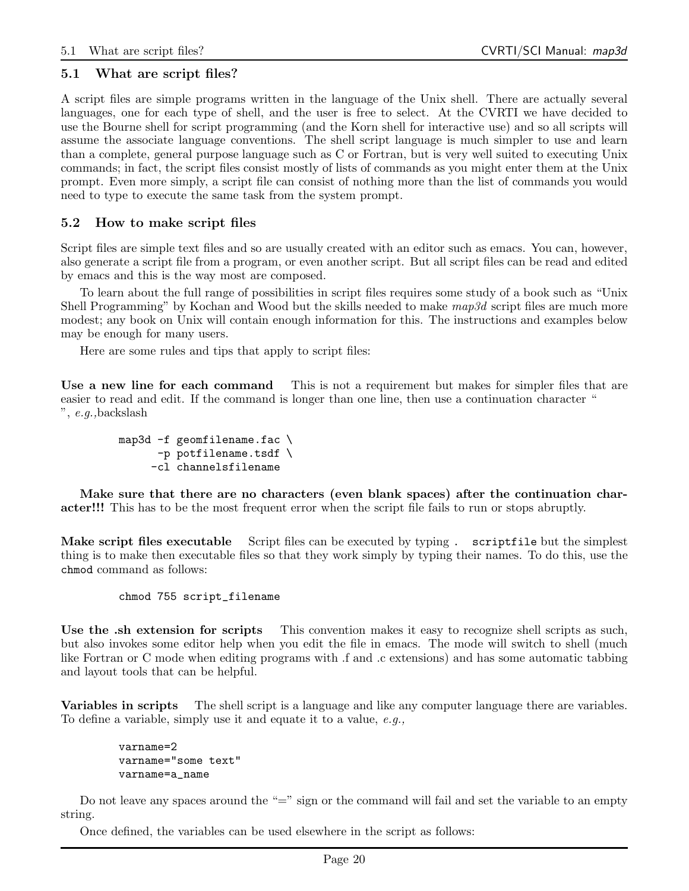## 5.1 What are script files?

A script files are simple programs written in the language of the Unix shell. There are actually several languages, one for each type of shell, and the user is free to select. At the CVRTI we have decided to use the Bourne shell for script programming (and the Korn shell for interactive use) and so all scripts will assume the associate language conventions. The shell script language is much simpler to use and learn than a complete, general purpose language such as C or Fortran, but is very well suited to executing Unix commands; in fact, the script files consist mostly of lists of commands as you might enter them at the Unix prompt. Even more simply, a script file can consist of nothing more than the list of commands you would need to type to execute the same task from the system prompt.

## 5.2 How to make script files

Script files are simple text files and so are usually created with an editor such as emacs. You can, however, also generate a script file from a program, or even another script. But all script files can be read and edited by emacs and this is the way most are composed.

To learn about the full range of possibilities in script files requires some study of a book such as "Unix Shell Programming" by Kochan and Wood but the skills needed to make *map3d* script files are much more modest; any book on Unix will contain enough information for this. The instructions and examples below may be enough for many users.

Here are some rules and tips that apply to script files:

**Use a new line for each command** This is not a requirement but makes for simpler files that are easier to read and edit. If the command is longer than one line, then use a continuation character "
", *e.g.,*backslash

```
map3d -f geomfilename.fac \
      -p potfilename.tsdf \
     -cl channelsfilename
```

**Make sure that there are no characters (even blank spaces) after the continuation character!!!** This has to be the most frequent error when the script file fails to run or stops abruptly.

**Make script files executable** Script files can be executed by typing `. scriptfile` but the simplest thing is to make then executable files so that they work simply by typing their names. To do this, use the `chmod` command as follows:

```
chmod 755 script_filename
```

**Use the .sh extension for scripts** This convention makes it easy to recognize shell scripts as such, but also invokes some editor help when you edit the file in emacs. The mode will switch to shell (much like Fortran or C mode when editing programs with .f and .c extensions) and has some automatic tabbing and layout tools that can be helpful.

**Variables in scripts** The shell script is a language and like any computer language there are variables. To define a variable, simply use it and equate it to a value, *e.g.,*

```
varname=2
varname="some text"
varname=a_name
```

Do not leave any spaces around the "=" sign or the command will fail and set the variable to an empty string.

Once defined, the variables can be used elsewhere in the script as follows: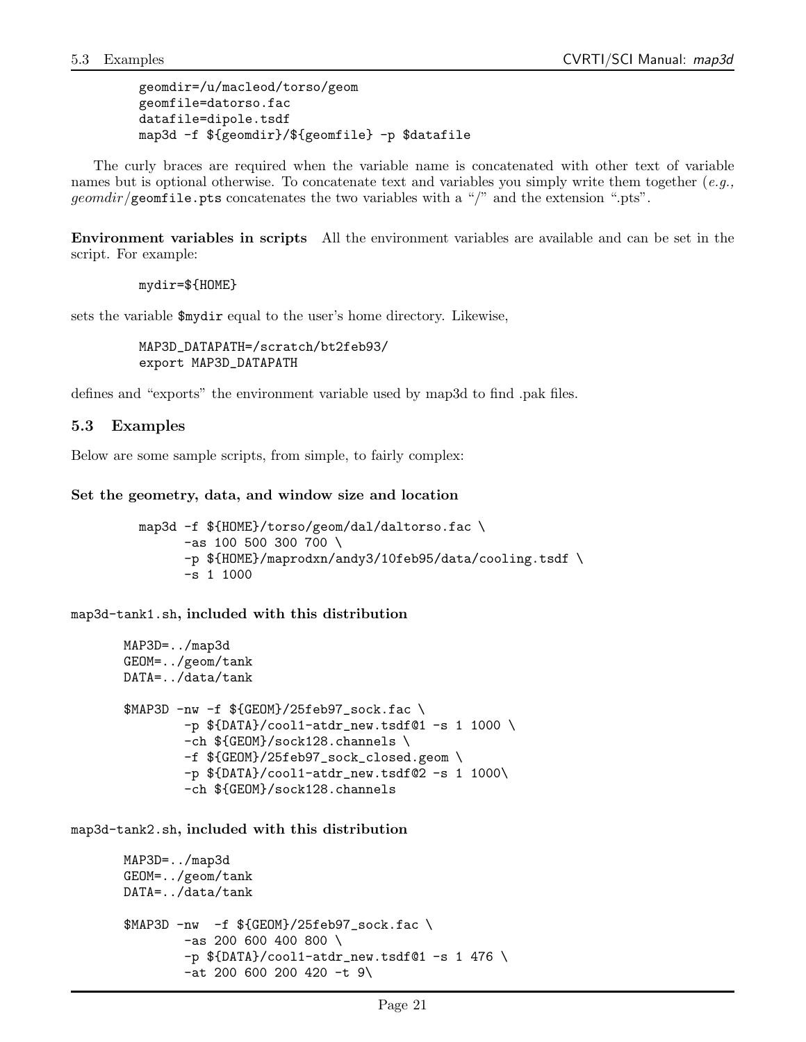```
geomdir=/u/macleod/torso/geom
geomfile=datorso.fac
datafile=dipole.tsdf
map3d -f ${geomdir}/${geomfile} -p $datafile
```

The curly braces are required when the variable name is concatenated with other text of variable names but is optional otherwise. To concatenate text and variables you simply write them together (*e.g., geomdir*/`geomfile.pts` concatenates the two variables with a "/" and the extension ".pts".

**Environment variables in scripts** All the environment variables are available and can be set in the script. For example:

```
mydir=${HOME}
```

sets the variable `$mydir` equal to the user's home directory. Likewise,

```
MAP3D_DATAPATH=/scratch/bt2feb93/
export MAP3D_DATAPATH
```

defines and "exports" the environment variable used by map3d to find .pak files.

## 5.3 Examples

Below are some sample scripts, from simple, to fairly complex:

**Set the geometry, data, and window size and location**

```
map3d -f ${HOME}/torso/geom/dal/daltorso.fac \
      -as 100 500 300 700 \
      -p ${HOME}/maprodxn/andy3/10feb95/data/cooling.tsdf \
      -s 1 1000
```

`map3d-tank1.sh`**, included with this distribution**

```
MAP3D=../map3d
GEOM=../geom/tank
DATA=../data/tank

$MAP3D -nw -f ${GEOM}/25feb97_sock.fac \
        -p ${DATA}/cool1-atdr_new.tsdf@1 -s 1 1000 \
        -ch ${GEOM}/sock128.channels \
        -f ${GEOM}/25feb97_sock_closed.geom \
        -p ${DATA}/cool1-atdr_new.tsdf@2 -s 1 1000\
        -ch ${GEOM}/sock128.channels
```

`map3d-tank2.sh`**, included with this distribution**

```
MAP3D=../map3d
GEOM=../geom/tank
DATA=../data/tank

$MAP3D -nw  -f ${GEOM}/25feb97_sock.fac \
        -as 200 600 400 800 \
        -p ${DATA}/cool1-atdr_new.tsdf@1 -s 1 476 \
        -at 200 600 200 420 -t 9\
```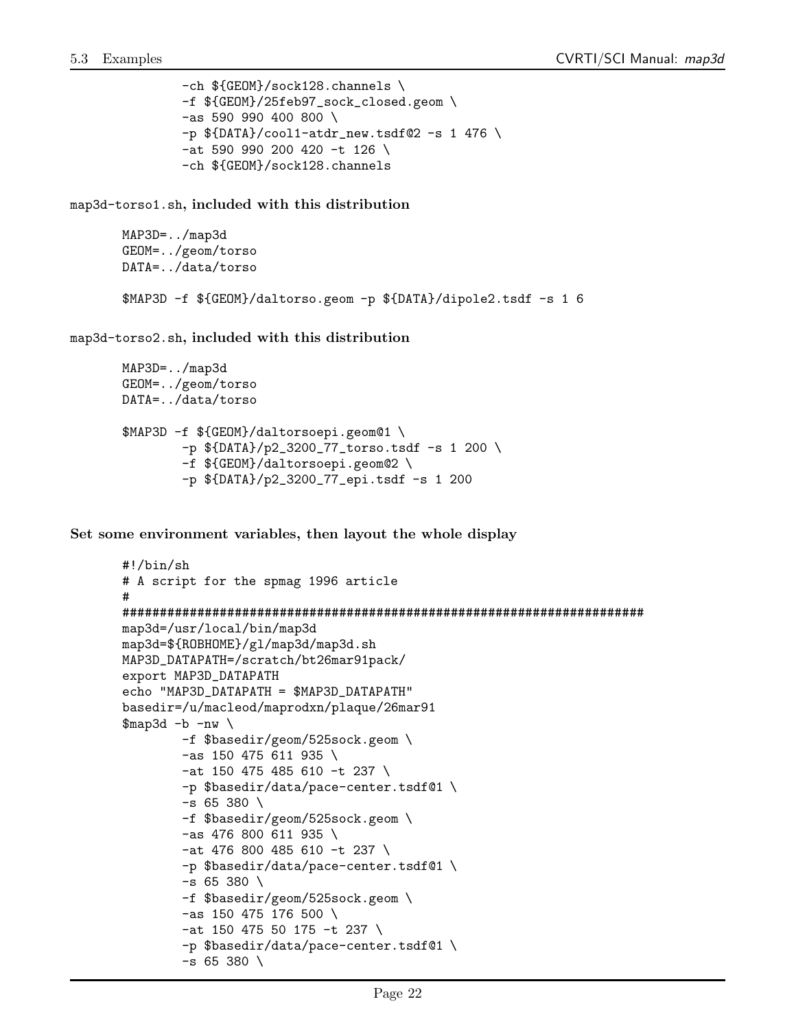```
        -ch ${GEOM}/sock128.channels \
        -f ${GEOM}/25feb97_sock_closed.geom \
        -as 590 990 400 800 \
        -p ${DATA}/cool1-atdr_new.tsdf@2 -s 1 476 \
        -at 590 990 200 420 -t 126 \
        -ch ${GEOM}/sock128.channels
```

**`map3d-torso1.sh`, included with this distribution**

```
MAP3D=../map3d
GEOM=../geom/torso
DATA=../data/torso

$MAP3D -f ${GEOM}/daltorso.geom -p ${DATA}/dipole2.tsdf -s 1 6
```

**`map3d-torso2.sh`, included with this distribution**

```
MAP3D=../map3d
GEOM=../geom/torso
DATA=../data/torso

$MAP3D -f ${GEOM}/daltorsoepi.geom@1 \
        -p ${DATA}/p2_3200_77_torso.tsdf -s 1 200 \
        -f ${GEOM}/daltorsoepi.geom@2 \
        -p ${DATA}/p2_3200_77_epi.tsdf -s 1 200
```

**Set some environment variables, then layout the whole display**

```
#!/bin/sh
# A script for the spmag 1996 article
#
#####################################################################
map3d=/usr/local/bin/map3d
map3d=${ROBHOME}/gl/map3d/map3d.sh
MAP3D_DATAPATH=/scratch/bt26mar91pack/
export MAP3D_DATAPATH
echo "MAP3D_DATAPATH = $MAP3D_DATAPATH"
basedir=/u/macleod/maprodxn/plaque/26mar91
$map3d -b -nw \
        -f $basedir/geom/525sock.geom \
        -as 150 475 611 935 \
        -at 150 475 485 610 -t 237 \
        -p $basedir/data/pace-center.tsdf@1 \
        -s 65 380 \
        -f $basedir/geom/525sock.geom \
        -as 476 800 611 935 \
        -at 476 800 485 610 -t 237 \
        -p $basedir/data/pace-center.tsdf@1 \
        -s 65 380 \
        -f $basedir/geom/525sock.geom \
        -as 150 475 176 500 \
        -at 150 475 50 175 -t 237 \
        -p $basedir/data/pace-center.tsdf@1 \
        -s 65 380 \
```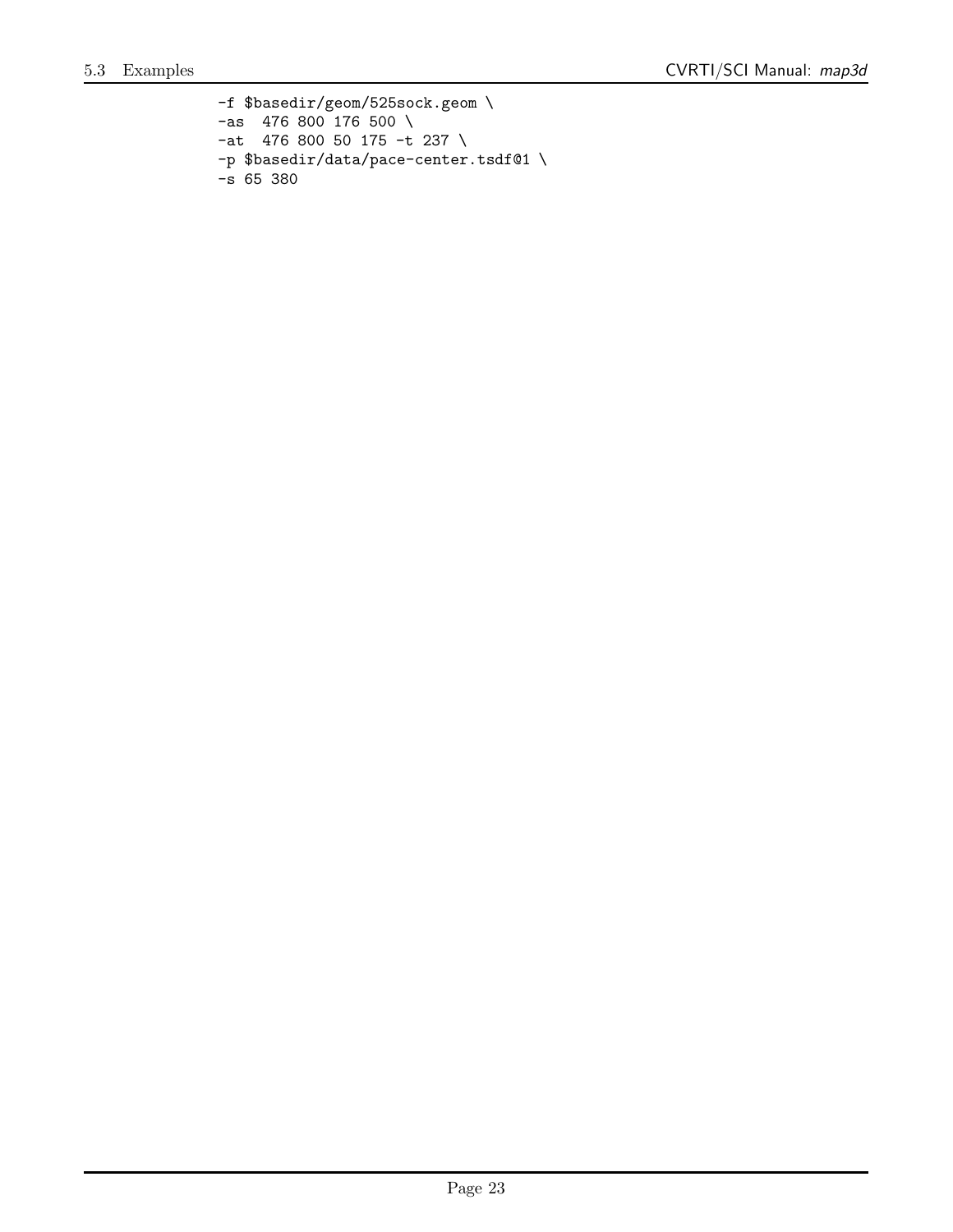```
-f $basedir/geom/525sock.geom \
-as  476 800 176 500 \
-at  476 800 50 175 -t 237 \
-p $basedir/data/pace-center.tsdf@1 \
-s 65 380
```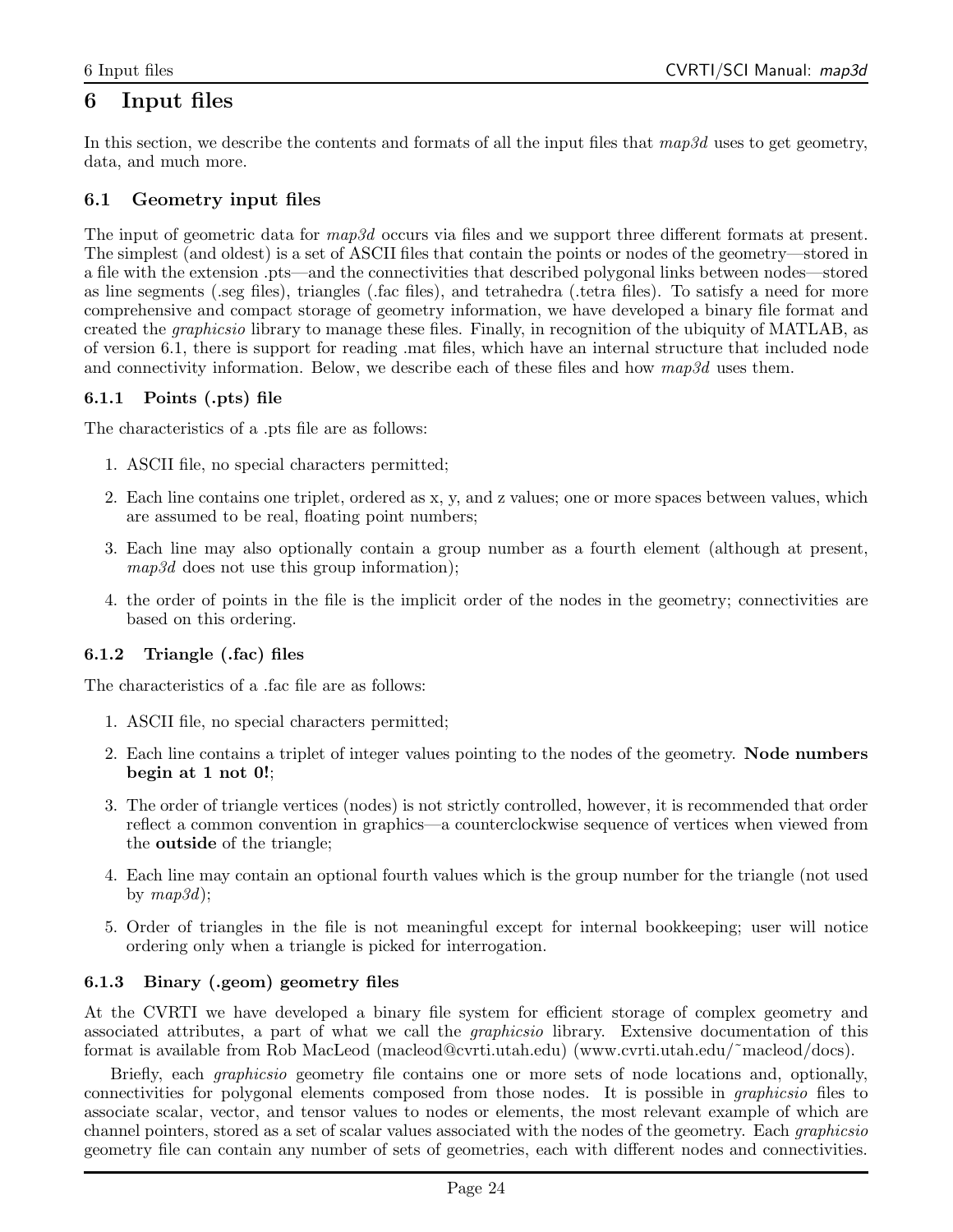# 6 Input files

In this section, we describe the contents and formats of all the input files that *map3d* uses to get geometry, data, and much more.

## 6.1 Geometry input files

The input of geometric data for *map3d* occurs via files and we support three different formats at present. The simplest (and oldest) is a set of ASCII files that contain the points or nodes of the geometry—stored in a file with the extension .pts—and the connectivities that described polygonal links between nodes—stored as line segments (.seg files), triangles (.fac files), and tetrahedra (.tetra files). To satisfy a need for more comprehensive and compact storage of geometry information, we have developed a binary file format and created the *graphicsio* library to manage these files. Finally, in recognition of the ubiquity of MATLAB, as of version 6.1, there is support for reading .mat files, which have an internal structure that included node and connectivity information. Below, we describe each of these files and how *map3d* uses them.

### 6.1.1 Points (.pts) file

The characteristics of a .pts file are as follows:

1. ASCII file, no special characters permitted;
2. Each line contains one triplet, ordered as x, y, and z values; one or more spaces between values, which are assumed to be real, floating point numbers;
3. Each line may also optionally contain a group number as a fourth element (although at present, *map3d* does not use this group information);
4. the order of points in the file is the implicit order of the nodes in the geometry; connectivities are based on this ordering.

### 6.1.2 Triangle (.fac) files

The characteristics of a .fac file are as follows:

1. ASCII file, no special characters permitted;
2. Each line contains a triplet of integer values pointing to the nodes of the geometry. **Node numbers begin at 1 not 0!**;
3. The order of triangle vertices (nodes) is not strictly controlled, however, it is recommended that order reflect a common convention in graphics—a counterclockwise sequence of vertices when viewed from the **outside** of the triangle;
4. Each line may contain an optional fourth values which is the group number for the triangle (not used by *map3d*);
5. Order of triangles in the file is not meaningful except for internal bookkeeping; user will notice ordering only when a triangle is picked for interrogation.

### 6.1.3 Binary (.geom) geometry files

At the CVRTI we have developed a binary file system for efficient storage of complex geometry and associated attributes, a part of what we call the *graphicsio* library. Extensive documentation of this format is available from Rob MacLeod (macleod@cvrti.utah.edu) (www.cvrti.utah.edu/~macleod/docs).

Briefly, each *graphicsio* geometry file contains one or more sets of node locations and, optionally, connectivities for polygonal elements composed from those nodes. It is possible in *graphicsio* files to associate scalar, vector, and tensor values to nodes or elements, the most relevant example of which are channel pointers, stored as a set of scalar values associated with the nodes of the geometry. Each *graphicsio* geometry file can contain any number of sets of geometries, each with different nodes and connectivities.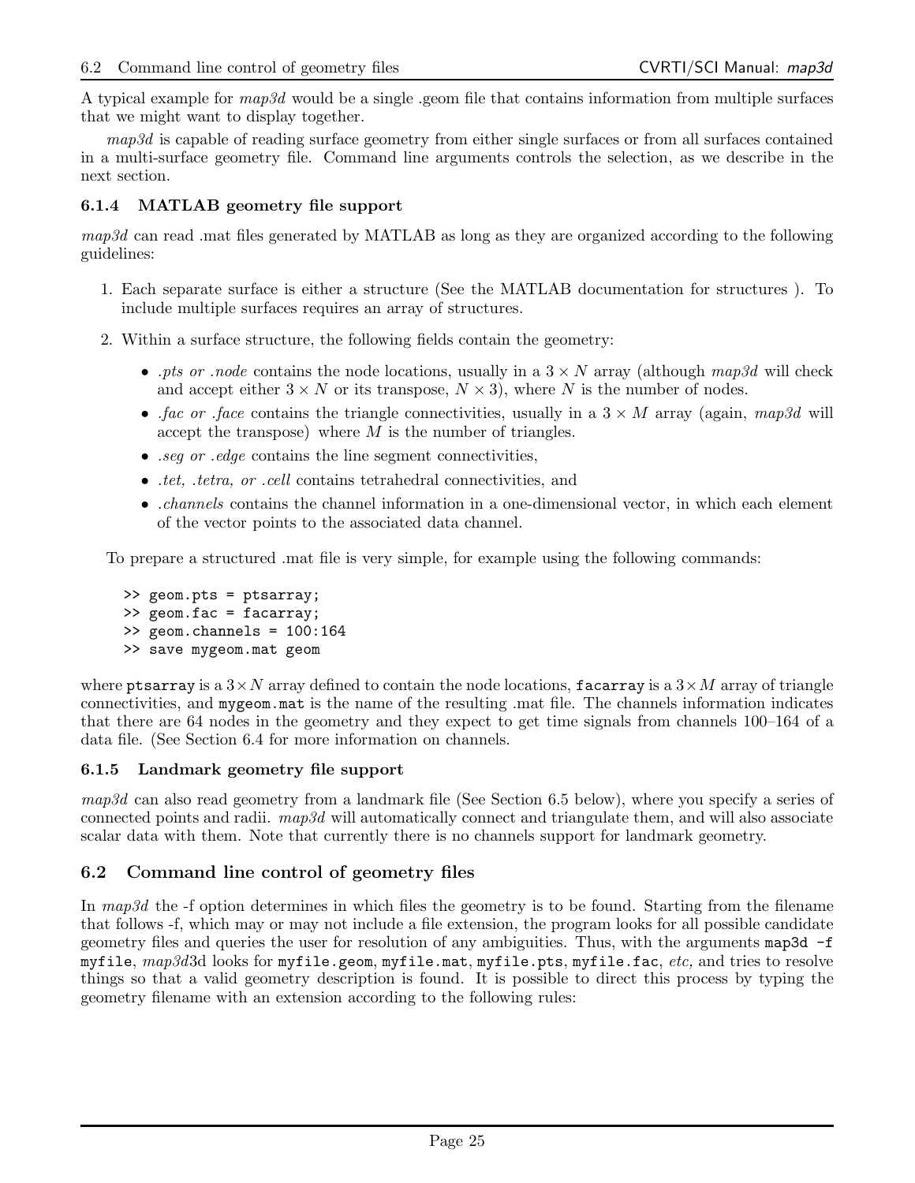A typical example for *map3d* would be a single .geom file that contains information from multiple surfaces that we might want to display together.

*map3d* is capable of reading surface geometry from either single surfaces or from all surfaces contained in a multi-surface geometry file. Command line arguments controls the selection, as we describe in the next section.

### 6.1.4 MATLAB geometry file support

*map3d* can read .mat files generated by MATLAB as long as they are organized according to the following guidelines:

1. Each separate surface is either a structure (See the MATLAB documentation for structures ). To include multiple surfaces requires an array of structures.
2. Within a surface structure, the following fields contain the geometry:
   - *.pts or .node* contains the node locations, usually in a $3 \times N$ array (although *map3d* will check and accept either $3 \times N$ or its transpose, $N \times 3$), where $N$ is the number of nodes.
   - *.fac or .face* contains the triangle connectivities, usually in a $3 \times M$ array (again, *map3d* will accept the transpose) where $M$ is the number of triangles.
   - *.seg or .edge* contains the line segment connectivities,
   - *.tet, .tetra, or .cell* contains tetrahedral connectivities, and
   - *.channels* contains the channel information in a one-dimensional vector, in which each element of the vector points to the associated data channel.

To prepare a structured .mat file is very simple, for example using the following commands:

```
>> geom.pts = ptsarray;
>> geom.fac = facarray;
>> geom.channels = 100:164
>> save mygeom.mat geom
```

where `ptsarray` is a $3 \times N$ array defined to contain the node locations, `facarray` is a $3 \times M$ array of triangle connectivities, and `mygeom.mat` is the name of the resulting .mat file. The channels information indicates that there are 64 nodes in the geometry and they expect to get time signals from channels 100–164 of a data file. (See Section 6.4 for more information on channels.

### 6.1.5 Landmark geometry file support

*map3d* can also read geometry from a landmark file (See Section 6.5 below), where you specify a series of connected points and radii. *map3d* will automatically connect and triangulate them, and will also associate scalar data with them. Note that currently there is no channels support for landmark geometry.

## 6.2 Command line control of geometry files

In *map3d* the -f option determines in which files the geometry is to be found. Starting from the filename that follows -f, which may or may not include a file extension, the program looks for all possible candidate geometry files and queries the user for resolution of any ambiguities. Thus, with the arguments `map3d -f myfile`, *map3d*3d looks for `myfile.geom`, `myfile.mat`, `myfile.pts`, `myfile.fac`, *etc,* and tries to resolve things so that a valid geometry description is found. It is possible to direct this process by typing the geometry filename with an extension according to the following rules: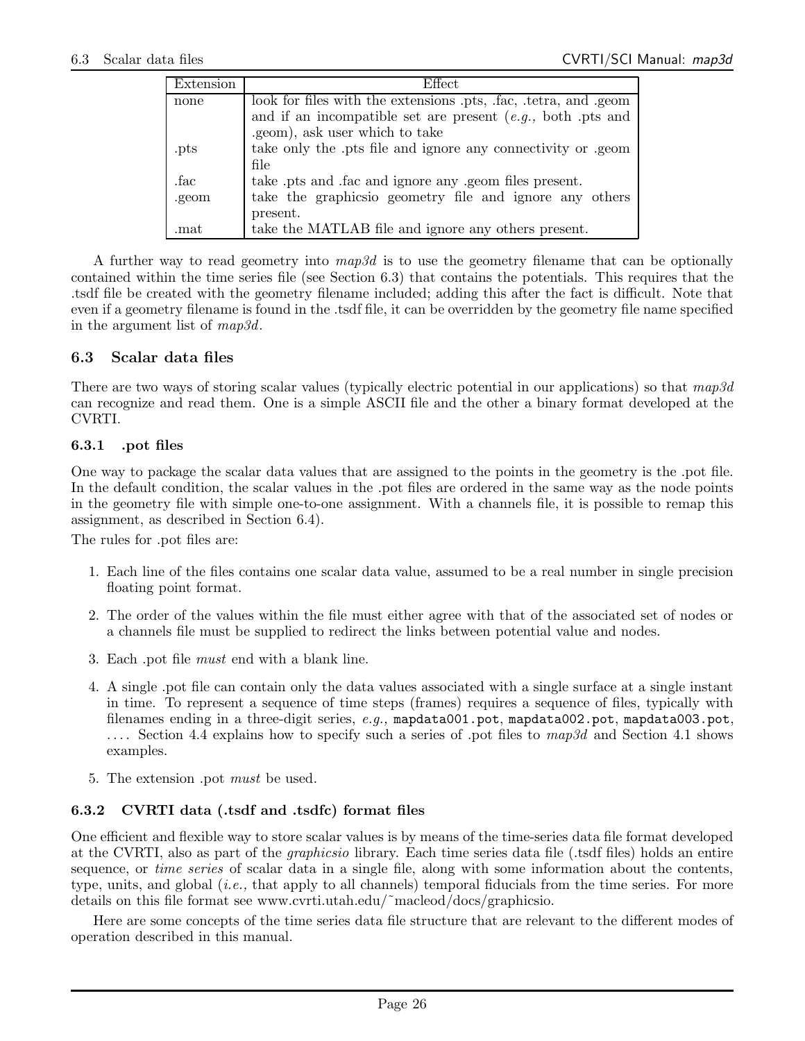| Extension | Effect |
|---|---|
| none | look for files with the extensions .pts, .fac, .tetra, and .geom and if an incompatible set are present (*e.g.,* both .pts and .geom), ask user which to take |
| .pts | take only the .pts file and ignore any connectivity or .geom file |
| .fac | take .pts and .fac and ignore any .geom files present. |
| .geom | take the graphicsio geometry file and ignore any others present. |
| .mat | take the MATLAB file and ignore any others present. |

A further way to read geometry into *map3d* is to use the geometry filename that can be optionally contained within the time series file (see Section 6.3) that contains the potentials. This requires that the .tsdf file be created with the geometry filename included; adding this after the fact is difficult. Note that even if a geometry filename is found in the .tsdf file, it can be overridden by the geometry file name specified in the argument list of *map3d*.

### 6.3 Scalar data files

There are two ways of storing scalar values (typically electric potential in our applications) so that *map3d* can recognize and read them. One is a simple ASCII file and the other a binary format developed at the CVRTI.

#### 6.3.1 .pot files

One way to package the scalar data values that are assigned to the points in the geometry is the .pot file. In the default condition, the scalar values in the .pot files are ordered in the same way as the node points in the geometry file with simple one-to-one assignment. With a channels file, it is possible to remap this assignment, as described in Section 6.4).

The rules for .pot files are:

1. Each line of the files contains one scalar data value, assumed to be a real number in single precision floating point format.
2. The order of the values within the file must either agree with that of the associated set of nodes or a channels file must be supplied to redirect the links between potential value and nodes.
3. Each .pot file *must* end with a blank line.
4. A single .pot file can contain only the data values associated with a single surface at a single instant in time. To represent a sequence of time steps (frames) requires a sequence of files, typically with filenames ending in a three-digit series, *e.g.,* `mapdata001.pot`, `mapdata002.pot`, `mapdata003.pot`, .... Section 4.4 explains how to specify such a series of .pot files to *map3d* and Section 4.1 shows examples.
5. The extension .pot *must* be used.

#### 6.3.2 CVRTI data (.tsdf and .tsdfc) format files

One efficient and flexible way to store scalar values is by means of the time-series data file format developed at the CVRTI, also as part of the *graphicsio* library. Each time series data file (.tsdf files) holds an entire sequence, or *time series* of scalar data in a single file, along with some information about the contents, type, units, and global (*i.e.,* that apply to all channels) temporal fiducials from the time series. For more details on this file format see www.cvrti.utah.edu/~macleod/docs/graphicsio.

Here are some concepts of the time series data file structure that are relevant to the different modes of operation described in this manual.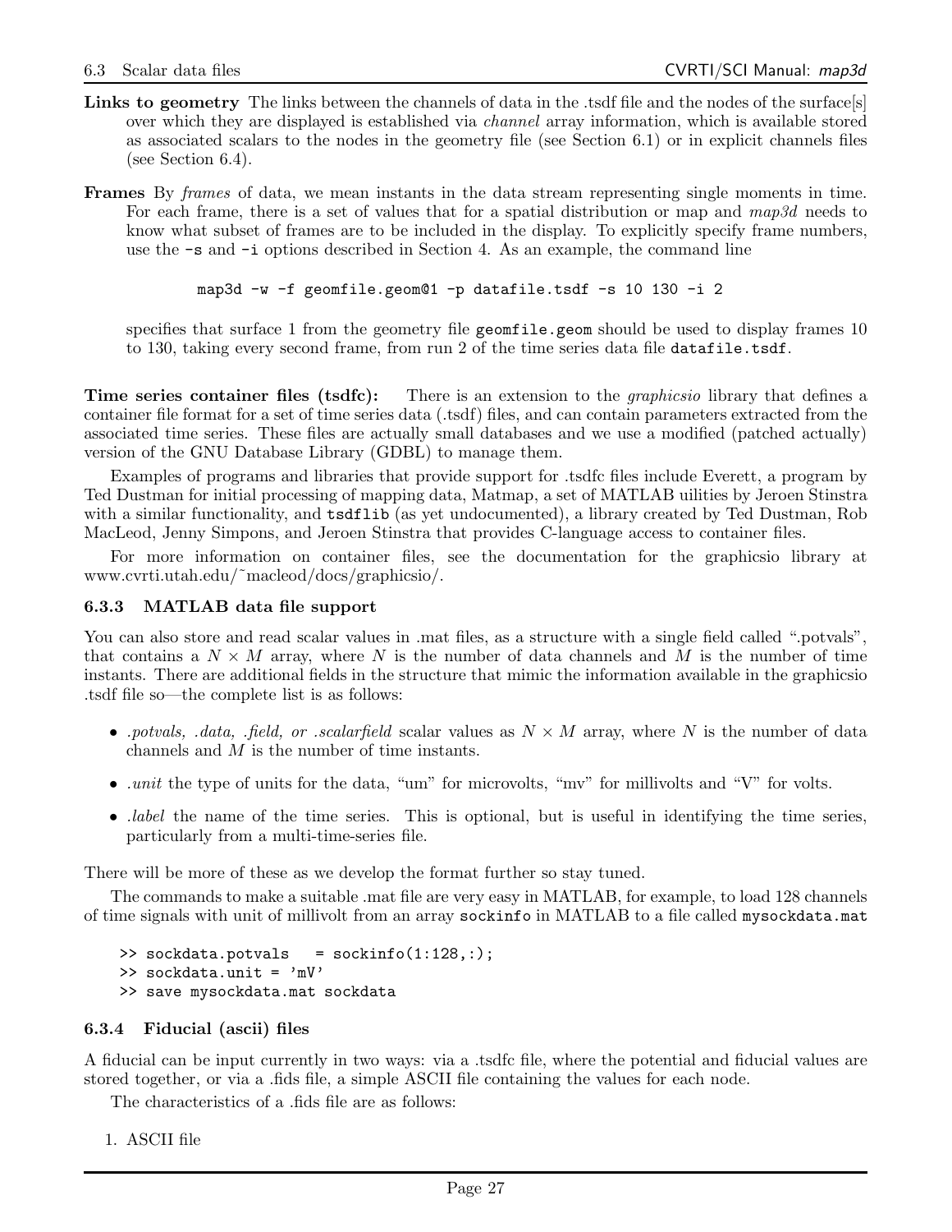**Links to geometry** The links between the channels of data in the .tsdf file and the nodes of the surface[s] over which they are displayed is established via *channel* array information, which is available stored as associated scalars to the nodes in the geometry file (see Section 6.1) or in explicit channels files (see Section 6.4).

**Frames** By *frames* of data, we mean instants in the data stream representing single moments in time. For each frame, there is a set of values that for a spatial distribution or map and *map3d* needs to know what subset of frames are to be included in the display. To explicitly specify frame numbers, use the `-s` and `-i` options described in Section 4. As an example, the command line

```
map3d -w -f geomfile.geom@1 -p datafile.tsdf -s 10 130 -i 2
```

specifies that surface 1 from the geometry file `geomfile.geom` should be used to display frames 10 to 130, taking every second frame, from run 2 of the time series data file `datafile.tsdf`.

**Time series container files (tsdfc):** There is an extension to the *graphicsio* library that defines a container file format for a set of time series data (.tsdf) files, and can contain parameters extracted from the associated time series. These files are actually small databases and we use a modified (patched actually) version of the GNU Database Library (GDBL) to manage them.

Examples of programs and libraries that provide support for .tsdfc files include Everett, a program by Ted Dustman for initial processing of mapping data, Matmap, a set of MATLAB uilities by Jeroen Stinstra with a similar functionality, and `tsdflib` (as yet undocumented), a library created by Ted Dustman, Rob MacLeod, Jenny Simpons, and Jeroen Stinstra that provides C-language access to container files.

For more information on container files, see the documentation for the graphicsio library at www.cvrti.utah.edu/~macleod/docs/graphicsio/.

### 6.3.3 MATLAB data file support

You can also store and read scalar values in .mat files, as a structure with a single field called ".potvals", that contains a $N \times M$ array, where $N$ is the number of data channels and $M$ is the number of time instants. There are additional fields in the structure that mimic the information available in the graphicsio .tsdf file so—the complete list is as follows:

- *.potvals, .data, .field, or .scalarfield* scalar values as $N \times M$ array, where $N$ is the number of data channels and $M$ is the number of time instants.
- *.unit* the type of units for the data, "um" for microvolts, "mv" for millivolts and "V" for volts.
- *.label* the name of the time series. This is optional, but is useful in identifying the time series, particularly from a multi-time-series file.

There will be more of these as we develop the format further so stay tuned.

The commands to make a suitable .mat file are very easy in MATLAB, for example, to load 128 channels of time signals with unit of millivolt from an array `sockinfo` in MATLAB to a file called `mysockdata.mat`

```
>> sockdata.potvals   = sockinfo(1:128,:);
>> sockdata.unit = 'mV'
>> save mysockdata.mat sockdata
```

### 6.3.4 Fiducial (ascii) files

A fiducial can be input currently in two ways: via a .tsdfc file, where the potential and fiducial values are stored together, or via a .fids file, a simple ASCII file containing the values for each node.

The characteristics of a .fids file are as follows:

1. ASCII file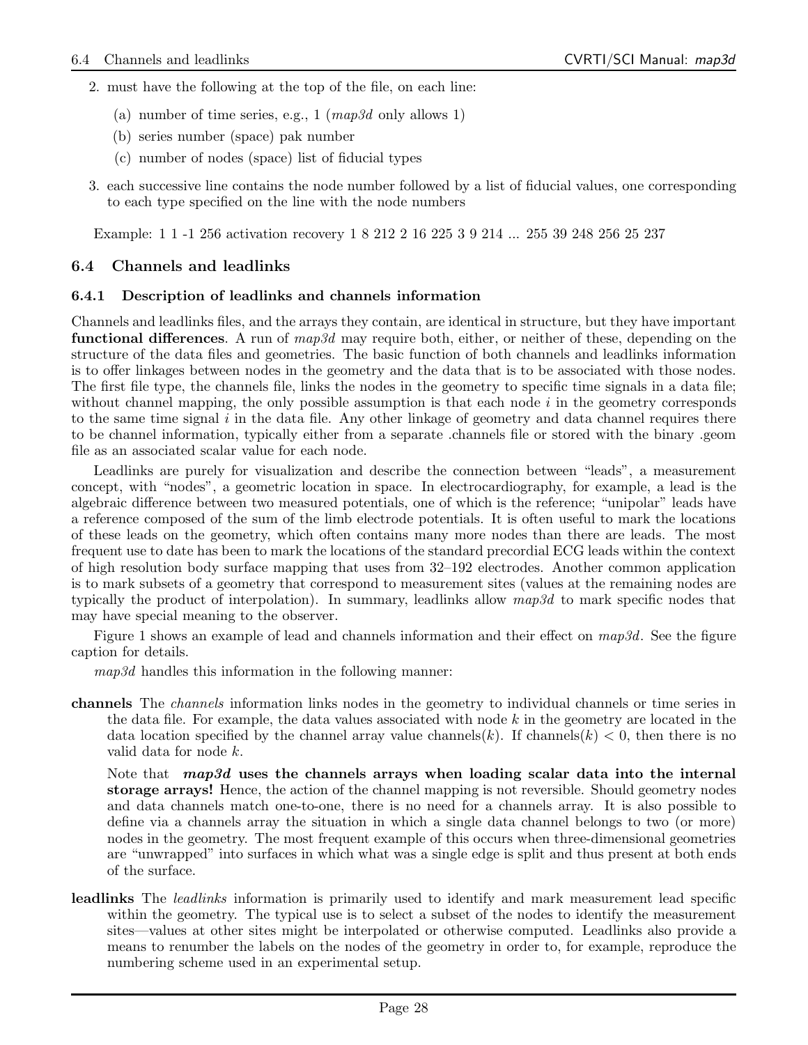2. must have the following at the top of the file, on each line:

   (a) number of time series, e.g., 1 (*map3d* only allows 1)

   (b) series number (space) pak number

   (c) number of nodes (space) list of fiducial types

3. each successive line contains the node number followed by a list of fiducial values, one corresponding to each type specified on the line with the node numbers

Example: 1 1 -1 256 activation recovery 1 8 212 2 16 225 3 9 214 ... 255 39 248 256 25 237

## 6.4 Channels and leadlinks

### 6.4.1 Description of leadlinks and channels information

Channels and leadlinks files, and the arrays they contain, are identical in structure, but they have important **functional differences**. A run of *map3d* may require both, either, or neither of these, depending on the structure of the data files and geometries. The basic function of both channels and leadlinks information is to offer linkages between nodes in the geometry and the data that is to be associated with those nodes. The first file type, the channels file, links the nodes in the geometry to specific time signals in a data file; without channel mapping, the only possible assumption is that each node $i$ in the geometry corresponds to the same time signal $i$ in the data file. Any other linkage of geometry and data channel requires there to be channel information, typically either from a separate .channels file or stored with the binary .geom file as an associated scalar value for each node.

Leadlinks are purely for visualization and describe the connection between "leads", a measurement concept, with "nodes", a geometric location in space. In electrocardiography, for example, a lead is the algebraic difference between two measured potentials, one of which is the reference; "unipolar" leads have a reference composed of the sum of the limb electrode potentials. It is often useful to mark the locations of these leads on the geometry, which often contains many more nodes than there are leads. The most frequent use to date has been to mark the locations of the standard precordial ECG leads within the context of high resolution body surface mapping that uses from 32–192 electrodes. Another common application is to mark subsets of a geometry that correspond to measurement sites (values at the remaining nodes are typically the product of interpolation). In summary, leadlinks allow *map3d* to mark specific nodes that may have special meaning to the observer.

Figure 1 shows an example of lead and channels information and their effect on *map3d*. See the figure caption for details.

*map3d* handles this information in the following manner:

**channels** The *channels* information links nodes in the geometry to individual channels or time series in the data file. For example, the data values associated with node $k$ in the geometry are located in the data location specified by the channel array value channels($k$). If channels($k$) $< 0$, then there is no valid data for node $k$.

Note that ***map3d* uses the channels arrays when loading scalar data into the internal storage arrays!** Hence, the action of the channel mapping is not reversible. Should geometry nodes and data channels match one-to-one, there is no need for a channels array. It is also possible to define via a channels array the situation in which a single data channel belongs to two (or more) nodes in the geometry. The most frequent example of this occurs when three-dimensional geometries are "unwrapped" into surfaces in which what was a single edge is split and thus present at both ends of the surface.

**leadlinks** The *leadlinks* information is primarily used to identify and mark measurement lead specific within the geometry. The typical use is to select a subset of the nodes to identify the measurement sites—values at other sites might be interpolated or otherwise computed. Leadlinks also provide a means to renumber the labels on the nodes of the geometry in order to, for example, reproduce the numbering scheme used in an experimental setup.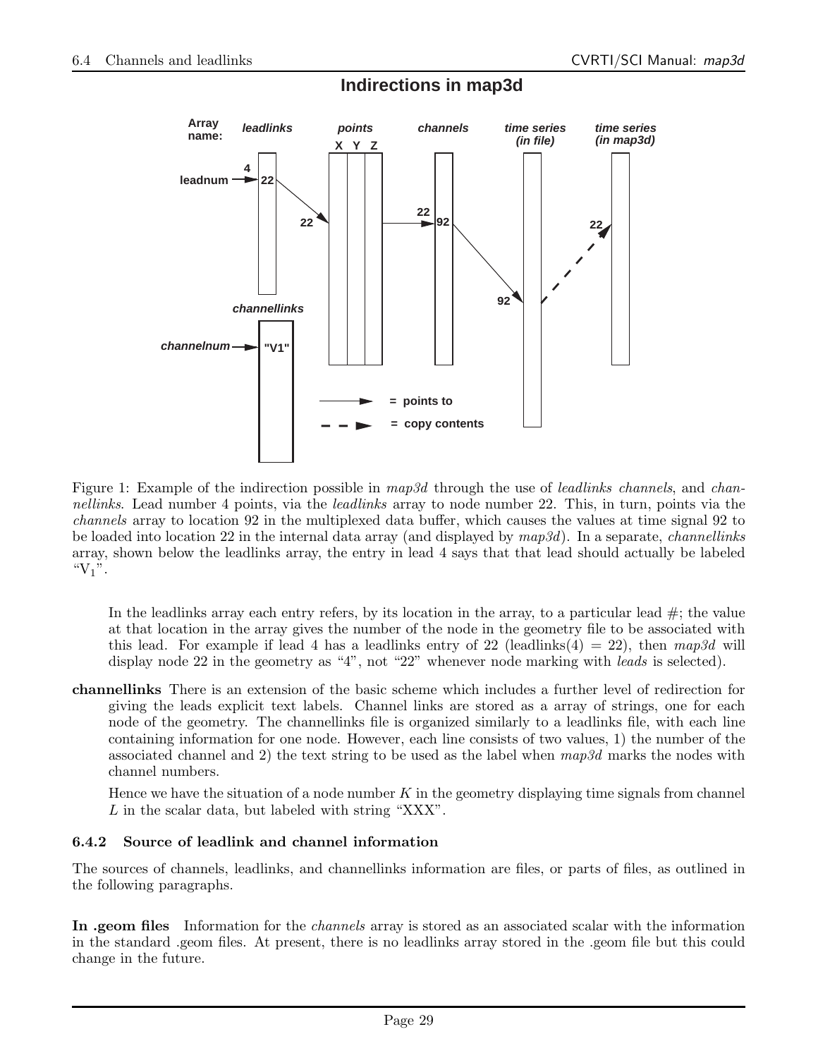**Indirections in map3d**

Figure 1: Example of the indirection possible in *map3d* through the use of *leadlinks channels*, and *channellinks*. Lead number 4 points, via the *leadlinks* array to node number 22. This, in turn, points via the *channels* array to location 92 in the multiplexed data buffer, which causes the values at time signal 92 to be loaded into location 22 in the internal data array (and displayed by *map3d*). In a separate, *channellinks* array, shown below the leadlinks array, the entry in lead 4 says that that lead should actually be labeled "$V_1$".

In the leadlinks array each entry refers, by its location in the array, to a particular lead #; the value at that location in the array gives the number of the node in the geometry file to be associated with this lead. For example if lead 4 has a leadlinks entry of 22 (leadlinks(4) = 22), then *map3d* will display node 22 in the geometry as "4", not "22" whenever node marking with *leads* is selected).

**channellinks** There is an extension of the basic scheme which includes a further level of redirection for giving the leads explicit text labels. Channel links are stored as a array of strings, one for each node of the geometry. The channellinks file is organized similarly to a leadlinks file, with each line containing information for one node. However, each line consists of two values, 1) the number of the associated channel and 2) the text string to be used as the label when *map3d* marks the nodes with channel numbers.

Hence we have the situation of a node number $K$ in the geometry displaying time signals from channel $L$ in the scalar data, but labeled with string "XXX".

### 6.4.2 Source of leadlink and channel information

The sources of channels, leadlinks, and channellinks information are files, or parts of files, as outlined in the following paragraphs.

**In .geom files** Information for the *channels* array is stored as an associated scalar with the information in the standard .geom files. At present, there is no leadlinks array stored in the .geom file but this could change in the future.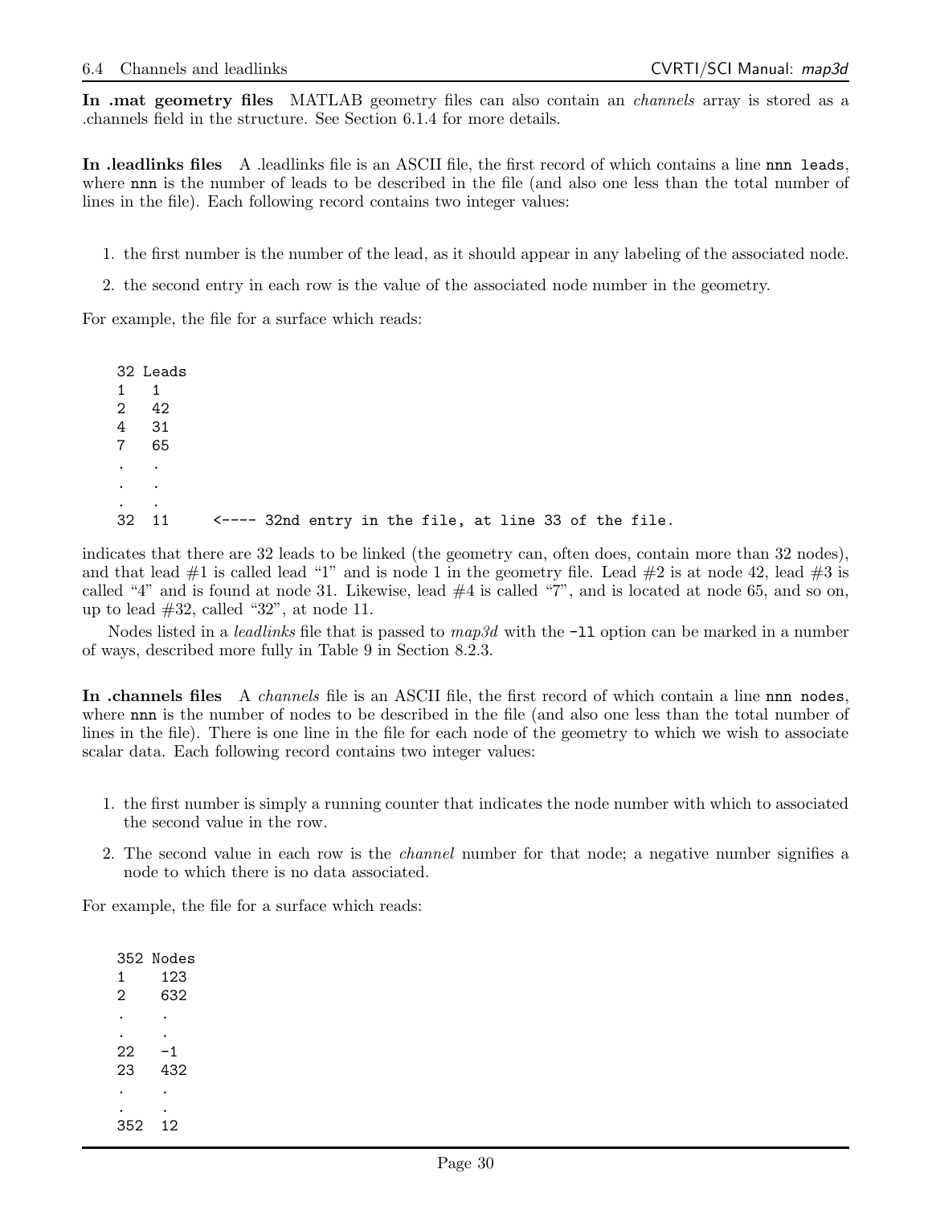**In .mat geometry files** MATLAB geometry files can also contain an *channels* array is stored as a .channels field in the structure. See Section 6.1.4 for more details.

**In .leadlinks files** A .leadlinks file is an ASCII file, the first record of which contains a line `nnn leads`, where `nnn` is the number of leads to be described in the file (and also one less than the total number of lines in the file). Each following record contains two integer values:

1. the first number is the number of the lead, as it should appear in any labeling of the associated node.
2. the second entry in each row is the value of the associated node number in the geometry.

For example, the file for a surface which reads:

```
32 Leads
1   1
2   42
4   31
7   65
.   .
.   .
.   .
32  11     <---- 32nd entry in the file, at line 33 of the file.
```

indicates that there are 32 leads to be linked (the geometry can, often does, contain more than 32 nodes), and that lead #1 is called lead "1" and is node 1 in the geometry file. Lead #2 is at node 42, lead #3 is called "4" and is found at node 31. Likewise, lead #4 is called "7", and is located at node 65, and so on, up to lead #32, called "32", at node 11.

Nodes listed in a *leadlinks* file that is passed to *map3d* with the `-ll` option can be marked in a number of ways, described more fully in Table 9 in Section 8.2.3.

**In .channels files** A *channels* file is an ASCII file, the first record of which contain a line `nnn nodes`, where `nnn` is the number of nodes to be described in the file (and also one less than the total number of lines in the file). There is one line in the file for each node of the geometry to which we wish to associate scalar data. Each following record contains two integer values:

1. the first number is simply a running counter that indicates the node number with which to associated the second value in the row.
2. The second value in each row is the *channel* number for that node; a negative number signifies a node to which there is no data associated.

For example, the file for a surface which reads:

```
352 Nodes
1     123
2     632
.     .
.     .
22    -1
23    432
.     .
.     .
352   12
```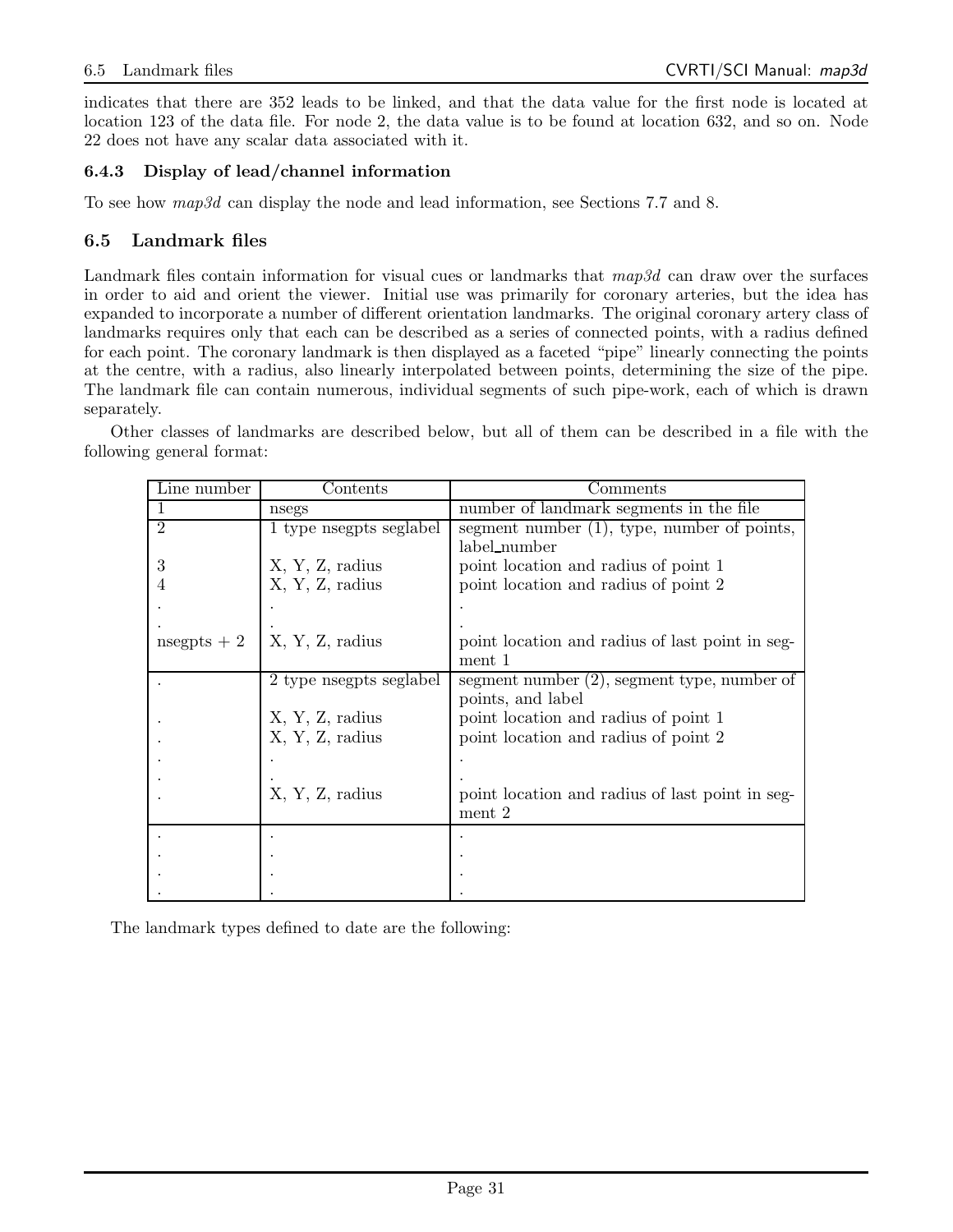indicates that there are 352 leads to be linked, and that the data value for the first node is located at location 123 of the data file. For node 2, the data value is to be found at location 632, and so on. Node 22 does not have any scalar data associated with it.

### 6.4.3 Display of lead/channel information

To see how *map3d* can display the node and lead information, see Sections 7.7 and 8.

## 6.5 Landmark files

Landmark files contain information for visual cues or landmarks that *map3d* can draw over the surfaces in order to aid and orient the viewer. Initial use was primarily for coronary arteries, but the idea has expanded to incorporate a number of different orientation landmarks. The original coronary artery class of landmarks requires only that each can be described as a series of connected points, with a radius defined for each point. The coronary landmark is then displayed as a faceted "pipe" linearly connecting the points at the centre, with a radius, also linearly interpolated between points, determining the size of the pipe. The landmark file can contain numerous, individual segments of such pipe-work, each of which is drawn separately.

Other classes of landmarks are described below, but all of them can be described in a file with the following general format:

| Line number | Contents | Comments |
|---|---|---|
| 1 | nsegs | number of landmark segments in the file |
| 2 | 1 type nsegpts seglabel | segment number (1), type, number of points, label_number |
| 3 | X, Y, Z, radius | point location and radius of point 1 |
| 4 | X, Y, Z, radius | point location and radius of point 2 |
| . | . | . |
| . | . | . |
| nsegpts + 2 | X, Y, Z, radius | point location and radius of last point in segment 1 |
| . | 2 type nsegpts seglabel | segment number (2), segment type, number of points, and label |
| . | X, Y, Z, radius | point location and radius of point 1 |
| . | X, Y, Z, radius | point location and radius of point 2 |
| . | . | . |
| . | . | . |
| . | X, Y, Z, radius | point location and radius of last point in segment 2 |
| . | . | . |
| . | . | . |
| . | . | . |
| . | . | . |

The landmark types defined to date are the following: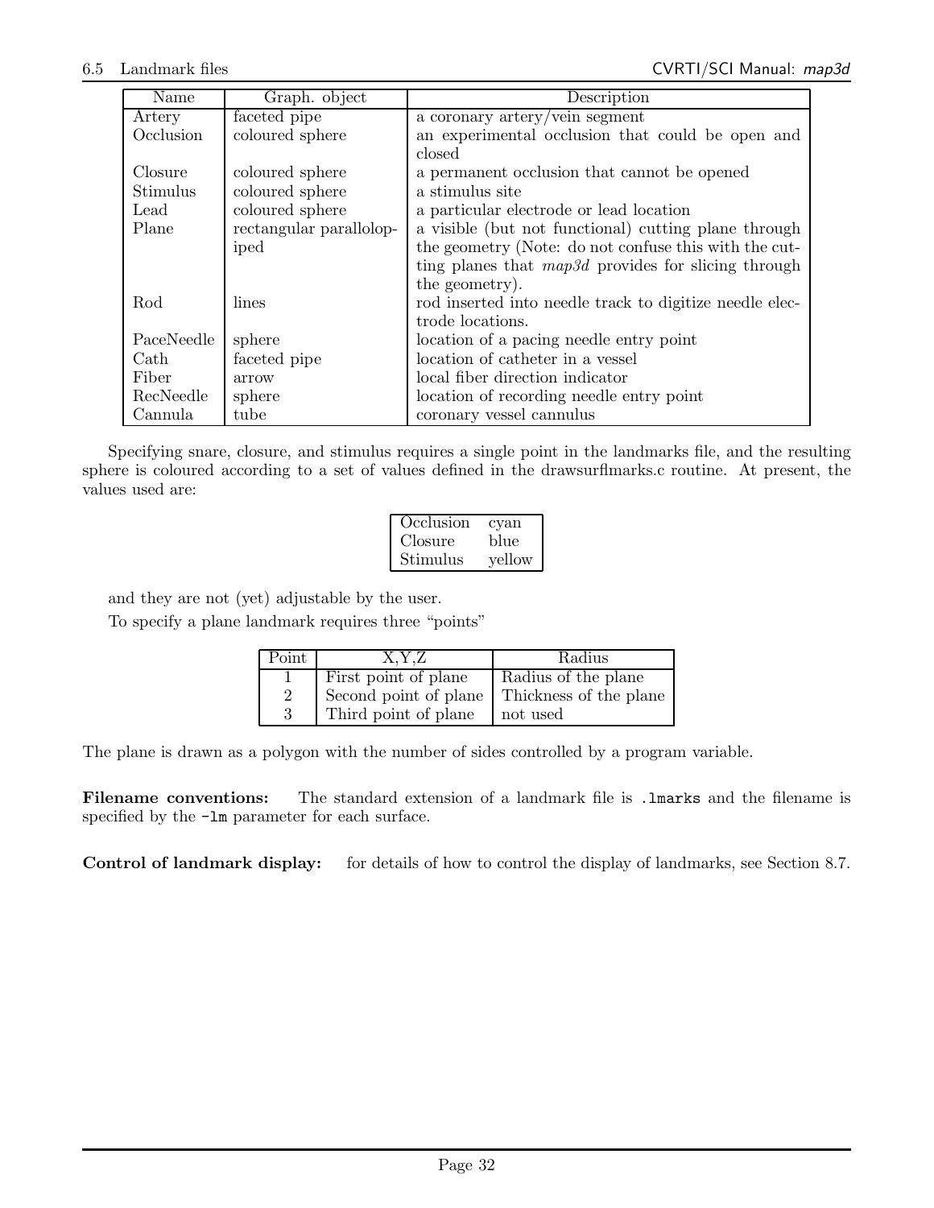| Name | Graph. object | Description |
|---|---|---|
| Artery | faceted pipe | a coronary artery/vein segment |
| Occlusion | coloured sphere | an experimental occlusion that could be open and closed |
| Closure | coloured sphere | a permanent occlusion that cannot be opened |
| Stimulus | coloured sphere | a stimulus site |
| Lead | coloured sphere | a particular electrode or lead location |
| Plane | rectangular parallelopiped | a visible (but not functional) cutting plane through the geometry (Note: do not confuse this with the cutting planes that *map3d* provides for slicing through the geometry). |
| Rod | lines | rod inserted into needle track to digitize needle electrode locations. |
| PaceNeedle | sphere | location of a pacing needle entry point |
| Cath | faceted pipe | location of catheter in a vessel |
| Fiber | arrow | local fiber direction indicator |
| RecNeedle | sphere | location of recording needle entry point |
| Cannula | tube | coronary vessel cannulus |

Specifying snare, closure, and stimulus requires a single point in the landmarks file, and the resulting sphere is coloured according to a set of values defined in the drawsurflmarks.c routine. At present, the values used are:

| | |
|---|---|
| Occlusion | cyan |
| Closure | blue |
| Stimulus | yellow |

and they are not (yet) adjustable by the user.

To specify a plane landmark requires three "points"

| Point | X,Y,Z | Radius |
|---|---|---|
| 1 | First point of plane | Radius of the plane |
| 2 | Second point of plane | Thickness of the plane |
| 3 | Third point of plane | not used |

The plane is drawn as a polygon with the number of sides controlled by a program variable.

**Filename conventions:** The standard extension of a landmark file is `.lmarks` and the filename is specified by the `-lm` parameter for each surface.

**Control of landmark display:** for details of how to control the display of landmarks, see Section 8.7.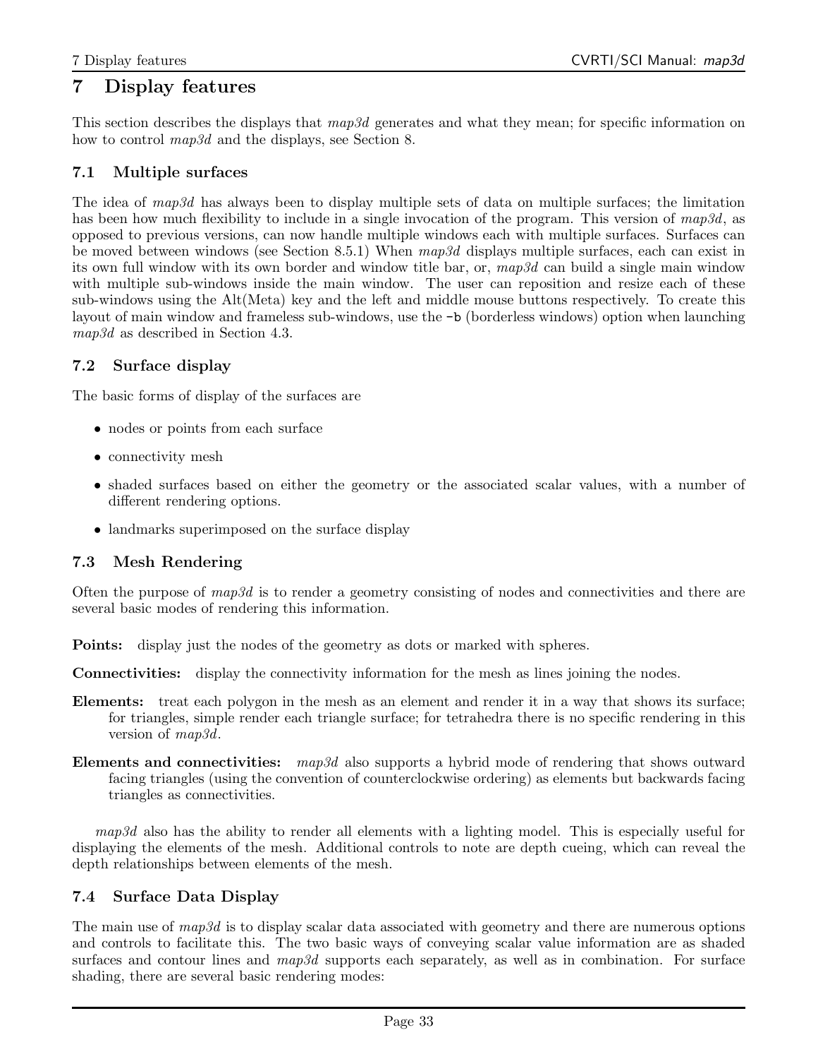# 7 Display features

This section describes the displays that *map3d* generates and what they mean; for specific information on how to control *map3d* and the displays, see Section 8.

## 7.1 Multiple surfaces

The idea of *map3d* has always been to display multiple sets of data on multiple surfaces; the limitation has been how much flexibility to include in a single invocation of the program. This version of *map3d*, as opposed to previous versions, can now handle multiple windows each with multiple surfaces. Surfaces can be moved between windows (see Section 8.5.1) When *map3d* displays multiple surfaces, each can exist in its own full window with its own border and window title bar, or, *map3d* can build a single main window with multiple sub-windows inside the main window. The user can reposition and resize each of these sub-windows using the Alt(Meta) key and the left and middle mouse buttons respectively. To create this layout of main window and frameless sub-windows, use the `-b` (borderless windows) option when launching *map3d* as described in Section 4.3.

## 7.2 Surface display

The basic forms of display of the surfaces are

- nodes or points from each surface
- connectivity mesh
- shaded surfaces based on either the geometry or the associated scalar values, with a number of different rendering options.
- landmarks superimposed on the surface display

## 7.3 Mesh Rendering

Often the purpose of *map3d* is to render a geometry consisting of nodes and connectivities and there are several basic modes of rendering this information.

**Points:** display just the nodes of the geometry as dots or marked with spheres.

**Connectivities:** display the connectivity information for the mesh as lines joining the nodes.

**Elements:** treat each polygon in the mesh as an element and render it in a way that shows its surface; for triangles, simple render each triangle surface; for tetrahedra there is no specific rendering in this version of *map3d*.

**Elements and connectivities:** *map3d* also supports a hybrid mode of rendering that shows outward facing triangles (using the convention of counterclockwise ordering) as elements but backwards facing triangles as connectivities.

*map3d* also has the ability to render all elements with a lighting model. This is especially useful for displaying the elements of the mesh. Additional controls to note are depth cueing, which can reveal the depth relationships between elements of the mesh.

## 7.4 Surface Data Display

The main use of *map3d* is to display scalar data associated with geometry and there are numerous options and controls to facilitate this. The two basic ways of conveying scalar value information are as shaded surfaces and contour lines and *map3d* supports each separately, as well as in combination. For surface shading, there are several basic rendering modes: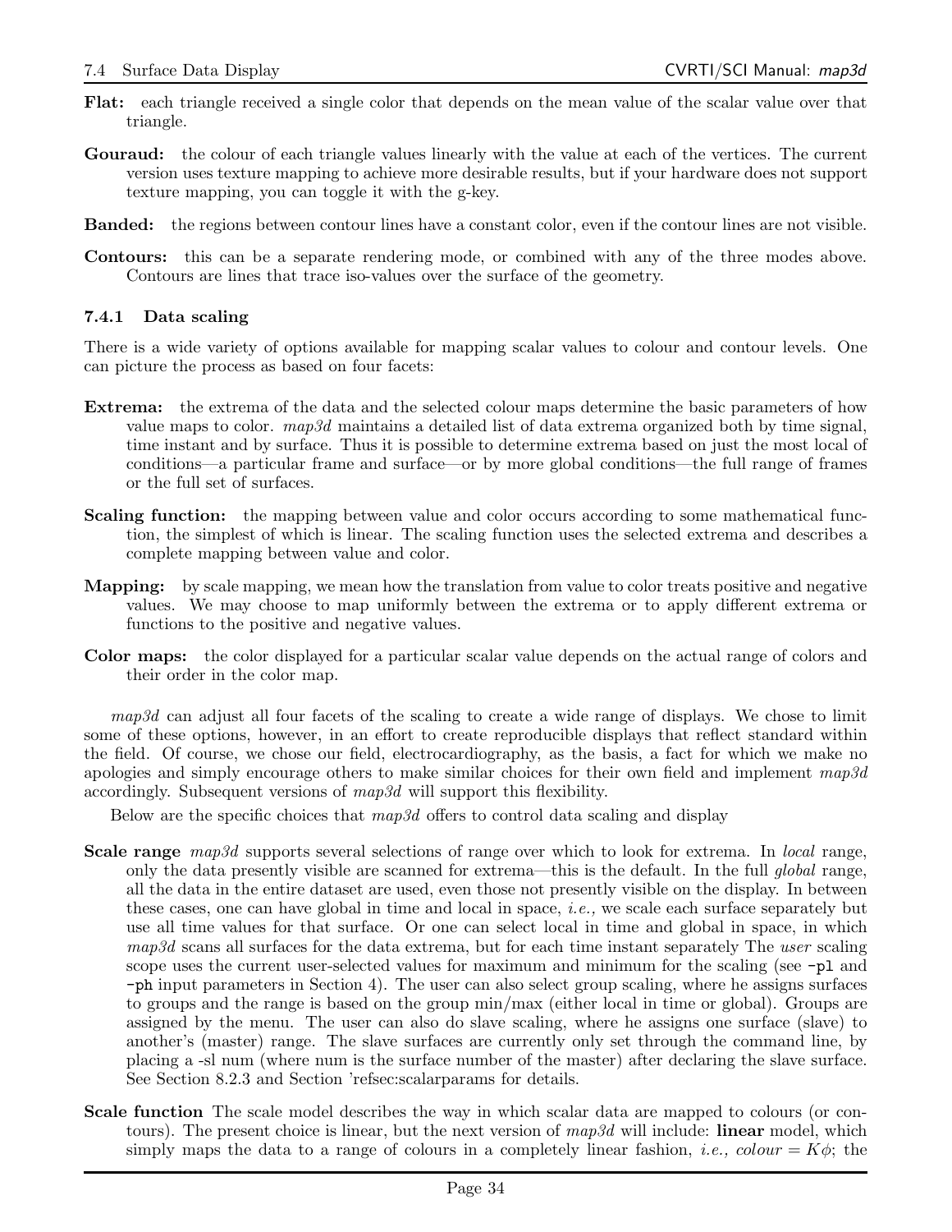**Flat:** each triangle received a single color that depends on the mean value of the scalar value over that triangle.

**Gouraud:** the colour of each triangle values linearly with the value at each of the vertices. The current version uses texture mapping to achieve more desirable results, but if your hardware does not support texture mapping, you can toggle it with the g-key.

**Banded:** the regions between contour lines have a constant color, even if the contour lines are not visible.

**Contours:** this can be a separate rendering mode, or combined with any of the three modes above. Contours are lines that trace iso-values over the surface of the geometry.

### 7.4.1 Data scaling

There is a wide variety of options available for mapping scalar values to colour and contour levels. One can picture the process as based on four facets:

**Extrema:** the extrema of the data and the selected colour maps determine the basic parameters of how value maps to color. *map3d* maintains a detailed list of data extrema organized both by time signal, time instant and by surface. Thus it is possible to determine extrema based on just the most local of conditions—a particular frame and surface—or by more global conditions—the full range of frames or the full set of surfaces.

**Scaling function:** the mapping between value and color occurs according to some mathematical function, the simplest of which is linear. The scaling function uses the selected extrema and describes a complete mapping between value and color.

**Mapping:** by scale mapping, we mean how the translation from value to color treats positive and negative values. We may choose to map uniformly between the extrema or to apply different extrema or functions to the positive and negative values.

**Color maps:** the color displayed for a particular scalar value depends on the actual range of colors and their order in the color map.

*map3d* can adjust all four facets of the scaling to create a wide range of displays. We chose to limit some of these options, however, in an effort to create reproducible displays that reflect standard within the field. Of course, we chose our field, electrocardiography, as the basis, a fact for which we make no apologies and simply encourage others to make similar choices for their own field and implement *map3d* accordingly. Subsequent versions of *map3d* will support this flexibility.

Below are the specific choices that *map3d* offers to control data scaling and display

**Scale range** *map3d* supports several selections of range over which to look for extrema. In *local* range, only the data presently visible are scanned for extrema—this is the default. In the full *global* range, all the data in the entire dataset are used, even those not presently visible on the display. In between these cases, one can have global in time and local in space, *i.e.,* we scale each surface separately but use all time values for that surface. Or one can select local in time and global in space, in which *map3d* scans all surfaces for the data extrema, but for each time instant separately The *user* scaling scope uses the current user-selected values for maximum and minimum for the scaling (see `-pl` and `-ph` input parameters in Section 4). The user can also select group scaling, where he assigns surfaces to groups and the range is based on the group min/max (either local in time or global). Groups are assigned by the menu. The user can also do slave scaling, where he assigns one surface (slave) to another's (master) range. The slave surfaces are currently only set through the command line, by placing a -sl num (where num is the surface number of the master) after declaring the slave surface. See Section 8.2.3 and Section 'refsec:scalarparams for details.

**Scale function** The scale model describes the way in which scalar data are mapped to colours (or contours). The present choice is linear, but the next version of *map3d* will include: **linear** model, which simply maps the data to a range of colours in a completely linear fashion, *i.e., colour* $= K\phi$; the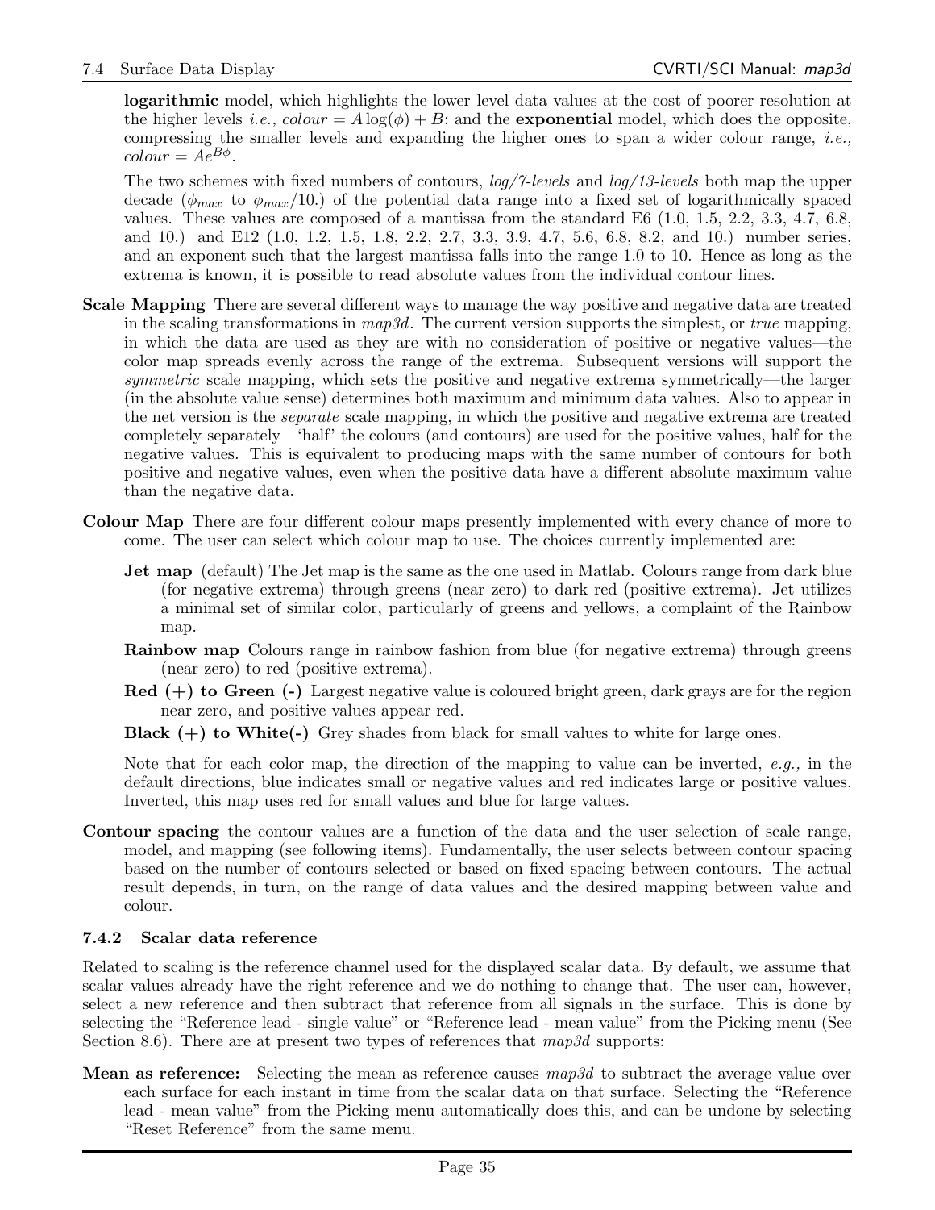**logarithmic** model, which highlights the lower level data values at the cost of poorer resolution at the higher levels *i.e.,* $colour = A\log(\phi) + B$; and the **exponential** model, which does the opposite, compressing the smaller levels and expanding the higher ones to span a wider colour range, *i.e.,* $colour = Ae^{B\phi}$.

The two schemes with fixed numbers of contours, *log/7-levels* and *log/13-levels* both map the upper decade ($\phi_{max}$ to $\phi_{max}/10.$) of the potential data range into a fixed set of logarithmically spaced values. These values are composed of a mantissa from the standard E6 (1.0, 1.5, 2.2, 3.3, 4.7, 6.8, and 10.) and E12 (1.0, 1.2, 1.5, 1.8, 2.2, 2.7, 3.3, 3.9, 4.7, 5.6, 6.8, 8.2, and 10.) number series, and an exponent such that the largest mantissa falls into the range 1.0 to 10. Hence as long as the extrema is known, it is possible to read absolute values from the individual contour lines.

**Scale Mapping** There are several different ways to manage the way positive and negative data are treated in the scaling transformations in *map3d*. The current version supports the simplest, or *true* mapping, in which the data are used as they are with no consideration of positive or negative values—the color map spreads evenly across the range of the extrema. Subsequent versions will support the *symmetric* scale mapping, which sets the positive and negative extrema symmetrically—the larger (in the absolute value sense) determines both maximum and minimum data values. Also to appear in the net version is the *separate* scale mapping, in which the positive and negative extrema are treated completely separately—'half' the colours (and contours) are used for the positive values, half for the negative values. This is equivalent to producing maps with the same number of contours for both positive and negative values, even when the positive data have a different absolute maximum value than the negative data.

**Colour Map** There are four different colour maps presently implemented with every chance of more to come. The user can select which colour map to use. The choices currently implemented are:

**Jet map** (default) The Jet map is the same as the one used in Matlab. Colours range from dark blue (for negative extrema) through greens (near zero) to dark red (positive extrema). Jet utilizes a minimal set of similar color, particularly of greens and yellows, a complaint of the Rainbow map.

**Rainbow map** Colours range in rainbow fashion from blue (for negative extrema) through greens (near zero) to red (positive extrema).

**Red (+) to Green (-)** Largest negative value is coloured bright green, dark grays are for the region near zero, and positive values appear red.

**Black (+) to White(-)** Grey shades from black for small values to white for large ones.

Note that for each color map, the direction of the mapping to value can be inverted, *e.g.,* in the default directions, blue indicates small or negative values and red indicates large or positive values. Inverted, this map uses red for small values and blue for large values.

**Contour spacing** the contour values are a function of the data and the user selection of scale range, model, and mapping (see following items). Fundamentally, the user selects between contour spacing based on the number of contours selected or based on fixed spacing between contours. The actual result depends, in turn, on the range of data values and the desired mapping between value and colour.

### 7.4.2 Scalar data reference

Related to scaling is the reference channel used for the displayed scalar data. By default, we assume that scalar values already have the right reference and we do nothing to change that. The user can, however, select a new reference and then subtract that reference from all signals in the surface. This is done by selecting the "Reference lead - single value" or "Reference lead - mean value" from the Picking menu (See Section 8.6). There are at present two types of references that *map3d* supports:

**Mean as reference:** Selecting the mean as reference causes *map3d* to subtract the average value over each surface for each instant in time from the scalar data on that surface. Selecting the "Reference lead - mean value" from the Picking menu automatically does this, and can be undone by selecting "Reset Reference" from the same menu.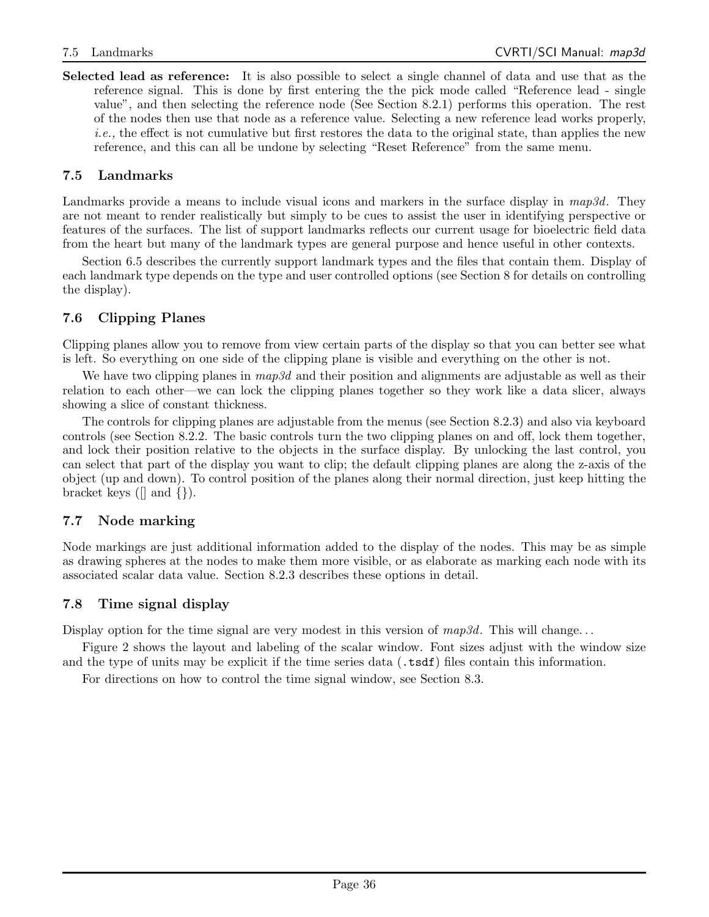**Selected lead as reference:** It is also possible to select a single channel of data and use that as the reference signal. This is done by first entering the the pick mode called "Reference lead - single value", and then selecting the reference node (See Section 8.2.1) performs this operation. The rest of the nodes then use that node as a reference value. Selecting a new reference lead works properly, *i.e.,* the effect is not cumulative but first restores the data to the original state, than applies the new reference, and this can all be undone by selecting "Reset Reference" from the same menu.

## 7.5 Landmarks

Landmarks provide a means to include visual icons and markers in the surface display in *map3d*. They are not meant to render realistically but simply to be cues to assist the user in identifying perspective or features of the surfaces. The list of support landmarks reflects our current usage for bioelectric field data from the heart but many of the landmark types are general purpose and hence useful in other contexts.

Section 6.5 describes the currently support landmark types and the files that contain them. Display of each landmark type depends on the type and user controlled options (see Section 8 for details on controlling the display).

## 7.6 Clipping Planes

Clipping planes allow you to remove from view certain parts of the display so that you can better see what is left. So everything on one side of the clipping plane is visible and everything on the other is not.

We have two clipping planes in *map3d* and their position and alignments are adjustable as well as their relation to each other—we can lock the clipping planes together so they work like a data slicer, always showing a slice of constant thickness.

The controls for clipping planes are adjustable from the menus (see Section 8.2.3) and also via keyboard controls (see Section 8.2.2. The basic controls turn the two clipping planes on and off, lock them together, and lock their position relative to the objects in the surface display. By unlocking the last control, you can select that part of the display you want to clip; the default clipping planes are along the z-axis of the object (up and down). To control position of the planes along their normal direction, just keep hitting the bracket keys ([] and {}).

## 7.7 Node marking

Node markings are just additional information added to the display of the nodes. This may be as simple as drawing spheres at the nodes to make them more visible, or as elaborate as marking each node with its associated scalar data value. Section 8.2.3 describes these options in detail.

## 7.8 Time signal display

Display option for the time signal are very modest in this version of *map3d*. This will change...

Figure 2 shows the layout and labeling of the scalar window. Font sizes adjust with the window size and the type of units may be explicit if the time series data (`.tsdf`) files contain this information.

For directions on how to control the time signal window, see Section 8.3.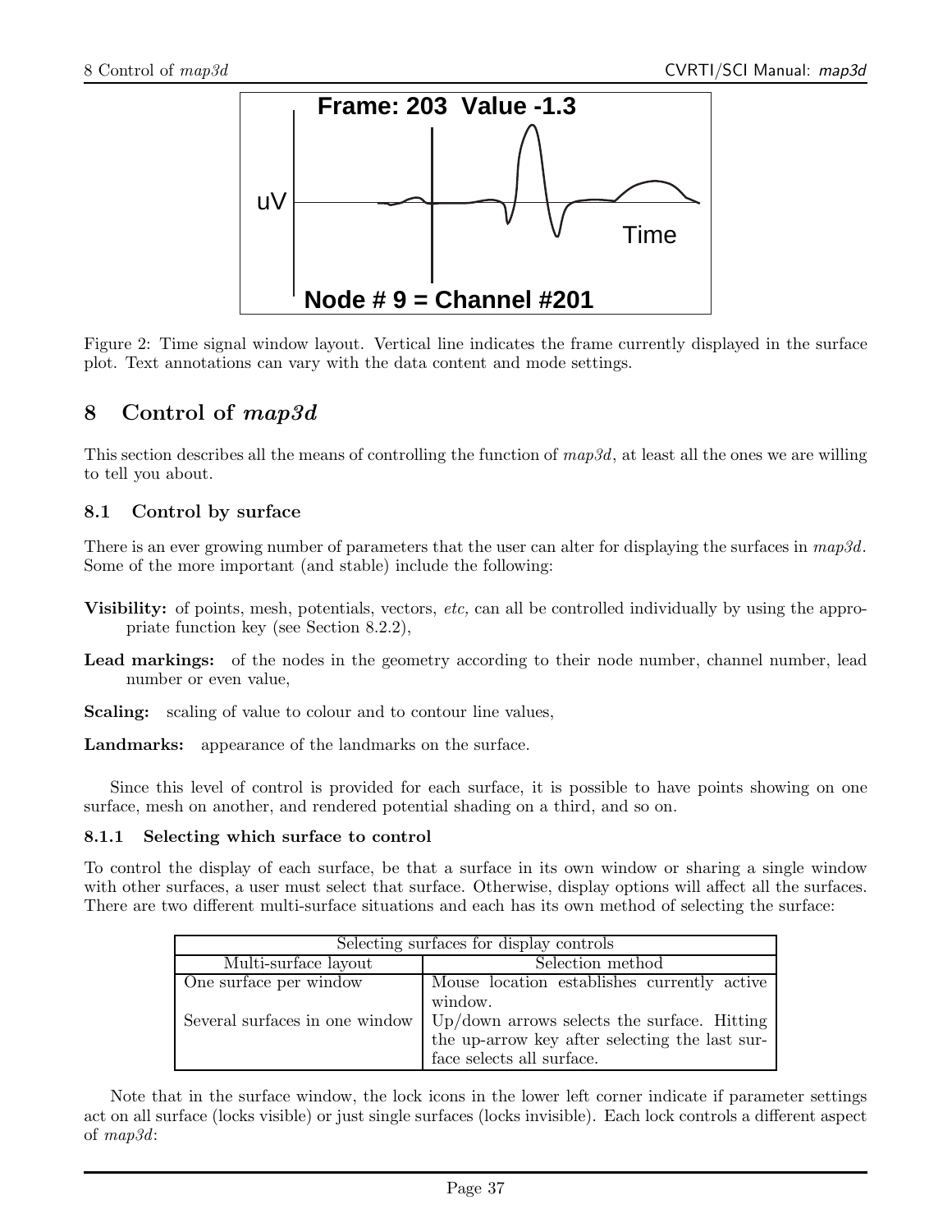Figure 2: Time signal window layout. Vertical line indicates the frame currently displayed in the surface plot. Text annotations can vary with the data content and mode settings.

# 8 Control of *map3d*

This section describes all the means of controlling the function of *map3d*, at least all the ones we are willing to tell you about.

## 8.1 Control by surface

There is an ever growing number of parameters that the user can alter for displaying the surfaces in *map3d*. Some of the more important (and stable) include the following:

**Visibility:** of points, mesh, potentials, vectors, *etc,* can all be controlled individually by using the appropriate function key (see Section 8.2.2),

**Lead markings:** of the nodes in the geometry according to their node number, channel number, lead number or even value,

**Scaling:** scaling of value to colour and to contour line values,

**Landmarks:** appearance of the landmarks on the surface.

Since this level of control is provided for each surface, it is possible to have points showing on one surface, mesh on another, and rendered potential shading on a third, and so on.

### 8.1.1 Selecting which surface to control

To control the display of each surface, be that a surface in its own window or sharing a single window with other surfaces, a user must select that surface. Otherwise, display options will affect all the surfaces. There are two different multi-surface situations and each has its own method of selecting the surface:

| Selecting surfaces for display controls | |
|---|---|
| Multi-surface layout | Selection method |
| One surface per window | Mouse location establishes currently active window. |
| Several surfaces in one window | Up/down arrows selects the surface. Hitting the up-arrow key after selecting the last surface selects all surface. |

Note that in the surface window, the lock icons in the lower left corner indicate if parameter settings act on all surface (locks visible) or just single surfaces (locks invisible). Each lock controls a different aspect of *map3d*: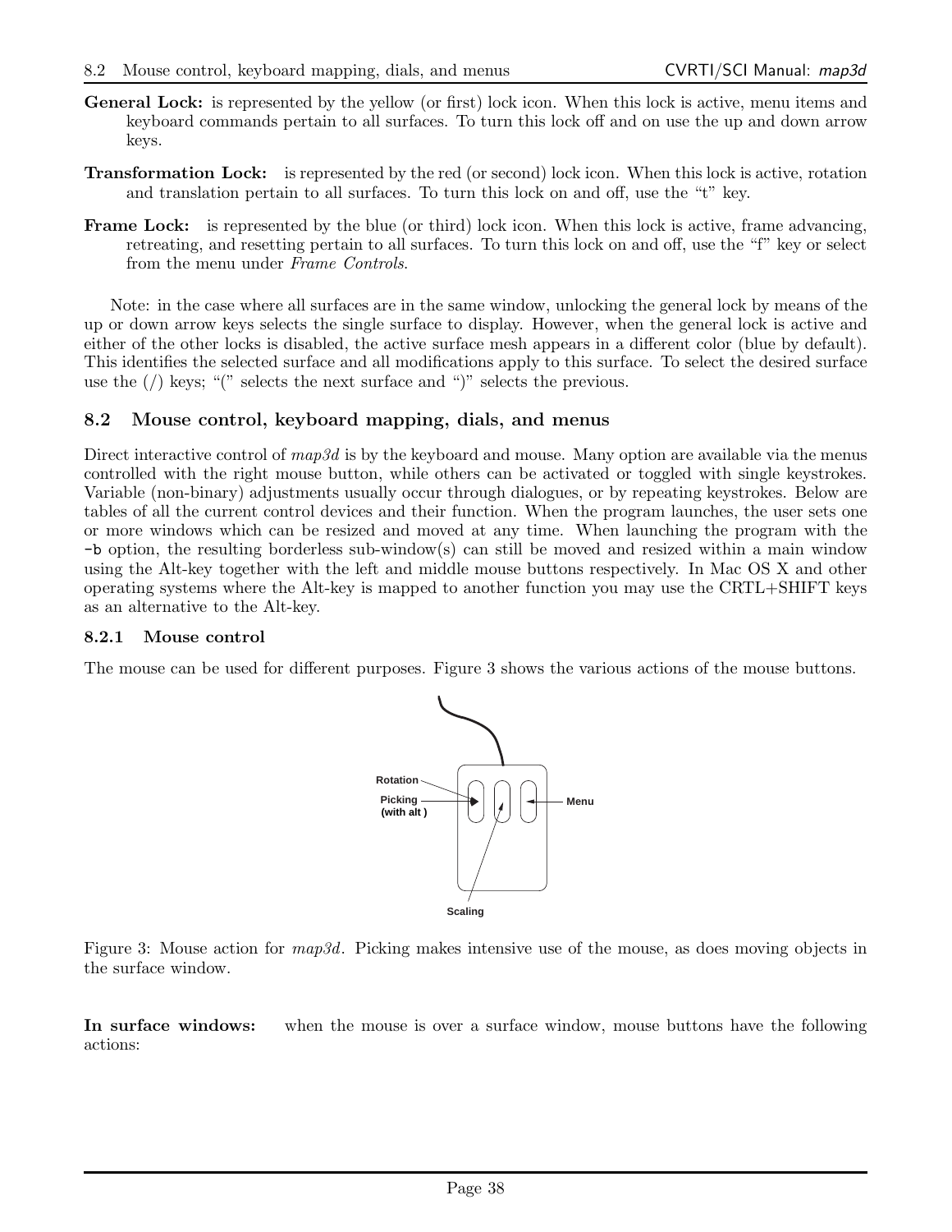**General Lock:** is represented by the yellow (or first) lock icon. When this lock is active, menu items and keyboard commands pertain to all surfaces. To turn this lock off and on use the up and down arrow keys.

**Transformation Lock:** is represented by the red (or second) lock icon. When this lock is active, rotation and translation pertain to all surfaces. To turn this lock on and off, use the "t" key.

**Frame Lock:** is represented by the blue (or third) lock icon. When this lock is active, frame advancing, retreating, and resetting pertain to all surfaces. To turn this lock on and off, use the "f" key or select from the menu under *Frame Controls*.

Note: in the case where all surfaces are in the same window, unlocking the general lock by means of the up or down arrow keys selects the single surface to display. However, when the general lock is active and either of the other locks is disabled, the active surface mesh appears in a different color (blue by default). This identifies the selected surface and all modifications apply to this surface. To select the desired surface use the (/) keys; "(" selects the next surface and ")" selects the previous.

## 8.2 Mouse control, keyboard mapping, dials, and menus

Direct interactive control of *map3d* is by the keyboard and mouse. Many option are available via the menus controlled with the right mouse button, while others can be activated or toggled with single keystrokes. Variable (non-binary) adjustments usually occur through dialogues, or by repeating keystrokes. Below are tables of all the current control devices and their function. When the program launches, the user sets one or more windows which can be resized and moved at any time. When launching the program with the `-b` option, the resulting borderless sub-window(s) can still be moved and resized within a main window using the Alt-key together with the left and middle mouse buttons respectively. In Mac OS X and other operating systems where the Alt-key is mapped to another function you may use the CRTL+SHIFT keys as an alternative to the Alt-key.

### 8.2.1 Mouse control

The mouse can be used for different purposes. Figure 3 shows the various actions of the mouse buttons.

Rotation
Picking (with alt)
Menu
Scaling

Figure 3: Mouse action for *map3d*. Picking makes intensive use of the mouse, as does moving objects in the surface window.

**In surface windows:** when the mouse is over a surface window, mouse buttons have the following actions: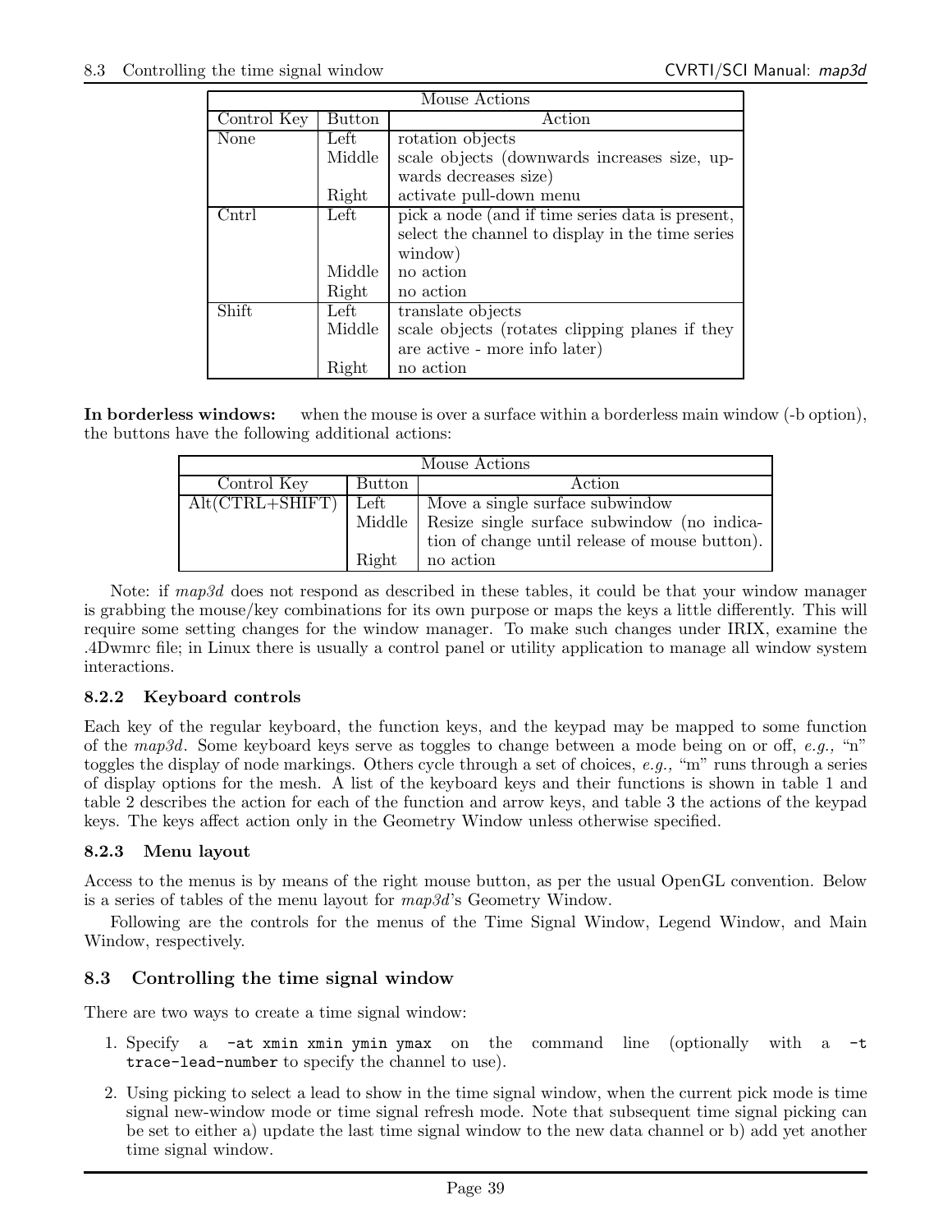| Mouse Actions | | |
|---|---|---|
| Control Key | Button | Action |
| None | Left | rotation objects |
| | Middle | scale objects (downwards increases size, upwards decreases size) |
| | Right | activate pull-down menu |
| Cntrl | Left | pick a node (and if time series data is present, select the channel to display in the time series window) |
| | Middle | no action |
| | Right | no action |
| Shift | Left | translate objects |
| | Middle | scale objects (rotates clipping planes if they are active - more info later) |
| | Right | no action |

**In borderless windows:** when the mouse is over a surface within a borderless main window (-b option), the buttons have the following additional actions:

| Mouse Actions | | |
|---|---|---|
| Control Key | Button | Action |
| Alt(CTRL+SHIFT) | Left | Move a single surface subwindow |
| | Middle | Resize single surface subwindow (no indication of change until release of mouse button). |
| | Right | no action |

Note: if *map3d* does not respond as described in these tables, it could be that your window manager is grabbing the mouse/key combinations for its own purpose or maps the keys a little differently. This will require some setting changes for the window manager. To make such changes under IRIX, examine the .4Dwmrc file; in Linux there is usually a control panel or utility application to manage all window system interactions.

### 8.2.2 Keyboard controls

Each key of the regular keyboard, the function keys, and the keypad may be mapped to some function of the *map3d*. Some keyboard keys serve as toggles to change between a mode being on or off, *e.g.,* "n" toggles the display of node markings. Others cycle through a set of choices, *e.g.,* "m" runs through a series of display options for the mesh. A list of the keyboard keys and their functions is shown in table 1 and table 2 describes the action for each of the function and arrow keys, and table 3 the actions of the keypad keys. The keys affect action only in the Geometry Window unless otherwise specified.

### 8.2.3 Menu layout

Access to the menus is by means of the right mouse button, as per the usual OpenGL convention. Below is a series of tables of the menu layout for *map3d*'s Geometry Window.

Following are the controls for the menus of the Time Signal Window, Legend Window, and Main Window, respectively.

## 8.3 Controlling the time signal window

There are two ways to create a time signal window:

1. Specify a `-at xmin xmin ymin ymax` on the command line (optionally with a `-t trace-lead-number` to specify the channel to use).
2. Using picking to select a lead to show in the time signal window, when the current pick mode is time signal new-window mode or time signal refresh mode. Note that subsequent time signal picking can be set to either a) update the last time signal window to the new data channel or b) add yet another time signal window.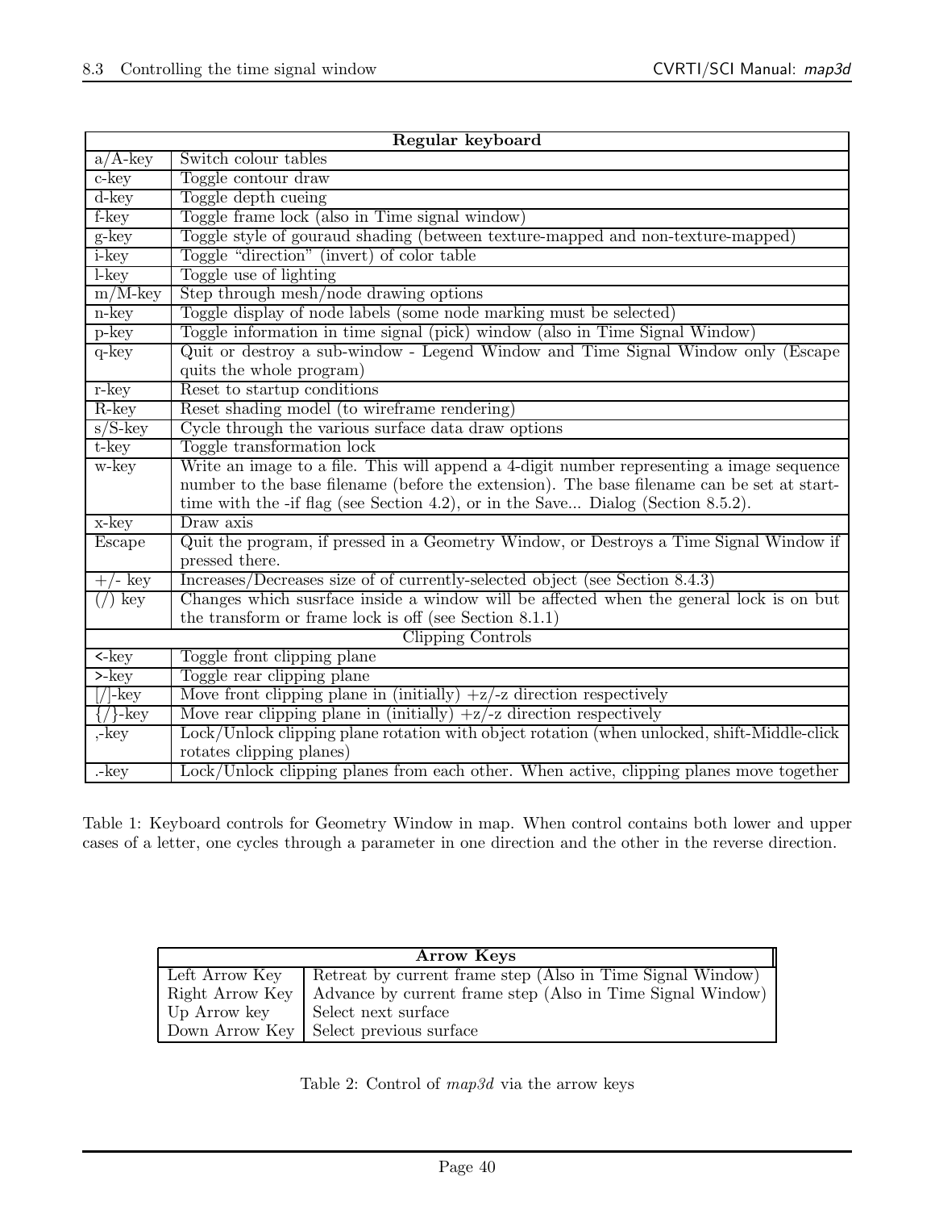| Regular keyboard | |
|---|---|
| a/A-key | Switch colour tables |
| c-key | Toggle contour draw |
| d-key | Toggle depth cueing |
| f-key | Toggle frame lock (also in Time signal window) |
| g-key | Toggle style of gouraud shading (between texture-mapped and non-texture-mapped) |
| i-key | Toggle "direction" (invert) of color table |
| l-key | Toggle use of lighting |
| m/M-key | Step through mesh/node drawing options |
| n-key | Toggle display of node labels (some node marking must be selected) |
| p-key | Toggle information in time signal (pick) window (also in Time Signal Window) |
| q-key | Quit or destroy a sub-window - Legend Window and Time Signal Window only (Escape quits the whole program) |
| r-key | Reset to startup conditions |
| R-key | Reset shading model (to wireframe rendering) |
| s/S-key | Cycle through the various surface data draw options |
| t-key | Toggle transformation lock |
| w-key | Write an image to a file. This will append a 4-digit number representing a image sequence number to the base filename (before the extension). The base filename can be set at start-time with the -if flag (see Section 4.2), or in the Save... Dialog (Section 8.5.2). |
| x-key | Draw axis |
| Escape | Quit the program, if pressed in a Geometry Window, or Destroys a Time Signal Window if pressed there. |
| +/- key | Increases/Decreases size of of currently-selected object (see Section 8.4.3) |
| (/) key | Changes which susrface inside a window will be affected when the general lock is on but the transform or frame lock is off (see Section 8.1.1) |
| Clipping Controls | |
| <-key | Toggle front clipping plane |
| >-key | Toggle rear clipping plane |
| [/]-key | Move front clipping plane in (initially) +z/-z direction respectively |
| {/}-key | Move rear clipping plane in (initially) +z/-z direction respectively |
| ,-key | Lock/Unlock clipping plane rotation with object rotation (when unlocked, shift-Middle-click rotates clipping planes) |
| .-key | Lock/Unlock clipping planes from each other. When active, clipping planes move together |

Table 1: Keyboard controls for Geometry Window in map. When control contains both lower and upper cases of a letter, one cycles through a parameter in one direction and the other in the reverse direction.

| Arrow Keys | |
|---|---|
| Left Arrow Key | Retreat by current frame step (Also in Time Signal Window) |
| Right Arrow Key | Advance by current frame step (Also in Time Signal Window) |
| Up Arrow key | Select next surface |
| Down Arrow Key | Select previous surface |

Table 2: Control of *map3d* via the arrow keys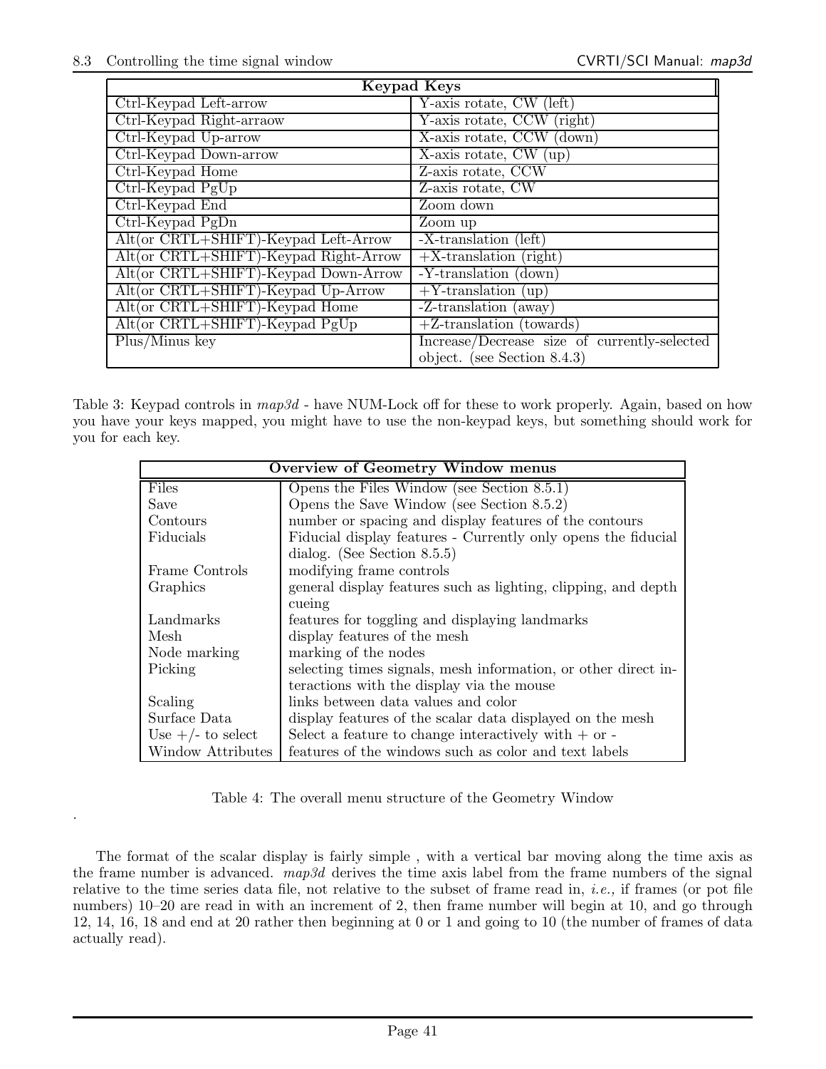| Keypad Keys | |
|---|---|
| Ctrl-Keypad Left-arrow | Y-axis rotate, CW (left) |
| Ctrl-Keypad Right-arraow | Y-axis rotate, CCW (right) |
| Ctrl-Keypad Up-arrow | X-axis rotate, CCW (down) |
| Ctrl-Keypad Down-arrow | X-axis rotate, CW (up) |
| Ctrl-Keypad Home | Z-axis rotate, CCW |
| Ctrl-Keypad PgUp | Z-axis rotate, CW |
| Ctrl-Keypad End | Zoom down |
| Ctrl-Keypad PgDn | Zoom up |
| Alt(or CRTL+SHIFT)-Keypad Left-Arrow | -X-translation (left) |
| Alt(or CRTL+SHIFT)-Keypad Right-Arrow | +X-translation (right) |
| Alt(or CRTL+SHIFT)-Keypad Down-Arrow | -Y-translation (down) |
| Alt(or CRTL+SHIFT)-Keypad Up-Arrow | +Y-translation (up) |
| Alt(or CRTL+SHIFT)-Keypad Home | -Z-translation (away) |
| Alt(or CRTL+SHIFT)-Keypad PgUp | +Z-translation (towards) |
| Plus/Minus key | Increase/Decrease size of currently-selected object. (see Section 8.4.3) |

Table 3: Keypad controls in *map3d* - have NUM-Lock off for these to work properly. Again, based on how you have your keys mapped, you might have to use the non-keypad keys, but something should work for you for each key.

| Overview of Geometry Window menus | |
|---|---|
| Files | Opens the Files Window (see Section 8.5.1) |
| Save | Opens the Save Window (see Section 8.5.2) |
| Contours | number or spacing and display features of the contours |
| Fiducials | Fiducial display features - Currently only opens the fiducial dialog. (See Section 8.5.5) |
| Frame Controls | modifying frame controls |
| Graphics | general display features such as lighting, clipping, and depth cueing |
| Landmarks | features for toggling and displaying landmarks |
| Mesh | display features of the mesh |
| Node marking | marking of the nodes |
| Picking | selecting times signals, mesh information, or other direct interactions with the display via the mouse |
| Scaling | links between data values and color |
| Surface Data | display features of the scalar data displayed on the mesh |
| Use +/- to select | Select a feature to change interactively with + or - |
| Window Attributes | features of the windows such as color and text labels |

Table 4: The overall menu structure of the Geometry Window

.

The format of the scalar display is fairly simple , with a vertical bar moving along the time axis as the frame number is advanced. *map3d* derives the time axis label from the frame numbers of the signal relative to the time series data file, not relative to the subset of frame read in, *i.e.,* if frames (or pot file numbers) 10–20 are read in with an increment of 2, then frame number will begin at 10, and go through 12, 14, 16, 18 and end at 20 rather then beginning at 0 or 1 and going to 10 (the number of frames of data actually read).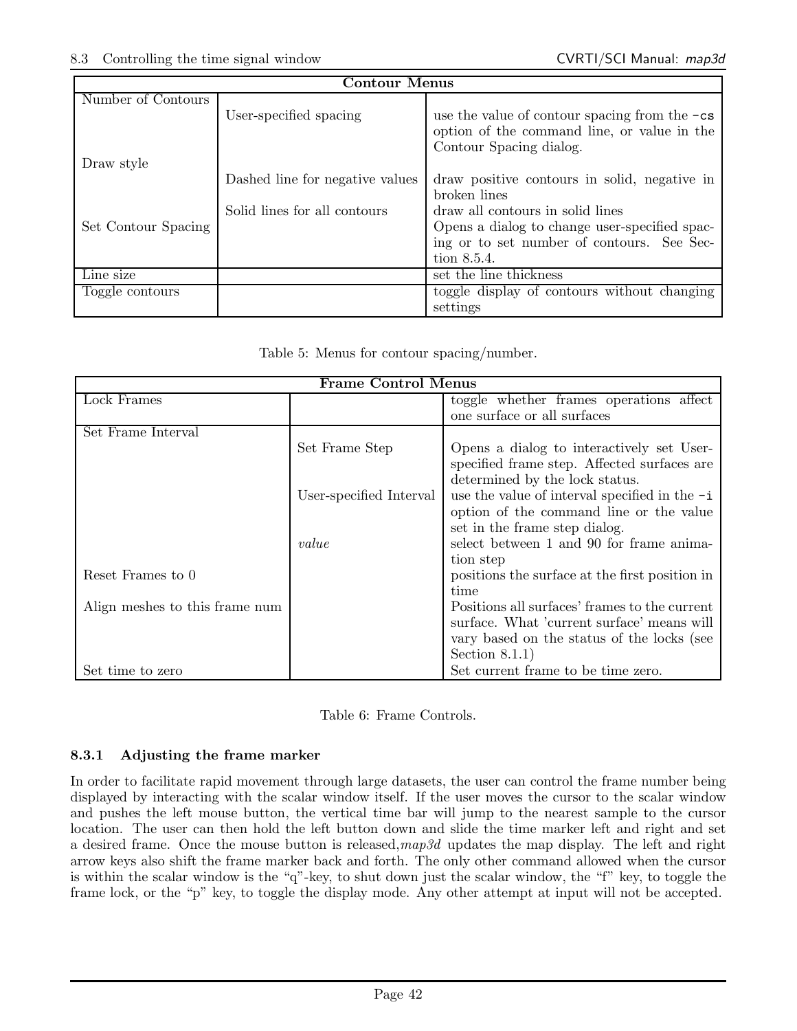| Contour Menus | | |
|---|---|---|
| Number of Contours | | |
| | User-specified spacing | use the value of contour spacing from the `-cs` option of the command line, or value in the Contour Spacing dialog. |
| Draw style | | |
| | Dashed line for negative values | draw positive contours in solid, negative in broken lines |
| | Solid lines for all contours | draw all contours in solid lines |
| Set Contour Spacing | | Opens a dialog to change user-specified spacing or to set number of contours. See Section 8.5.4. |
| Line size | | set the line thickness |
| Toggle contours | | toggle display of contours without changing settings |

Table 5: Menus for contour spacing/number.

| Frame Control Menus | | |
|---|---|---|
| Lock Frames | | toggle whether frames operations affect one surface or all surfaces |
| Set Frame Interval | | |
| | Set Frame Step | Opens a dialog to interactively set User-specified frame step. Affected surfaces are determined by the lock status. |
| | User-specified Interval | use the value of interval specified in the `-i` option of the command line or the value set in the frame step dialog. |
| | *value* | select between 1 and 90 for frame animation step |
| Reset Frames to 0 | | positions the surface at the first position in time |
| Align meshes to this frame num | | Positions all surfaces' frames to the current surface. What 'current surface' means will vary based on the status of the locks (see Section 8.1.1) |
| Set time to zero | | Set current frame to be time zero. |

Table 6: Frame Controls.

### 8.3.1 Adjusting the frame marker

In order to facilitate rapid movement through large datasets, the user can control the frame number being displayed by interacting with the scalar window itself. If the user moves the cursor to the scalar window and pushes the left mouse button, the vertical time bar will jump to the nearest sample to the cursor location. The user can then hold the left button down and slide the time marker left and right and set a desired frame. Once the mouse button is released, *map3d* updates the map display. The left and right arrow keys also shift the frame marker back and forth. The only other command allowed when the cursor is within the scalar window is the "q"-key, to shut down just the scalar window, the "f" key, to toggle the frame lock, or the "p" key, to toggle the display mode. Any other attempt at input will not be accepted.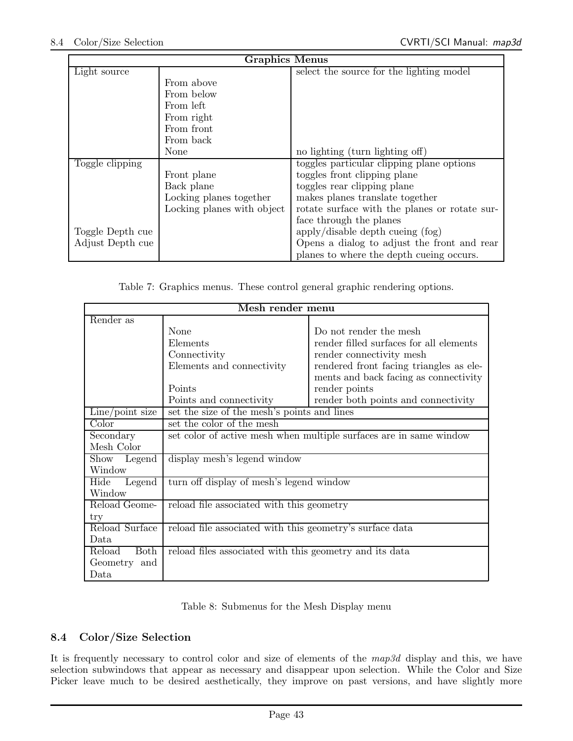| Graphics Menus | | |
|---|---|---|
| Light source | | select the source for the lighting model |
| | From above | |
| | From below | |
| | From left | |
| | From right | |
| | From front | |
| | From back | |
| | None | no lighting (turn lighting off) |
| Toggle clipping | | toggles particular clipping plane options |
| | Front plane | toggles front clipping plane |
| | Back plane | toggles rear clipping plane |
| | Locking planes together | makes planes translate together |
| | Locking planes with object | rotate surface with the planes or rotate surface through the planes |
| Toggle Depth cue | | apply/disable depth cueing (fog) |
| Adjust Depth cue | | Opens a dialog to adjust the front and rear planes to where the depth cueing occurs. |

Table 7: Graphics menus. These control general graphic rendering options.

| Mesh render menu | | |
|---|---|---|
| Render as | | |
| | None | Do not render the mesh |
| | Elements | render filled surfaces for all elements |
| | Connectivity | render connectivity mesh |
| | Elements and connectivity | rendered front facing triangles as elements and back facing as connectivity |
| | Points | render points |
| | Points and connectivity | render both points and connectivity |
| Line/point size | set the size of the mesh's points and lines | |
| Color | set the color of the mesh | |
| Secondary Mesh Color | set color of active mesh when multiple surfaces are in same window | |
| Show Legend Window | display mesh's legend window | |
| Hide Legend Window | turn off display of mesh's legend window | |
| Reload Geometry | reload file associated with this geometry | |
| Reload Surface Data | reload file associated with this geometry's surface data | |
| Reload Both Geometry and Data | reload files associated with this geometry and its data | |

Table 8: Submenus for the Mesh Display menu

## 8.4 Color/Size Selection

It is frequently necessary to control color and size of elements of the *map3d* display and this, we have selection subwindows that appear as necessary and disappear upon selection. While the Color and Size Picker leave much to be desired aesthetically, they improve on past versions, and have slightly more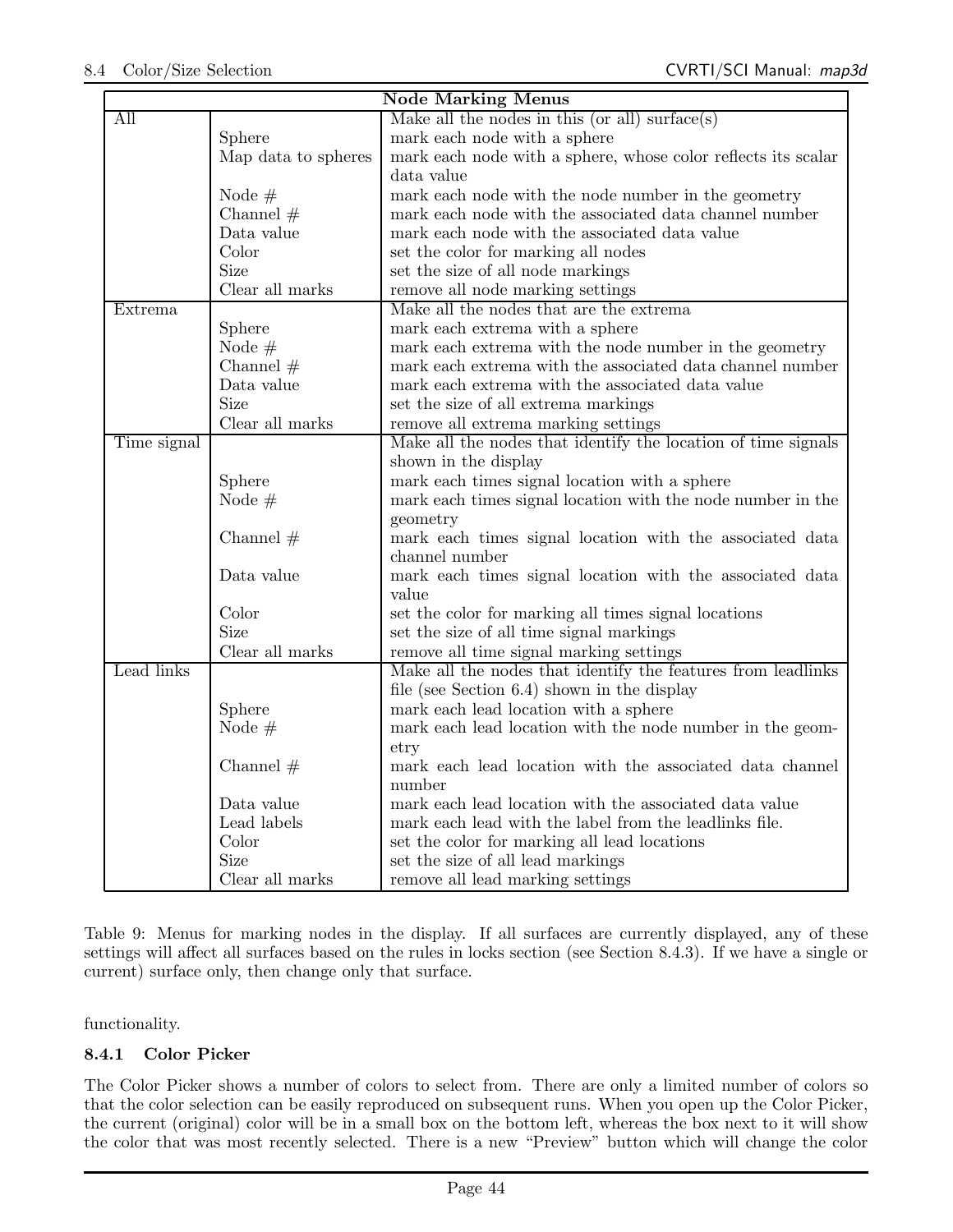| Node Marking Menus | | |
|---|---|---|
| All | | Make all the nodes in this (or all) surface(s) |
| | Sphere | mark each node with a sphere |
| | Map data to spheres | mark each node with a sphere, whose color reflects its scalar data value |
| | Node # | mark each node with the node number in the geometry |
| | Channel # | mark each node with the associated data channel number |
| | Data value | mark each node with the associated data value |
| | Color | set the color for marking all nodes |
| | Size | set the size of all node markings |
| | Clear all marks | remove all node marking settings |
| Extrema | | Make all the nodes that are the extrema |
| | Sphere | mark each extrema with a sphere |
| | Node # | mark each extrema with the node number in the geometry |
| | Channel # | mark each extrema with the associated data channel number |
| | Data value | mark each extrema with the associated data value |
| | Size | set the size of all extrema markings |
| | Clear all marks | remove all extrema marking settings |
| Time signal | | Make all the nodes that identify the location of time signals shown in the display |
| | Sphere | mark each times signal location with a sphere |
| | Node # | mark each times signal location with the node number in the geometry |
| | Channel # | mark each times signal location with the associated data channel number |
| | Data value | mark each times signal location with the associated data value |
| | Color | set the color for marking all times signal locations |
| | Size | set the size of all time signal markings |
| | Clear all marks | remove all time signal marking settings |
| Lead links | | Make all the nodes that identify the features from leadlinks file (see Section 6.4) shown in the display |
| | Sphere | mark each lead location with a sphere |
| | Node # | mark each lead location with the node number in the geometry |
| | Channel # | mark each lead location with the associated data channel number |
| | Data value | mark each lead location with the associated data value |
| | Lead labels | mark each lead with the label from the leadlinks file. |
| | Color | set the color for marking all lead locations |
| | Size | set the size of all lead markings |
| | Clear all marks | remove all lead marking settings |

Table 9: Menus for marking nodes in the display. If all surfaces are currently displayed, any of these settings will affect all surfaces based on the rules in locks section (see Section 8.4.3). If we have a single or current) surface only, then change only that surface.

functionality.

### 8.4.1 Color Picker

The Color Picker shows a number of colors to select from. There are only a limited number of colors so that the color selection can be easily reproduced on subsequent runs. When you open up the Color Picker, the current (original) color will be in a small box on the bottom left, whereas the box next to it will show the color that was most recently selected. There is a new "Preview" button which will change the color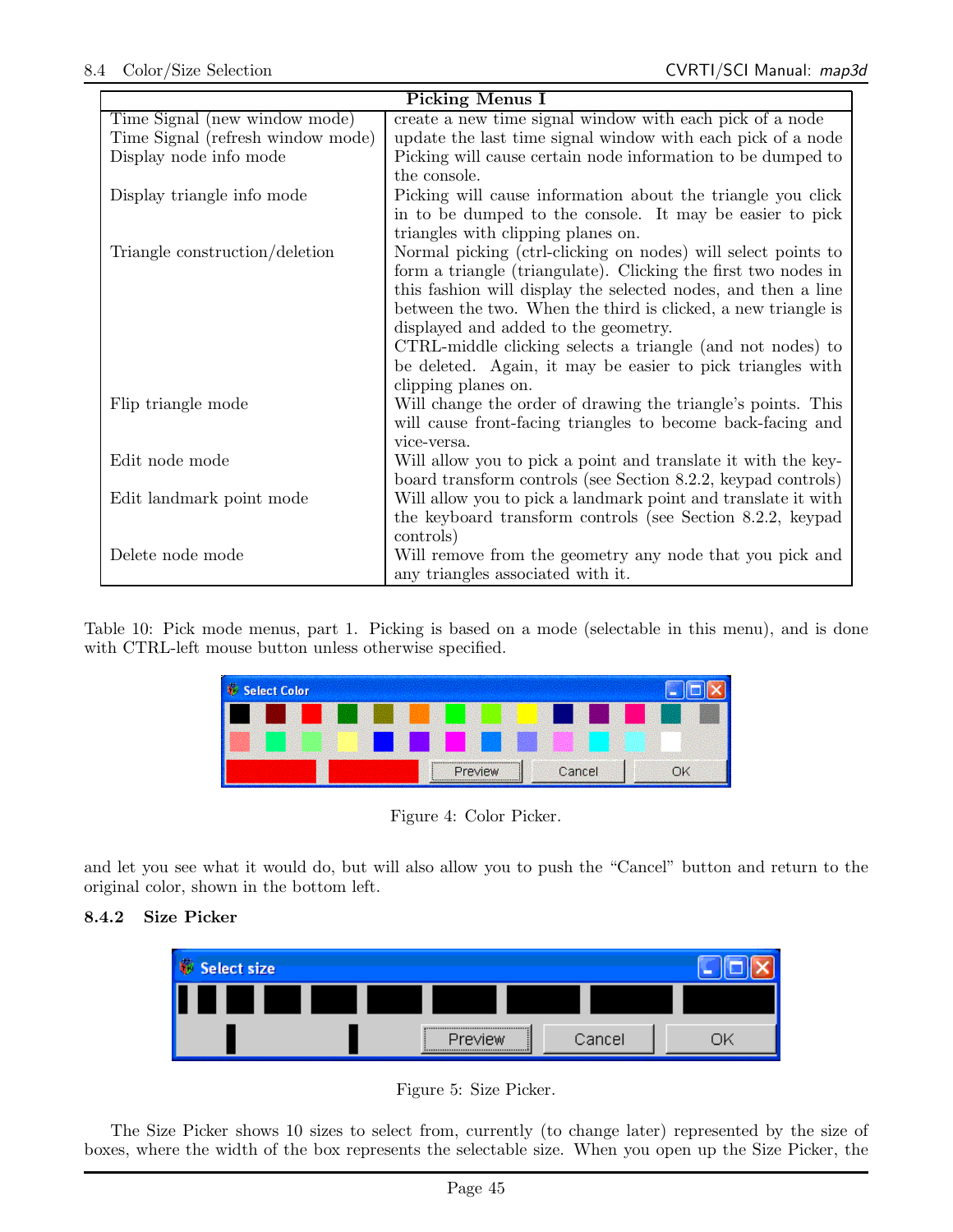| Picking Menus I | |
|---|---|
| Time Signal (new window mode) | create a new time signal window with each pick of a node |
| Time Signal (refresh window mode) | update the last time signal window with each pick of a node |
| Display node info mode | Picking will cause certain node information to be dumped to the console. |
| Display triangle info mode | Picking will cause information about the triangle you click in to be dumped to the console. It may be easier to pick triangles with clipping planes on. |
| Triangle construction/deletion | Normal picking (ctrl-clicking on nodes) will select points to form a triangle (triangulate). Clicking the first two nodes in this fashion will display the selected nodes, and then a line between the two. When the third is clicked, a new triangle is displayed and added to the geometry. CTRL-middle clicking selects a triangle (and not nodes) to be deleted. Again, it may be easier to pick triangles with clipping planes on. |
| Flip triangle mode | Will change the order of drawing the triangle's points. This will cause front-facing triangles to become back-facing and vice-versa. |
| Edit node mode | Will allow you to pick a point and translate it with the keyboard transform controls (see Section 8.2.2, keypad controls) |
| Edit landmark point mode | Will allow you to pick a landmark point and translate it with the keyboard transform controls (see Section 8.2.2, keypad controls) |
| Delete node mode | Will remove from the geometry any node that you pick and any triangles associated with it. |

Table 10: Pick mode menus, part 1. Picking is based on a mode (selectable in this menu), and is done with CTRL-left mouse button unless otherwise specified.

Figure 4: Color Picker.

and let you see what it would do, but will also allow you to push the "Cancel" button and return to the original color, shown in the bottom left.

### 8.4.2 Size Picker

Figure 5: Size Picker.

The Size Picker shows 10 sizes to select from, currently (to change later) represented by the size of boxes, where the width of the box represents the selectable size. When you open up the Size Picker, the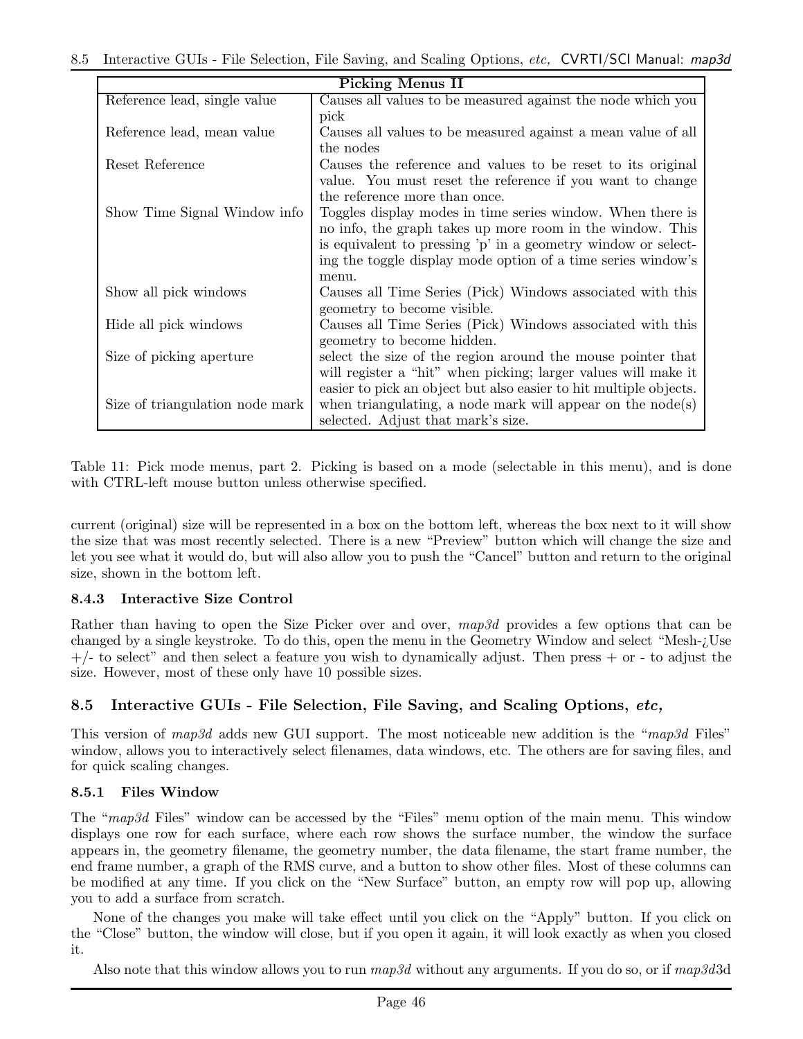| Picking Menus II | |
|---|---|
| Reference lead, single value | Causes all values to be measured against the node which you pick |
| Reference lead, mean value | Causes all values to be measured against a mean value of all the nodes |
| Reset Reference | Causes the reference and values to be reset to its original value. You must reset the reference if you want to change the reference more than once. |
| Show Time Signal Window info | Toggles display modes in time series window. When there is no info, the graph takes up more room in the window. This is equivalent to pressing 'p' in a geometry window or selecting the toggle display mode option of a time series window's menu. |
| Show all pick windows | Causes all Time Series (Pick) Windows associated with this geometry to become visible. |
| Hide all pick windows | Causes all Time Series (Pick) Windows associated with this geometry to become hidden. |
| Size of picking aperture | select the size of the region around the mouse pointer that will register a "hit" when picking; larger values will make it easier to pick an object but also easier to hit multiple objects. |
| Size of triangulation node mark | when triangulating, a node mark will appear on the node(s) selected. Adjust that mark's size. |

Table 11: Pick mode menus, part 2. Picking is based on a mode (selectable in this menu), and is done with CTRL-left mouse button unless otherwise specified.

current (original) size will be represented in a box on the bottom left, whereas the box next to it will show the size that was most recently selected. There is a new "Preview" button which will change the size and let you see what it would do, but will also allow you to push the "Cancel" button and return to the original size, shown in the bottom left.

### 8.4.3 Interactive Size Control

Rather than having to open the Size Picker over and over, *map3d* provides a few options that can be changed by a single keystroke. To do this, open the menu in the Geometry Window and select "Mesh-¿Use +/- to select" and then select a feature you wish to dynamically adjust. Then press + or - to adjust the size. However, most of these only have 10 possible sizes.

## 8.5 Interactive GUIs - File Selection, File Saving, and Scaling Options, *etc,*

This version of *map3d* adds new GUI support. The most noticeable new addition is the "*map3d* Files" window, allows you to interactively select filenames, data windows, etc. The others are for saving files, and for quick scaling changes.

### 8.5.1 Files Window

The "*map3d* Files" window can be accessed by the "Files" menu option of the main menu. This window displays one row for each surface, where each row shows the surface number, the window the surface appears in, the geometry filename, the geometry number, the data filename, the start frame number, the end frame number, a graph of the RMS curve, and a button to show other files. Most of these columns can be modified at any time. If you click on the "New Surface" button, an empty row will pop up, allowing you to add a surface from scratch.

None of the changes you make will take effect until you click on the "Apply" button. If you click on the "Close" button, the window will close, but if you open it again, it will look exactly as when you closed it.

Also note that this window allows you to run *map3d* without any arguments. If you do so, or if *map3d*3d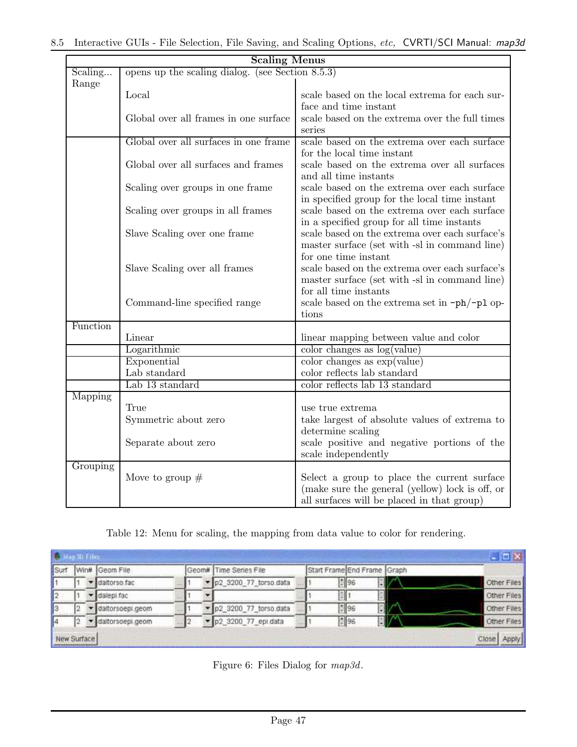| Scaling Menus | | |
|---|---|---|
| Scaling... | opens up the scaling dialog. (see Section 8.5.3) | |
| Range | | |
| | Local | scale based on the local extrema for each surface and time instant |
| | Global over all frames in one surface | scale based on the extrema over the full times series |
| | Global over all surfaces in one frame | scale based on the extrema over each surface for the local time instant |
| | Global over all surfaces and frames | scale based on the extrema over all surfaces and all time instants |
| | Scaling over groups in one frame | scale based on the extrema over each surface in specified group for the local time instant |
| | Scaling over groups in all frames | scale based on the extrema over each surface in a specified group for all time instants |
| | Slave Scaling over one frame | scale based on the extrema over each surface's master surface (set with -sl in command line) for one time instant |
| | Slave Scaling over all frames | scale based on the extrema over each surface's master surface (set with -sl in command line) for all time instants |
| | Command-line specified range | scale based on the extrema set in `-ph`/`-pl` options |
| Function | | |
| | Linear | linear mapping between value and color |
| | Logarithmic | color changes as log(value) |
| | Exponential | color changes as exp(value) |
| | Lab standard | color reflects lab standard |
| | Lab 13 standard | color reflects lab 13 standard |
| Mapping | | |
| | True | use true extrema |
| | Symmetric about zero | take largest of absolute values of extrema to determine scaling |
| | Separate about zero | scale positive and negative portions of the scale independently |
| Grouping | | |
| | Move to group # | Select a group to place the current surface (make sure the general (yellow) lock is off, or all surfaces will be placed in that group) |

Table 12: Menu for scaling, the mapping from data value to color for rendering.

Figure 6: Files Dialog for *map3d*.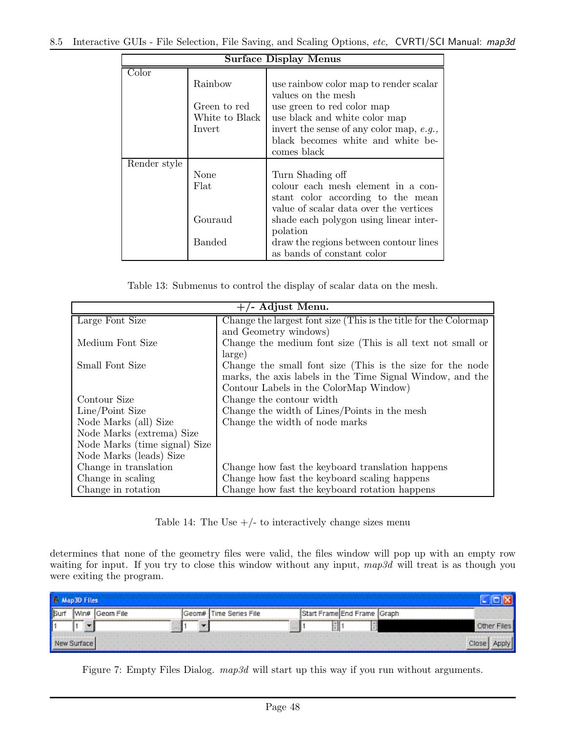| Surface Display Menus | | |
|---|---|---|
| Color | | |
| | Rainbow | use rainbow color map to render scalar values on the mesh |
| | Green to red | use green to red color map |
| | White to Black | use black and white color map |
| | Invert | invert the sense of any color map, *e.g.,* black becomes white and white becomes black |
| Render style | | |
| | None | Turn Shading off |
| | Flat | colour each mesh element in a constant color according to the mean value of scalar data over the vertices |
| | Gouraud | shade each polygon using linear interpolation |
| | Banded | draw the regions between contour lines as bands of constant color |

Table 13: Submenus to control the display of scalar data on the mesh.

| +/- Adjust Menu. | |
|---|---|
| Large Font Size | Change the largest font size (This is the title for the Colormap and Geometry windows) |
| Medium Font Size | Change the medium font size (This is all text not small or large) |
| Small Font Size | Change the small font size (This is the size for the node marks, the axis labels in the Time Signal Window, and the Contour Labels in the ColorMap Window) |
| Contour Size | Change the contour width |
| Line/Point Size | Change the width of Lines/Points in the mesh |
| Node Marks (all) Size | Change the width of node marks |
| Node Marks (extrema) Size | |
| Node Marks (time signal) Size | |
| Node Marks (leads) Size | |
| Change in translation | Change how fast the keyboard translation happens |
| Change in scaling | Change how fast the keyboard scaling happens |
| Change in rotation | Change how fast the keyboard rotation happens |

Table 14: The Use +/- to interactively change sizes menu

determines that none of the geometry files were valid, the files window will pop up with an empty row waiting for input. If you try to close this window without any input, *map3d* will treat is as though you were exiting the program.

Figure 7: Empty Files Dialog. *map3d* will start up this way if you run without arguments.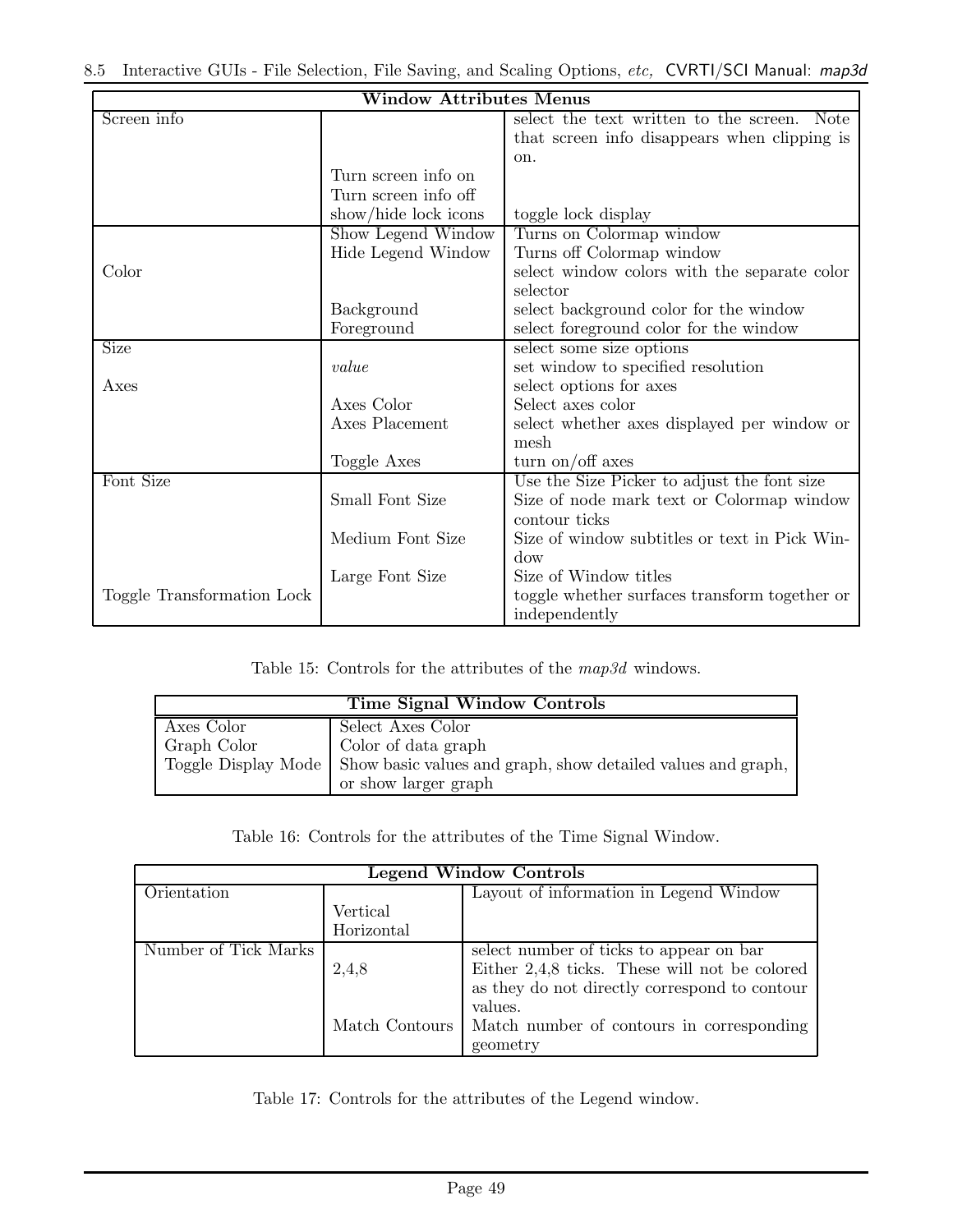| Window Attributes Menus | | |
|---|---|---|
| Screen info | | select the text written to the screen. Note that screen info disappears when clipping is on. |
| | Turn screen info on | |
| | Turn screen info off | |
| | show/hide lock icons | toggle lock display |
| | Show Legend Window | Turns on Colormap window |
| | Hide Legend Window | Turns off Colormap window |
| Color | | select window colors with the separate color selector |
| | Background | select background color for the window |
| | Foreground | select foreground color for the window |
| Size | | select some size options |
| | *value* | set window to specified resolution |
| Axes | | select options for axes |
| | Axes Color | Select axes color |
| | Axes Placement | select whether axes displayed per window or mesh |
| | Toggle Axes | turn on/off axes |
| Font Size | | Use the Size Picker to adjust the font size |
| | Small Font Size | Size of node mark text or Colormap window contour ticks |
| | Medium Font Size | Size of window subtitles or text in Pick Window |
| | Large Font Size | Size of Window titles |
| Toggle Transformation Lock | | toggle whether surfaces transform together or independently |

Table 15: Controls for the attributes of the *map3d* windows.

| Time Signal Window Controls | |
|---|---|
| Axes Color | Select Axes Color |
| Graph Color | Color of data graph |
| Toggle Display Mode | Show basic values and graph, show detailed values and graph, or show larger graph |

Table 16: Controls for the attributes of the Time Signal Window.

| Legend Window Controls | | |
|---|---|---|
| Orientation | | Layout of information in Legend Window |
| | Vertical | |
| | Horizontal | |
| Number of Tick Marks | | select number of ticks to appear on bar |
| | 2,4,8 | Either 2,4,8 ticks. These will not be colored as they do not directly correspond to contour values. |
| | Match Contours | Match number of contours in corresponding geometry |

Table 17: Controls for the attributes of the Legend window.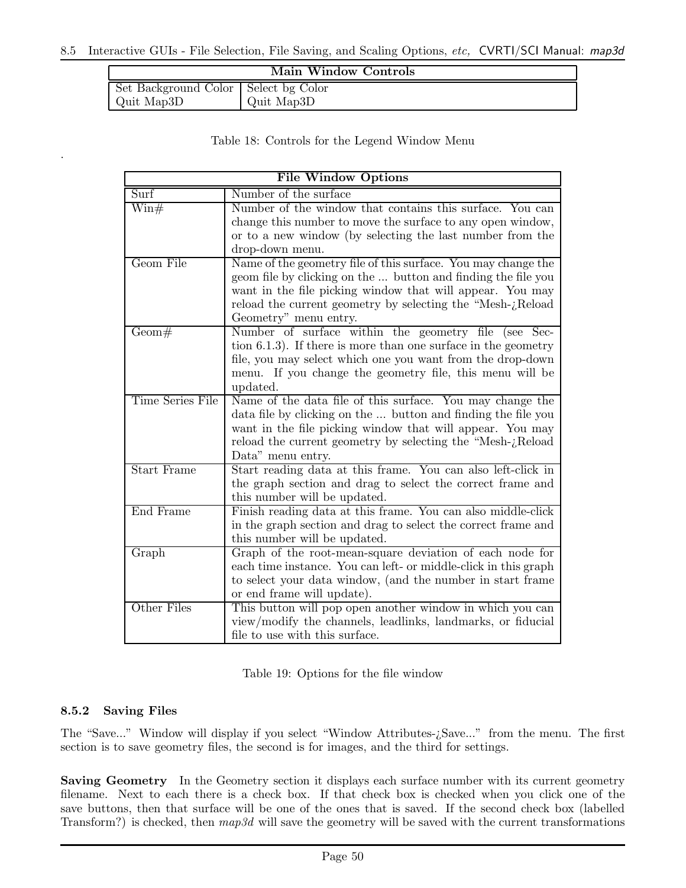| Main Window Controls | |
|---|---|
| Set Background Color | Select bg Color |
| Quit Map3D | Quit Map3D |

Table 18: Controls for the Legend Window Menu

.

| File Window Options | |
|---|---|
| Surf | Number of the surface |
| Win# | Number of the window that contains this surface. You can change this number to move the surface to any open window, or to a new window (by selecting the last number from the drop-down menu. |
| Geom File | Name of the geometry file of this surface. You may change the geom file by clicking on the ... button and finding the file you want in the file picking window that will appear. You may reload the current geometry by selecting the "Mesh-¿Reload Geometry" menu entry. |
| Geom# | Number of surface within the geometry file (see Section 6.1.3). If there is more than one surface in the geometry file, you may select which one you want from the drop-down menu. If you change the geometry file, this menu will be updated. |
| Time Series File | Name of the data file of this surface. You may change the data file by clicking on the ... button and finding the file you want in the file picking window that will appear. You may reload the current geometry by selecting the "Mesh-¿Reload Data" menu entry. |
| Start Frame | Start reading data at this frame. You can also left-click in the graph section and drag to select the correct frame and this number will be updated. |
| End Frame | Finish reading data at this frame. You can also middle-click in the graph section and drag to select the correct frame and this number will be updated. |
| Graph | Graph of the root-mean-square deviation of each node for each time instance. You can left- or middle-click in this graph to select your data window, (and the number in start frame or end frame will update). |
| Other Files | This button will pop open another window in which you can view/modify the channels, leadlinks, landmarks, or fiducial file to use with this surface. |

Table 19: Options for the file window

### 8.5.2 Saving Files

The "Save..." Window will display if you select "Window Attributes-¿Save..." from the menu. The first section is to save geometry files, the second is for images, and the third for settings.

**Saving Geometry** In the Geometry section it displays each surface number with its current geometry filename. Next to each there is a check box. If that check box is checked when you click one of the save buttons, then that surface will be one of the ones that is saved. If the second check box (labelled Transform?) is checked, then *map3d* will save the geometry will be saved with the current transformations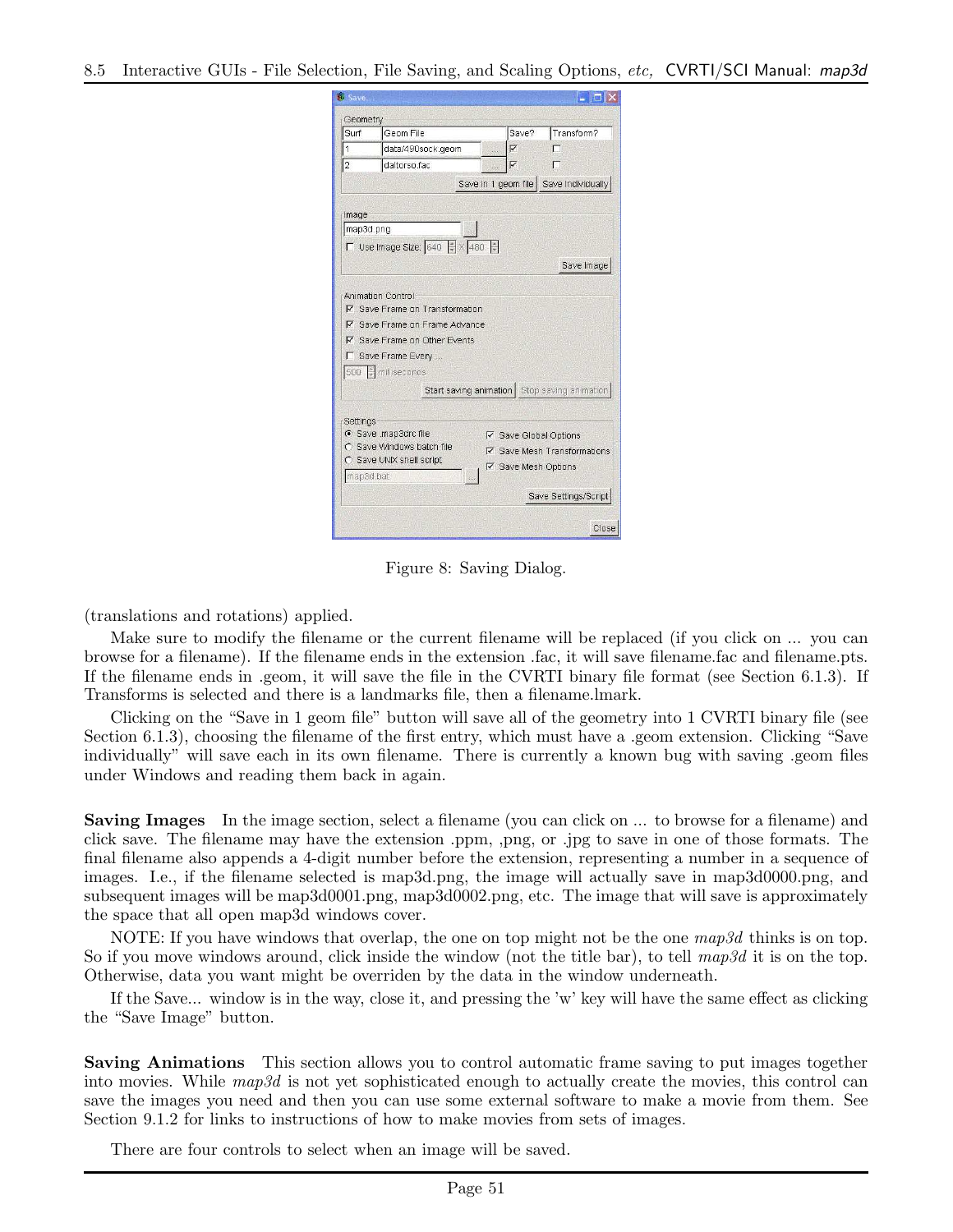Figure 8: Saving Dialog.

(translations and rotations) applied.

Make sure to modify the filename or the current filename will be replaced (if you click on ... you can browse for a filename). If the filename ends in the extension .fac, it will save filename.fac and filename.pts. If the filename ends in .geom, it will save the file in the CVRTI binary file format (see Section 6.1.3). If Transforms is selected and there is a landmarks file, then a filename.lmark.

Clicking on the "Save in 1 geom file" button will save all of the geometry into 1 CVRTI binary file (see Section 6.1.3), choosing the filename of the first entry, which must have a .geom extension. Clicking "Save individually" will save each in its own filename. There is currently a known bug with saving .geom files under Windows and reading them back in again.

**Saving Images** In the image section, select a filename (you can click on ... to browse for a filename) and click save. The filename may have the extension .ppm, ,png, or .jpg to save in one of those formats. The final filename also appends a 4-digit number before the extension, representing a number in a sequence of images. I.e., if the filename selected is map3d.png, the image will actually save in map3d0000.png, and subsequent images will be map3d0001.png, map3d0002.png, etc. The image that will save is approximately the space that all open map3d windows cover.

NOTE: If you have windows that overlap, the one on top might not be the one *map3d* thinks is on top. So if you move windows around, click inside the window (not the title bar), to tell *map3d* it is on the top. Otherwise, data you want might be overriden by the data in the window underneath.

If the Save... window is in the way, close it, and pressing the 'w' key will have the same effect as clicking the "Save Image" button.

**Saving Animations** This section allows you to control automatic frame saving to put images together into movies. While *map3d* is not yet sophisticated enough to actually create the movies, this control can save the images you need and then you can use some external software to make a movie from them. See Section 9.1.2 for links to instructions of how to make movies from sets of images.

There are four controls to select when an image will be saved.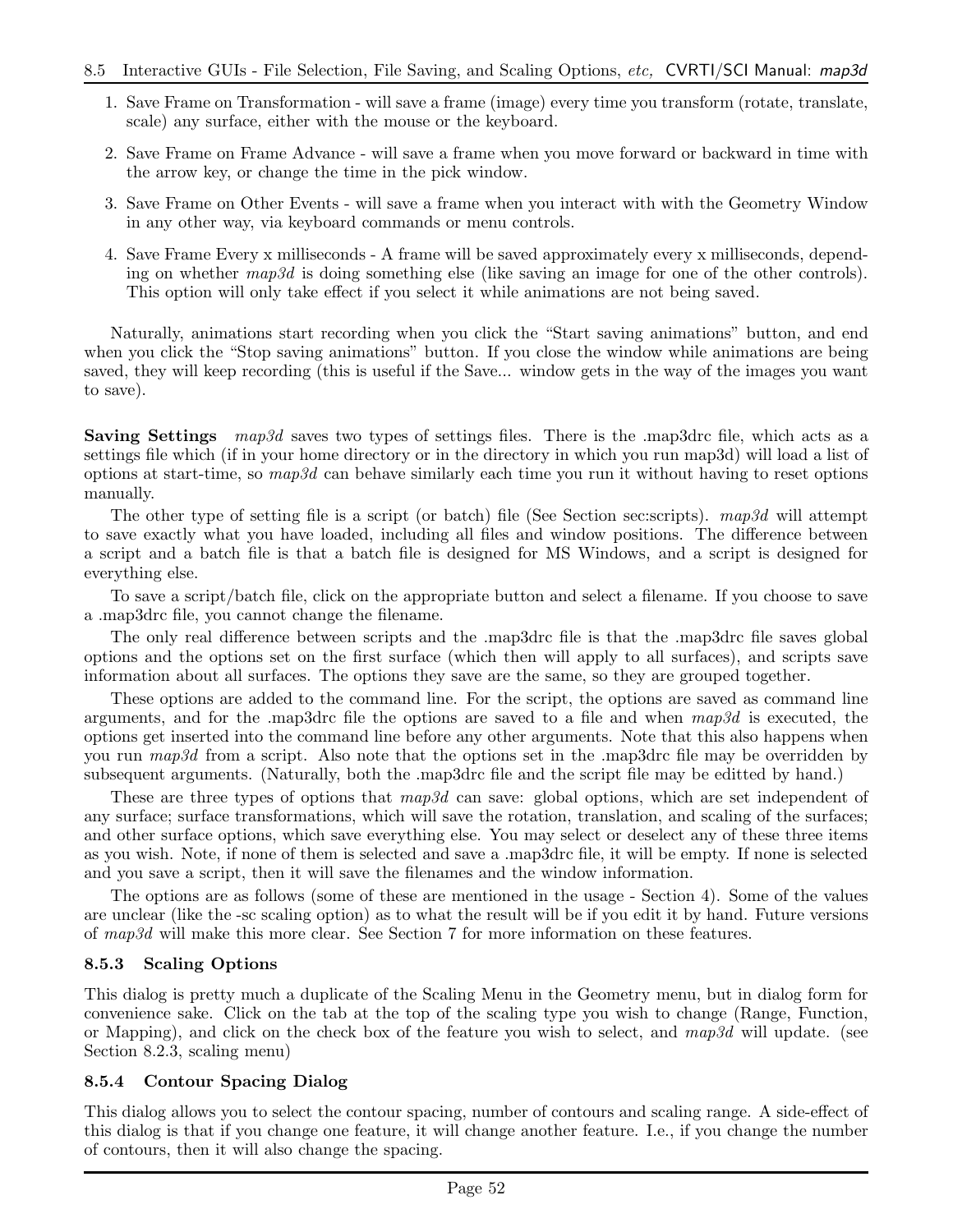1. Save Frame on Transformation - will save a frame (image) every time you transform (rotate, translate, scale) any surface, either with the mouse or the keyboard.
2. Save Frame on Frame Advance - will save a frame when you move forward or backward in time with the arrow key, or change the time in the pick window.
3. Save Frame on Other Events - will save a frame when you interact with with the Geometry Window in any other way, via keyboard commands or menu controls.
4. Save Frame Every x milliseconds - A frame will be saved approximately every x milliseconds, depending on whether *map3d* is doing something else (like saving an image for one of the other controls). This option will only take effect if you select it while animations are not being saved.

Naturally, animations start recording when you click the "Start saving animations" button, and end when you click the "Stop saving animations" button. If you close the window while animations are being saved, they will keep recording (this is useful if the Save... window gets in the way of the images you want to save).

**Saving Settings** *map3d* saves two types of settings files. There is the .map3drc file, which acts as a settings file which (if in your home directory or in the directory in which you run map3d) will load a list of options at start-time, so *map3d* can behave similarly each time you run it without having to reset options manually.

The other type of setting file is a script (or batch) file (See Section sec:scripts). *map3d* will attempt to save exactly what you have loaded, including all files and window positions. The difference between a script and a batch file is that a batch file is designed for MS Windows, and a script is designed for everything else.

To save a script/batch file, click on the appropriate button and select a filename. If you choose to save a .map3drc file, you cannot change the filename.

The only real difference between scripts and the .map3drc file is that the .map3drc file saves global options and the options set on the first surface (which then will apply to all surfaces), and scripts save information about all surfaces. The options they save are the same, so they are grouped together.

These options are added to the command line. For the script, the options are saved as command line arguments, and for the .map3drc file the options are saved to a file and when *map3d* is executed, the options get inserted into the command line before any other arguments. Note that this also happens when you run *map3d* from a script. Also note that the options set in the .map3drc file may be overridden by subsequent arguments. (Naturally, both the .map3drc file and the script file may be editted by hand.)

These are three types of options that *map3d* can save: global options, which are set independent of any surface; surface transformations, which will save the rotation, translation, and scaling of the surfaces; and other surface options, which save everything else. You may select or deselect any of these three items as you wish. Note, if none of them is selected and save a .map3drc file, it will be empty. If none is selected and you save a script, then it will save the filenames and the window information.

The options are as follows (some of these are mentioned in the usage - Section 4). Some of the values are unclear (like the -sc scaling option) as to what the result will be if you edit it by hand. Future versions of *map3d* will make this more clear. See Section 7 for more information on these features.

### 8.5.3 Scaling Options

This dialog is pretty much a duplicate of the Scaling Menu in the Geometry menu, but in dialog form for convenience sake. Click on the tab at the top of the scaling type you wish to change (Range, Function, or Mapping), and click on the check box of the feature you wish to select, and *map3d* will update. (see Section 8.2.3, scaling menu)

### 8.5.4 Contour Spacing Dialog

This dialog allows you to select the contour spacing, number of contours and scaling range. A side-effect of this dialog is that if you change one feature, it will change another feature. I.e., if you change the number of contours, then it will also change the spacing.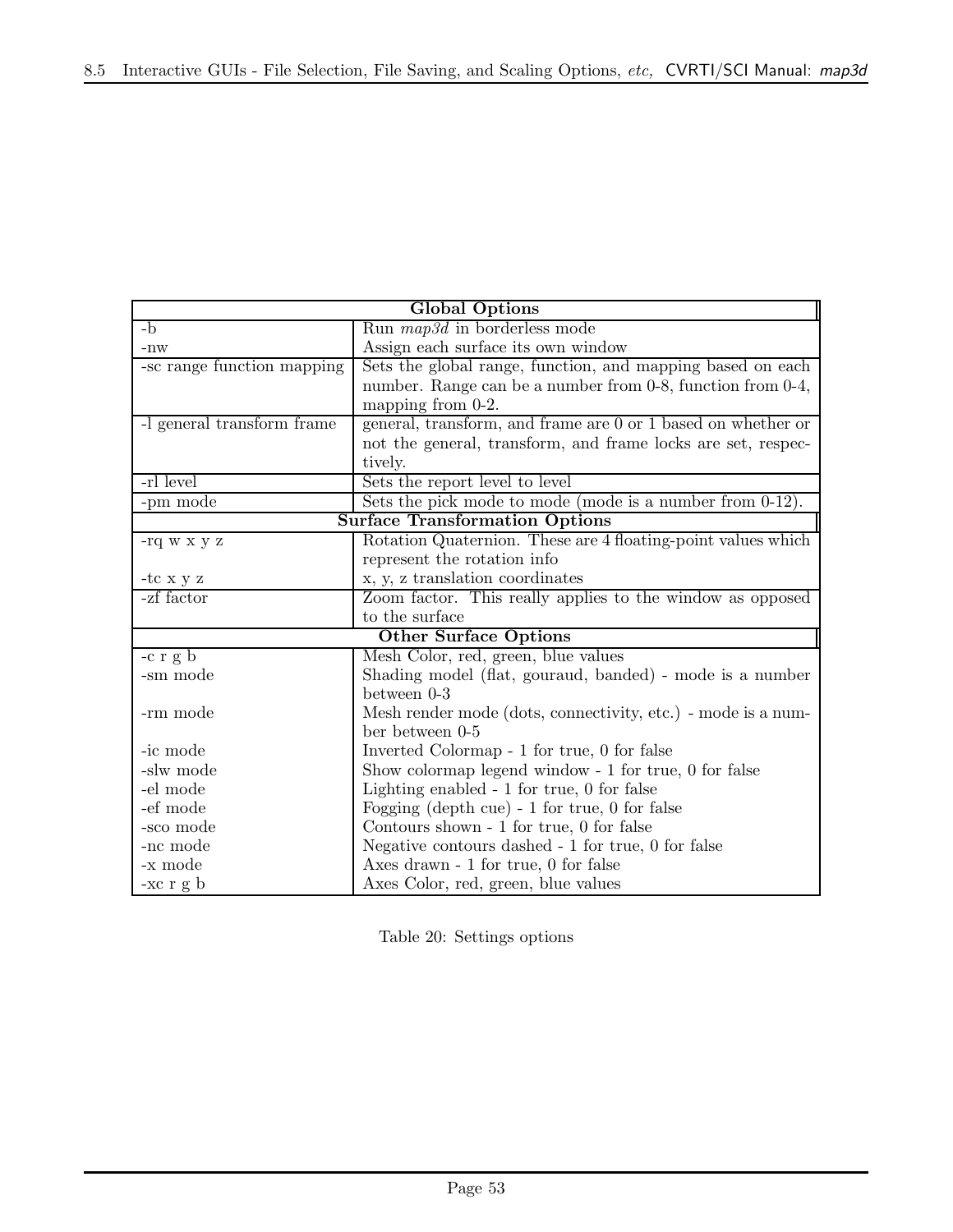| Global Options | |
|---|---|
| -b | Run *map3d* in borderless mode |
| -nw | Assign each surface its own window |
| -sc range function mapping | Sets the global range, function, and mapping based on each number. Range can be a number from 0-8, function from 0-4, mapping from 0-2. |
| -l general transform frame | general, transform, and frame are 0 or 1 based on whether or not the general, transform, and frame locks are set, respectively. |
| -rl level | Sets the report level to level |
| -pm mode | Sets the pick mode to mode (mode is a number from 0-12). |
| **Surface Transformation Options** | |
| -rq w x y z | Rotation Quaternion. These are 4 floating-point values which represent the rotation info |
| -tc x y z | x, y, z translation coordinates |
| -zf factor | Zoom factor. This really applies to the window as opposed to the surface |
| **Other Surface Options** | |
| -c r g b | Mesh Color, red, green, blue values |
| -sm mode | Shading model (flat, gouraud, banded) - mode is a number between 0-3 |
| -rm mode | Mesh render mode (dots, connectivity, etc.) - mode is a number between 0-5 |
| -ic mode | Inverted Colormap - 1 for true, 0 for false |
| -slw mode | Show colormap legend window - 1 for true, 0 for false |
| -el mode | Lighting enabled - 1 for true, 0 for false |
| -ef mode | Fogging (depth cue) - 1 for true, 0 for false |
| -sco mode | Contours shown - 1 for true, 0 for false |
| -nc mode | Negative contours dashed - 1 for true, 0 for false |
| -x mode | Axes drawn - 1 for true, 0 for false |
| -xc r g b | Axes Color, red, green, blue values |

Table 20: Settings options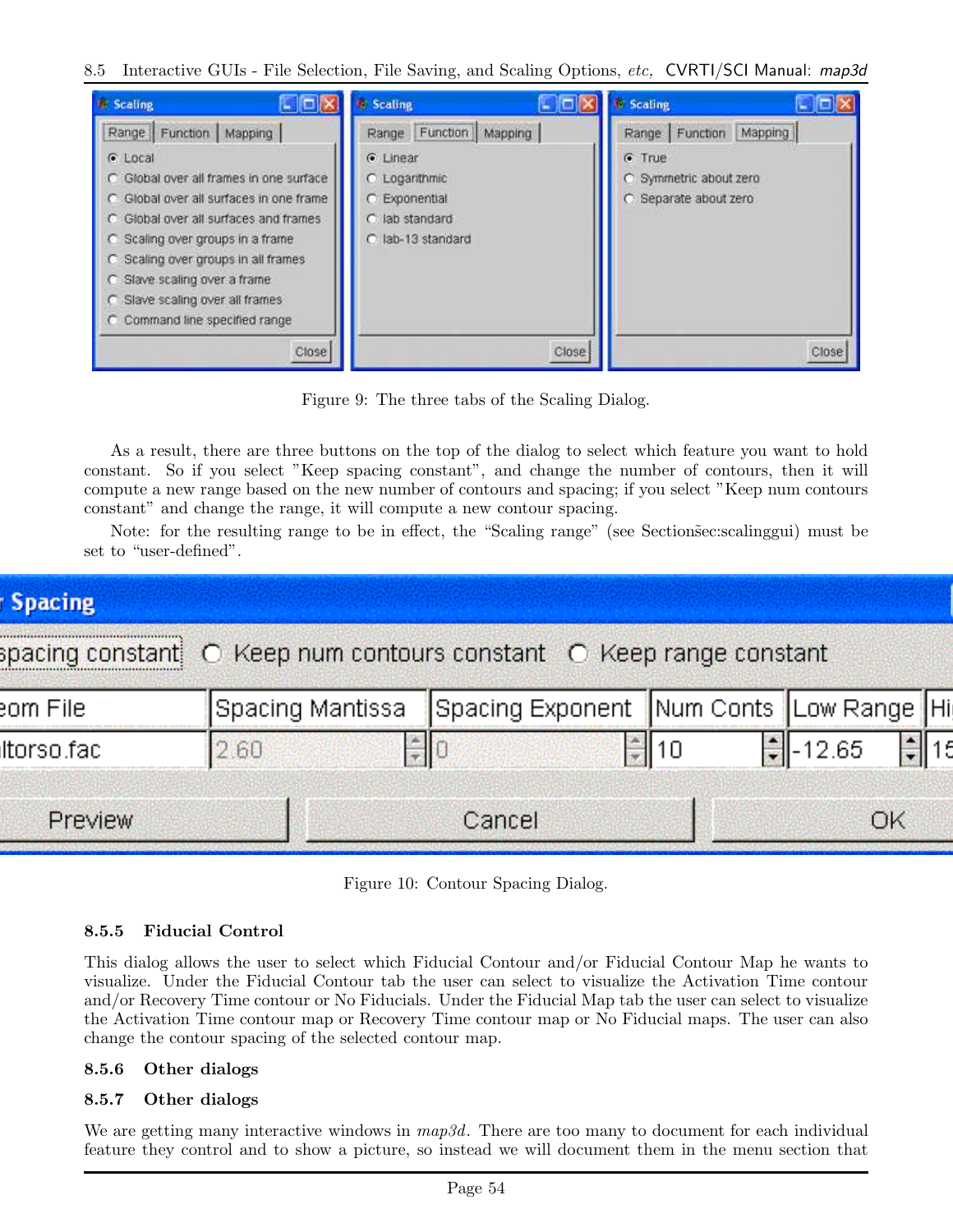Figure 9: The three tabs of the Scaling Dialog.

As a result, there are three buttons on the top of the dialog to select which feature you want to hold constant. So if you select "Keep spacing constant", and change the number of contours, then it will compute a new range based on the new number of contours and spacing; if you select "Keep num contours constant" and change the range, it will compute a new contour spacing.

Note: for the resulting range to be in effect, the "Scaling range" (see Section~sec:scalinggui) must be set to "user-defined".

Figure 10: Contour Spacing Dialog.

### 8.5.5 Fiducial Control

This dialog allows the user to select which Fiducial Contour and/or Fiducial Contour Map he wants to visualize. Under the Fiducial Contour tab the user can select to visualize the Activation Time contour and/or Recovery Time contour or No Fiducials. Under the Fiducial Map tab the user can select to visualize the Activation Time contour map or Recovery Time contour map or No Fiducial maps. The user can also change the contour spacing of the selected contour map.

### 8.5.6 Other dialogs

### 8.5.7 Other dialogs

We are getting many interactive windows in *map3d*. There are too many to document for each individual feature they control and to show a picture, so instead we will document them in the menu section that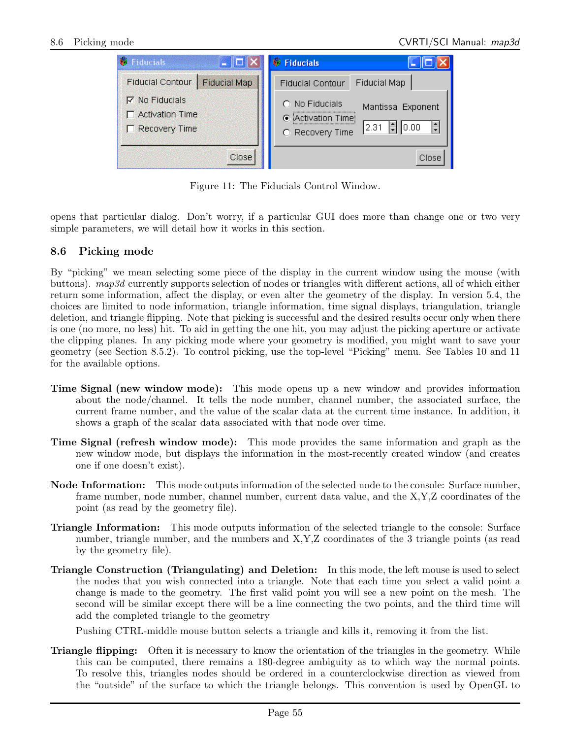Figure 11: The Fiducials Control Window.

opens that particular dialog. Don't worry, if a particular GUI does more than change one or two very simple parameters, we will detail how it works in this section.

## 8.6 Picking mode

By "picking" we mean selecting some piece of the display in the current window using the mouse (with buttons). *map3d* currently supports selection of nodes or triangles with different actions, all of which either return some information, affect the display, or even alter the geometry of the display. In version 5.4, the choices are limited to node information, triangle information, time signal displays, triangulation, triangle deletion, and triangle flipping. Note that picking is successful and the desired results occur only when there is one (no more, no less) hit. To aid in getting the one hit, you may adjust the picking aperture or activate the clipping planes. In any picking mode where your geometry is modified, you might want to save your geometry (see Section 8.5.2). To control picking, use the top-level "Picking" menu. See Tables 10 and 11 for the available options.

**Time Signal (new window mode):** This mode opens up a new window and provides information about the node/channel. It tells the node number, channel number, the associated surface, the current frame number, and the value of the scalar data at the current time instance. In addition, it shows a graph of the scalar data associated with that node over time.

**Time Signal (refresh window mode):** This mode provides the same information and graph as the new window mode, but displays the information in the most-recently created window (and creates one if one doesn't exist).

**Node Information:** This mode outputs information of the selected node to the console: Surface number, frame number, node number, channel number, current data value, and the X,Y,Z coordinates of the point (as read by the geometry file).

**Triangle Information:** This mode outputs information of the selected triangle to the console: Surface number, triangle number, and the numbers and X,Y,Z coordinates of the 3 triangle points (as read by the geometry file).

**Triangle Construction (Triangulating) and Deletion:** In this mode, the left mouse is used to select the nodes that you wish connected into a triangle. Note that each time you select a valid point a change is made to the geometry. The first valid point you will see a new point on the mesh. The second will be similar except there will be a line connecting the two points, and the third time will add the completed triangle to the geometry

Pushing CTRL-middle mouse button selects a triangle and kills it, removing it from the list.

**Triangle flipping:** Often it is necessary to know the orientation of the triangles in the geometry. While this can be computed, there remains a 180-degree ambiguity as to which way the normal points. To resolve this, triangles nodes should be ordered in a counterclockwise direction as viewed from the "outside" of the surface to which the triangle belongs. This convention is used by OpenGL to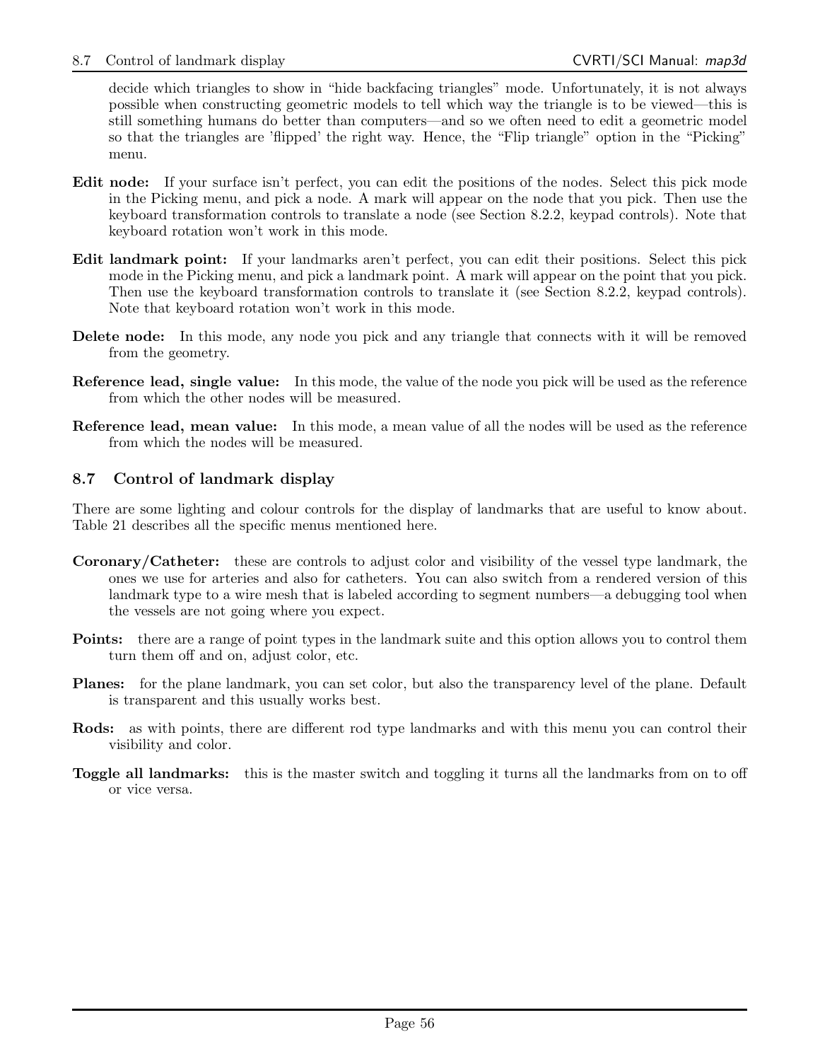decide which triangles to show in "hide backfacing triangles" mode. Unfortunately, it is not always possible when constructing geometric models to tell which way the triangle is to be viewed—this is still something humans do better than computers—and so we often need to edit a geometric model so that the triangles are 'flipped' the right way. Hence, the "Flip triangle" option in the "Picking" menu.

**Edit node:** If your surface isn't perfect, you can edit the positions of the nodes. Select this pick mode in the Picking menu, and pick a node. A mark will appear on the node that you pick. Then use the keyboard transformation controls to translate a node (see Section 8.2.2, keypad controls). Note that keyboard rotation won't work in this mode.

**Edit landmark point:** If your landmarks aren't perfect, you can edit their positions. Select this pick mode in the Picking menu, and pick a landmark point. A mark will appear on the point that you pick. Then use the keyboard transformation controls to translate it (see Section 8.2.2, keypad controls). Note that keyboard rotation won't work in this mode.

**Delete node:** In this mode, any node you pick and any triangle that connects with it will be removed from the geometry.

**Reference lead, single value:** In this mode, the value of the node you pick will be used as the reference from which the other nodes will be measured.

**Reference lead, mean value:** In this mode, a mean value of all the nodes will be used as the reference from which the nodes will be measured.

## 8.7 Control of landmark display

There are some lighting and colour controls for the display of landmarks that are useful to know about. Table 21 describes all the specific menus mentioned here.

**Coronary/Catheter:** these are controls to adjust color and visibility of the vessel type landmark, the ones we use for arteries and also for catheters. You can also switch from a rendered version of this landmark type to a wire mesh that is labeled according to segment numbers—a debugging tool when the vessels are not going where you expect.

**Points:** there are a range of point types in the landmark suite and this option allows you to control them turn them off and on, adjust color, etc.

**Planes:** for the plane landmark, you can set color, but also the transparency level of the plane. Default is transparent and this usually works best.

**Rods:** as with points, there are different rod type landmarks and with this menu you can control their visibility and color.

**Toggle all landmarks:** this is the master switch and toggling it turns all the landmarks from on to off or vice versa.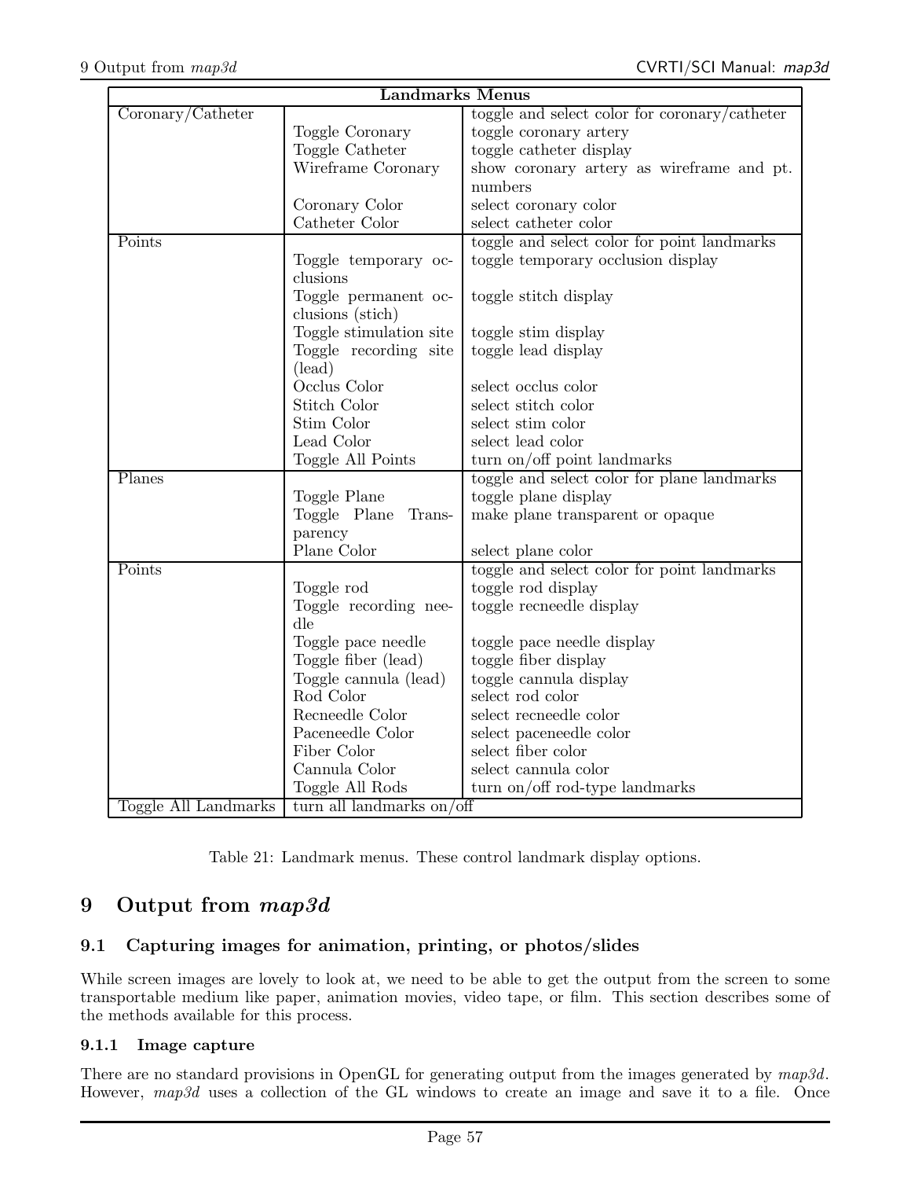| Landmarks Menus | | |
|---|---|---|
| Coronary/Catheter | | toggle and select color for coronary/catheter |
| | Toggle Coronary | toggle coronary artery |
| | Toggle Catheter | toggle catheter display |
| | Wireframe Coronary | show coronary artery as wireframe and pt. numbers |
| | Coronary Color | select coronary color |
| | Catheter Color | select catheter color |
| Points | | toggle and select color for point landmarks |
| | Toggle temporary occlusions | toggle temporary occlusion display |
| | Toggle permanent occlusions (stich) | toggle stitch display |
| | Toggle stimulation site | toggle stim display |
| | Toggle recording site (lead) | toggle lead display |
| | Occlus Color | select occlus color |
| | Stitch Color | select stitch color |
| | Stim Color | select stim color |
| | Lead Color | select lead color |
| | Toggle All Points | turn on/off point landmarks |
| Planes | | toggle and select color for plane landmarks |
| | Toggle Plane | toggle plane display |
| | Toggle Plane Transparency | make plane transparent or opaque |
| | Plane Color | select plane color |
| Points | | toggle and select color for point landmarks |
| | Toggle rod | toggle rod display |
| | Toggle recording needle | toggle recneedle display |
| | Toggle pace needle | toggle pace needle display |
| | Toggle fiber (lead) | toggle fiber display |
| | Toggle cannula (lead) | toggle cannula display |
| | Rod Color | select rod color |
| | Recneedle Color | select recneedle color |
| | Paceneedle Color | select paceneedle color |
| | Fiber Color | select fiber color |
| | Cannula Color | select cannula color |
| | Toggle All Rods | turn on/off rod-type landmarks |
| Toggle All Landmarks | turn all landmarks on/off | |

Table 21: Landmark menus. These control landmark display options.

# 9 Output from *map3d*

## 9.1 Capturing images for animation, printing, or photos/slides

While screen images are lovely to look at, we need to be able to get the output from the screen to some transportable medium like paper, animation movies, video tape, or film. This section describes some of the methods available for this process.

### 9.1.1 Image capture

There are no standard provisions in OpenGL for generating output from the images generated by *map3d*. However, *map3d* uses a collection of the GL windows to create an image and save it to a file. Once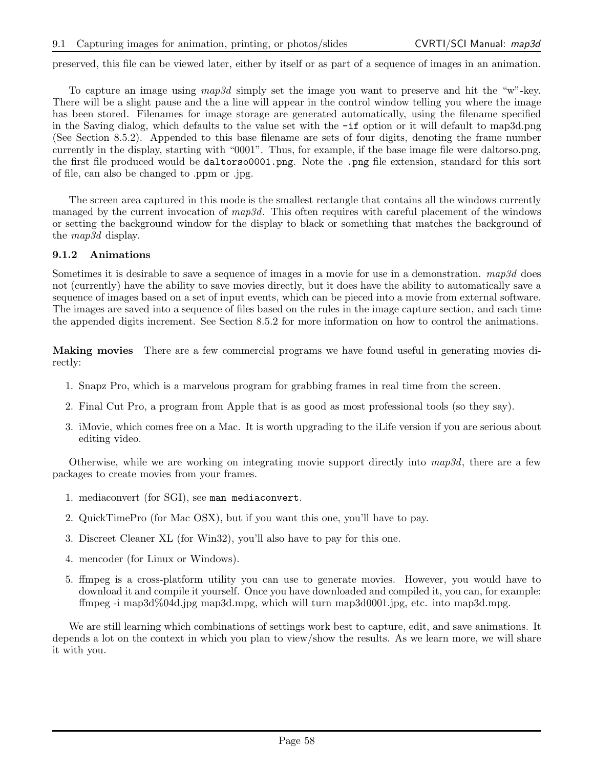preserved, this file can be viewed later, either by itself or as part of a sequence of images in an animation.

To capture an image using *map3d* simply set the image you want to preserve and hit the "w"-key. There will be a slight pause and the a line will appear in the control window telling you where the image has been stored. Filenames for image storage are generated automatically, using the filename specified in the Saving dialog, which defaults to the value set with the `-if` option or it will default to map3d.png (See Section 8.5.2). Appended to this base filename are sets of four digits, denoting the frame number currently in the display, starting with "0001". Thus, for example, if the base image file were daltorso.png, the first file produced would be `daltorso0001.png`. Note the `.png` file extension, standard for this sort of file, can also be changed to .ppm or .jpg.

The screen area captured in this mode is the smallest rectangle that contains all the windows currently managed by the current invocation of *map3d*. This often requires with careful placement of the windows or setting the background window for the display to black or something that matches the background of the *map3d* display.

### 9.1.2 Animations

Sometimes it is desirable to save a sequence of images in a movie for use in a demonstration. *map3d* does not (currently) have the ability to save movies directly, but it does have the ability to automatically save a sequence of images based on a set of input events, which can be pieced into a movie from external software. The images are saved into a sequence of files based on the rules in the image capture section, and each time the appended digits increment. See Section 8.5.2 for more information on how to control the animations.

**Making movies** There are a few commercial programs we have found useful in generating movies directly:

1. Snapz Pro, which is a marvelous program for grabbing frames in real time from the screen.
2. Final Cut Pro, a program from Apple that is as good as most professional tools (so they say).
3. iMovie, which comes free on a Mac. It is worth upgrading to the iLife version if you are serious about editing video.

Otherwise, while we are working on integrating movie support directly into *map3d*, there are a few packages to create movies from your frames.

1. mediaconvert (for SGI), see `man mediaconvert`.
2. QuickTimePro (for Mac OSX), but if you want this one, you'll have to pay.
3. Discreet Cleaner XL (for Win32), you'll also have to pay for this one.
4. mencoder (for Linux or Windows).
5. ffmpeg is a cross-platform utility you can use to generate movies. However, you would have to download it and compile it yourself. Once you have downloaded and compiled it, you can, for example: ffmpeg -i map3d%04d.jpg map3d.mpg, which will turn map3d0001.jpg, etc. into map3d.mpg.

We are still learning which combinations of settings work best to capture, edit, and save animations. It depends a lot on the context in which you plan to view/show the results. As we learn more, we will share it with you.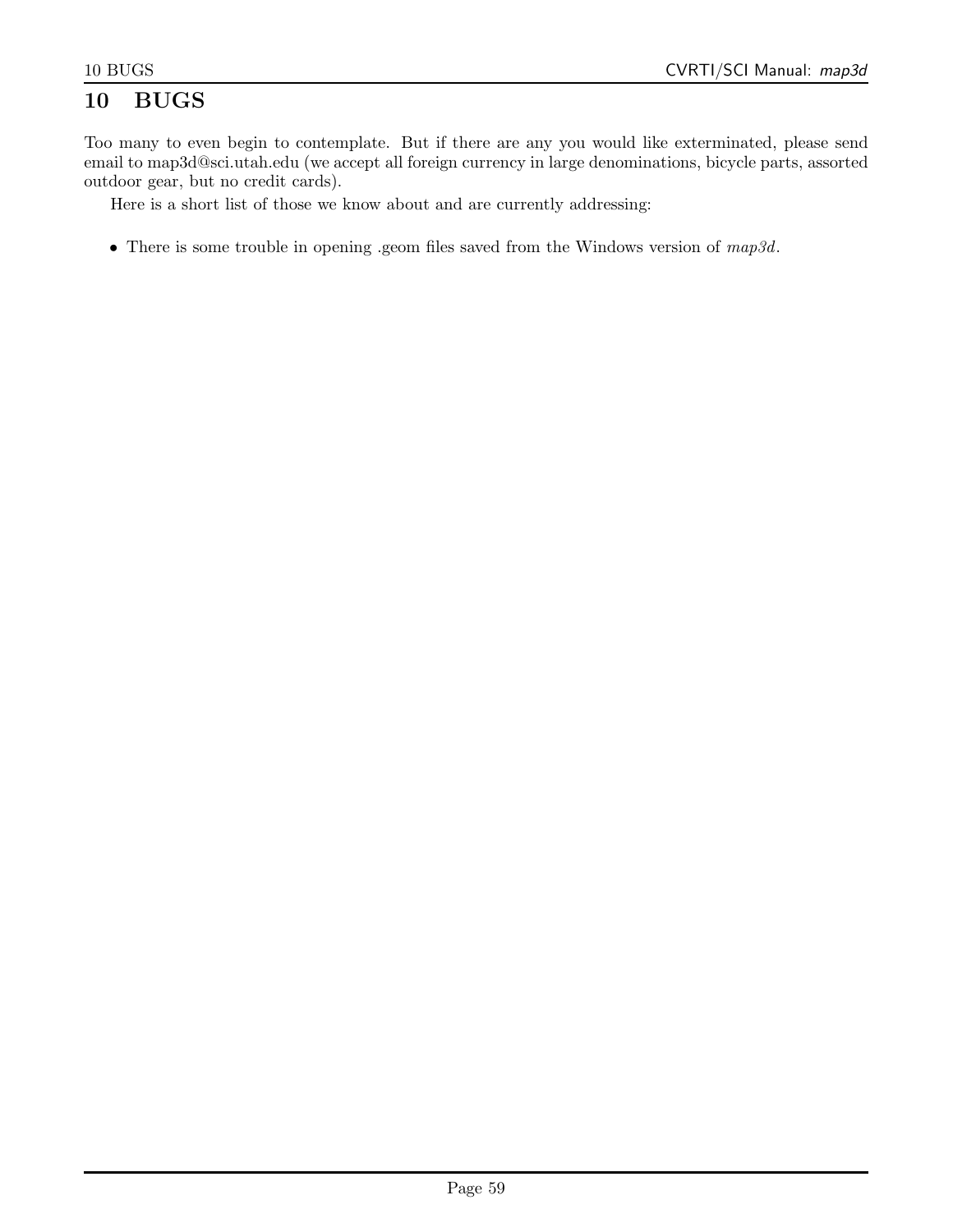# 10 BUGS

Too many to even begin to contemplate. But if there are any you would like exterminated, please send email to map3d@sci.utah.edu (we accept all foreign currency in large denominations, bicycle parts, assorted outdoor gear, but no credit cards).

Here is a short list of those we know about and are currently addressing:

- There is some trouble in opening .geom files saved from the Windows version of *map3d*.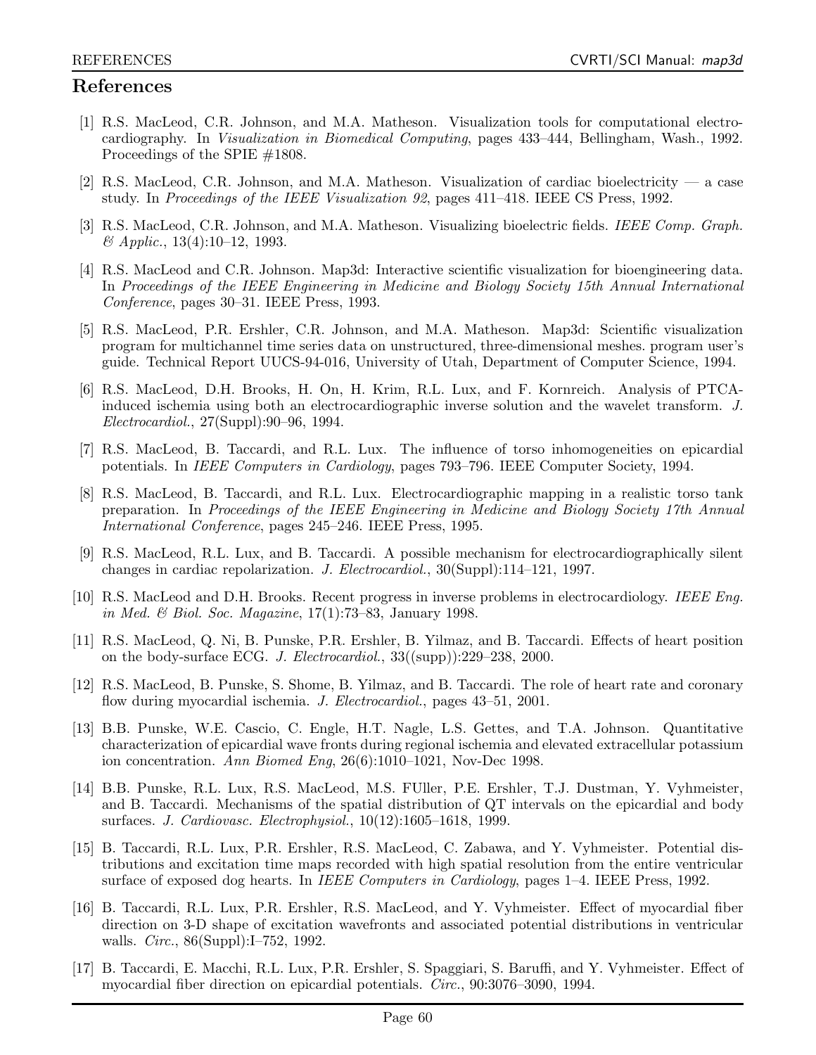# References

[1] R.S. MacLeod, C.R. Johnson, and M.A. Matheson. Visualization tools for computational electrocardiography. In *Visualization in Biomedical Computing*, pages 433–444, Bellingham, Wash., 1992. Proceedings of the SPIE #1808.

[2] R.S. MacLeod, C.R. Johnson, and M.A. Matheson. Visualization of cardiac bioelectricity — a case study. In *Proceedings of the IEEE Visualization 92*, pages 411–418. IEEE CS Press, 1992.

[3] R.S. MacLeod, C.R. Johnson, and M.A. Matheson. Visualizing bioelectric fields. *IEEE Comp. Graph. & Applic.*, 13(4):10–12, 1993.

[4] R.S. MacLeod and C.R. Johnson. Map3d: Interactive scientific visualization for bioengineering data. In *Proceedings of the IEEE Engineering in Medicine and Biology Society 15th Annual International Conference*, pages 30–31. IEEE Press, 1993.

[5] R.S. MacLeod, P.R. Ershler, C.R. Johnson, and M.A. Matheson. Map3d: Scientific visualization program for multichannel time series data on unstructured, three-dimensional meshes. program user's guide. Technical Report UUCS-94-016, University of Utah, Department of Computer Science, 1994.

[6] R.S. MacLeod, D.H. Brooks, H. On, H. Krim, R.L. Lux, and F. Kornreich. Analysis of PTCA-induced ischemia using both an electrocardiographic inverse solution and the wavelet transform. *J. Electrocardiol.*, 27(Suppl):90–96, 1994.

[7] R.S. MacLeod, B. Taccardi, and R.L. Lux. The influence of torso inhomogeneities on epicardial potentials. In *IEEE Computers in Cardiology*, pages 793–796. IEEE Computer Society, 1994.

[8] R.S. MacLeod, B. Taccardi, and R.L. Lux. Electrocardiographic mapping in a realistic torso tank preparation. In *Proceedings of the IEEE Engineering in Medicine and Biology Society 17th Annual International Conference*, pages 245–246. IEEE Press, 1995.

[9] R.S. MacLeod, R.L. Lux, and B. Taccardi. A possible mechanism for electrocardiographically silent changes in cardiac repolarization. *J. Electrocardiol.*, 30(Suppl):114–121, 1997.

[10] R.S. MacLeod and D.H. Brooks. Recent progress in inverse problems in electrocardiology. *IEEE Eng. in Med. & Biol. Soc. Magazine*, 17(1):73–83, January 1998.

[11] R.S. MacLeod, Q. Ni, B. Punske, P.R. Ershler, B. Yilmaz, and B. Taccardi. Effects of heart position on the body-surface ECG. *J. Electrocardiol.*, 33((supp)):229–238, 2000.

[12] R.S. MacLeod, B. Punske, S. Shome, B. Yilmaz, and B. Taccardi. The role of heart rate and coronary flow during myocardial ischemia. *J. Electrocardiol.*, pages 43–51, 2001.

[13] B.B. Punske, W.E. Cascio, C. Engle, H.T. Nagle, L.S. Gettes, and T.A. Johnson. Quantitative characterization of epicardial wave fronts during regional ischemia and elevated extracellular potassium ion concentration. *Ann Biomed Eng*, 26(6):1010–1021, Nov-Dec 1998.

[14] B.B. Punske, R.L. Lux, R.S. MacLeod, M.S. FUller, P.E. Ershler, T.J. Dustman, Y. Vyhmeister, and B. Taccardi. Mechanisms of the spatial distribution of QT intervals on the epicardial and body surfaces. *J. Cardiovasc. Electrophysiol.*, 10(12):1605–1618, 1999.

[15] B. Taccardi, R.L. Lux, P.R. Ershler, R.S. MacLeod, C. Zabawa, and Y. Vyhmeister. Potential distributions and excitation time maps recorded with high spatial resolution from the entire ventricular surface of exposed dog hearts. In *IEEE Computers in Cardiology*, pages 1–4. IEEE Press, 1992.

[16] B. Taccardi, R.L. Lux, P.R. Ershler, R.S. MacLeod, and Y. Vyhmeister. Effect of myocardial fiber direction on 3-D shape of excitation wavefronts and associated potential distributions in ventricular walls. *Circ.*, 86(Suppl):I–752, 1992.

[17] B. Taccardi, E. Macchi, R.L. Lux, P.R. Ershler, S. Spaggiari, S. Baruffi, and Y. Vyhmeister. Effect of myocardial fiber direction on epicardial potentials. *Circ.*, 90:3076–3090, 1994.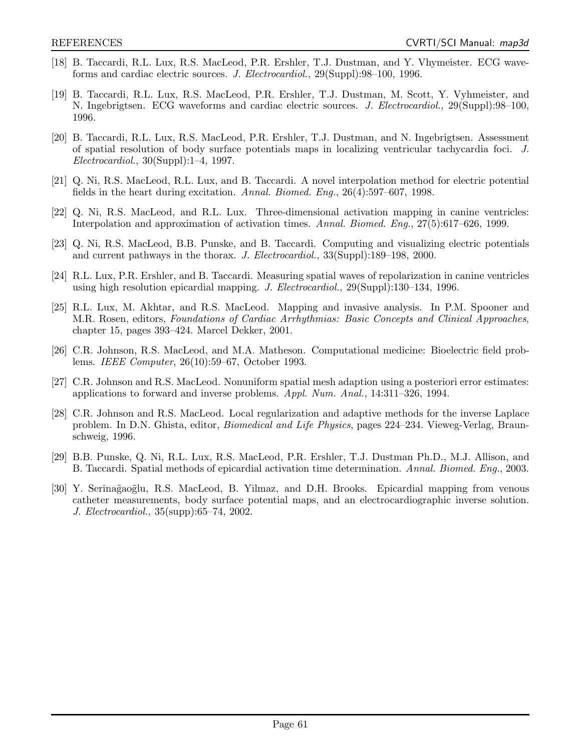[18] B. Taccardi, R.L. Lux, R.S. MacLeod, P.R. Ershler, T.J. Dustman, and Y. Vhymeister. ECG waveforms and cardiac electric sources. *J. Electrocardiol.*, 29(Suppl):98–100, 1996.

[19] B. Taccardi, R.L. Lux, R.S. MacLeod, P.R. Ershler, T.J. Dustman, M. Scott, Y. Vyhmeister, and N. Ingebrigtsen. ECG waveforms and cardiac electric sources. *J. Electrocardiol.*, 29(Suppl):98–100, 1996.

[20] B. Taccardi, R.L. Lux, R.S. MacLeod, P.R. Ershler, T.J. Dustman, and N. Ingebrigtsen. Assessment of spatial resolution of body surface potentials maps in localizing ventricular tachycardia foci. *J. Electrocardiol.*, 30(Suppl):1–4, 1997.

[21] Q. Ni, R.S. MacLeod, R.L. Lux, and B. Taccardi. A novel interpolation method for electric potential fields in the heart during excitation. *Annal. Biomed. Eng.*, 26(4):597–607, 1998.

[22] Q. Ni, R.S. MacLeod, and R.L. Lux. Three-dimensional activation mapping in canine ventricles: Interpolation and approximation of activation times. *Annal. Biomed. Eng.*, 27(5):617–626, 1999.

[23] Q. Ni, R.S. MacLeod, B.B. Punske, and B. Taccardi. Computing and visualizing electric potentials and current pathways in the thorax. *J. Electrocardiol.*, 33(Suppl):189–198, 2000.

[24] R.L. Lux, P.R. Ershler, and B. Taccardi. Measuring spatial waves of repolarization in canine ventricles using high resolution epicardial mapping. *J. Electrocardiol.*, 29(Suppl):130–134, 1996.

[25] R.L. Lux, M. Akhtar, and R.S. MacLeod. Mapping and invasive analysis. In P.M. Spooner and M.R. Rosen, editors, *Foundations of Cardiac Arrhythmias: Basic Concepts and Clinical Approaches*, chapter 15, pages 393–424. Marcel Dekker, 2001.

[26] C.R. Johnson, R.S. MacLeod, and M.A. Matheson. Computational medicine: Bioelectric field problems. *IEEE Computer*, 26(10):59–67, October 1993.

[27] C.R. Johnson and R.S. MacLeod. Nonuniform spatial mesh adaption using a posteriori error estimates: applications to forward and inverse problems. *Appl. Num. Anal.*, 14:311–326, 1994.

[28] C.R. Johnson and R.S. MacLeod. Local regularization and adaptive methods for the inverse Laplace problem. In D.N. Ghista, editor, *Biomedical and Life Physics*, pages 224–234. Vieweg-Verlag, Braunschweig, 1996.

[29] B.B. Punske, Q. Ni, R.L. Lux, R.S. MacLeod, P.R. Ershler, T.J. Dustman Ph.D., M.J. Allison, and B. Taccardi. Spatial methods of epicardial activation time determination. *Annal. Biomed. Eng.*, 2003.

[30] Y. Serinağaoğlu, R.S. MacLeod, B. Yilmaz, and D.H. Brooks. Epicardial mapping from venous catheter measurements, body surface potential maps, and an electrocardiographic inverse solution. *J. Electrocardiol.*, 35(supp):65–74, 2002.